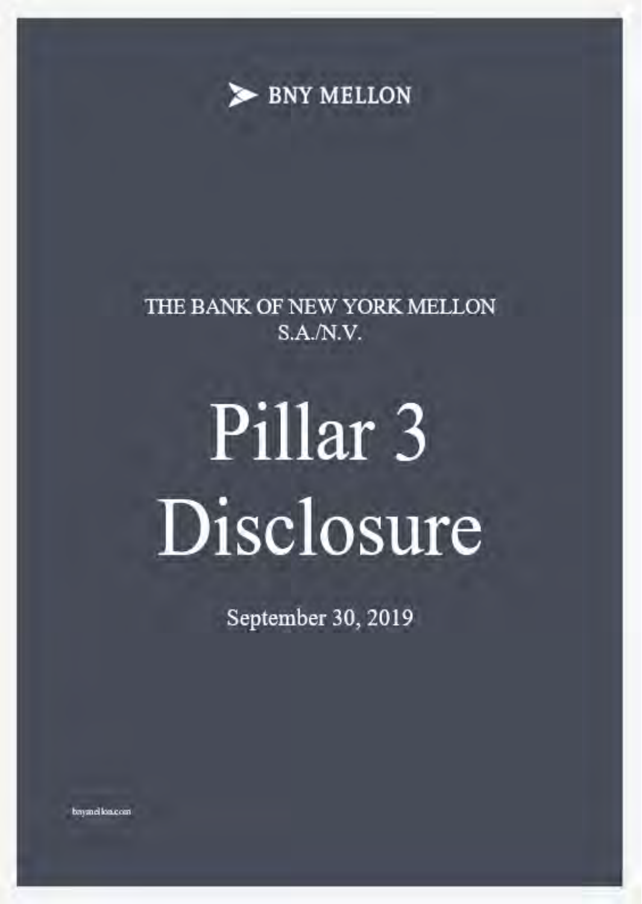BNY MELLON

THE BANK OF NEW YORK MELLON S.A./N.V.

# Pillar 3 Disclosure

September 30, 2019

bnymellon.com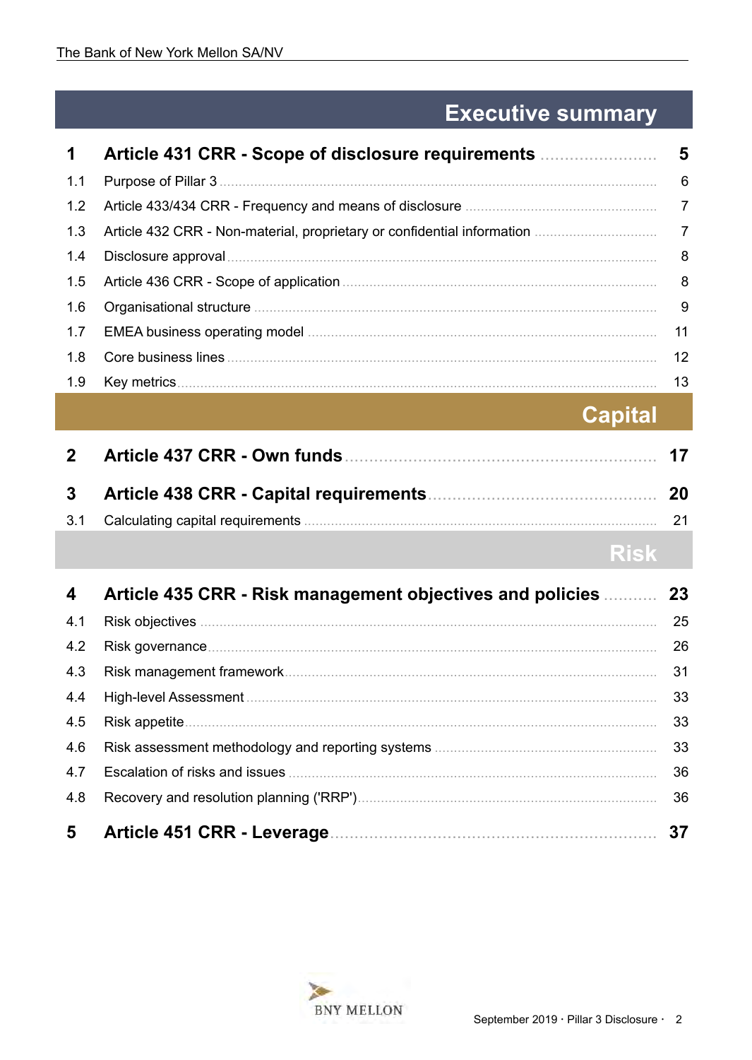# Executive summary

| | | |
|---|---|---|
| **1** | **Article 431 CRR - Scope of disclosure requirements** | **5** |
| 1.1 | Purpose of Pillar 3 | 6 |
| 1.2 | Article 433/434 CRR - Frequency and means of disclosure | 7 |
| 1.3 | Article 432 CRR - Non-material, proprietary or confidential information | 7 |
| 1.4 | Disclosure approval | 8 |
| 1.5 | Article 436 CRR - Scope of application | 8 |
| 1.6 | Organisational structure | 9 |
| 1.7 | EMEA business operating model | 11 |
| 1.8 | Core business lines | 12 |
| 1.9 | Key metrics | 13 |

# Capital

| | | |
|---|---|---|
| **2** | **Article 437 CRR - Own funds** | **17** |
| **3** | **Article 438 CRR - Capital requirements** | **20** |
| 3.1 | Calculating capital requirements | 21 |

# Risk

| | | |
|---|---|---|
| **4** | **Article 435 CRR - Risk management objectives and policies** | **23** |
| 4.1 | Risk objectives | 25 |
| 4.2 | Risk governance | 26 |
| 4.3 | Risk management framework | 31 |
| 4.4 | High-level Assessment | 33 |
| 4.5 | Risk appetite | 33 |
| 4.6 | Risk assessment methodology and reporting systems | 33 |
| 4.7 | Escalation of risks and issues | 36 |
| 4.8 | Recovery and resolution planning ('RRP') | 36 |
| **5** | **Article 451 CRR - Leverage** | **37** |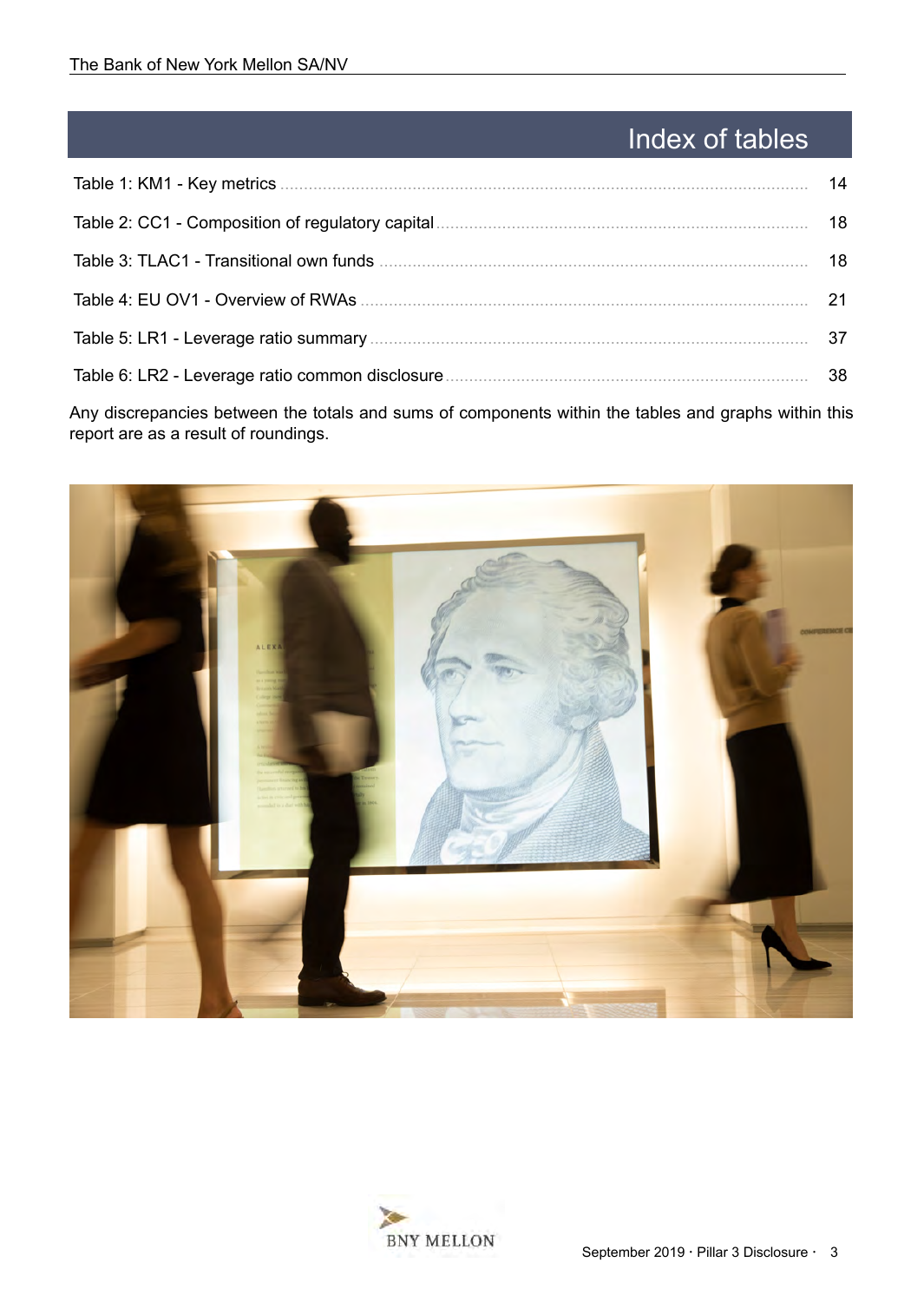# Index of tables

Table 1: KM1 - Key metrics ........................................ 14

Table 2: CC1 - Composition of regulatory capital ........................................ 18

Table 3: TLAC1 - Transitional own funds ........................................ 18

Table 4: EU OV1 - Overview of RWAs ........................................ 21

Table 5: LR1 - Leverage ratio summary ........................................ 37

Table 6: LR2 - Leverage ratio common disclosure ........................................ 38

Any discrepancies between the totals and sums of components within the tables and graphs within this report are as a result of roundings.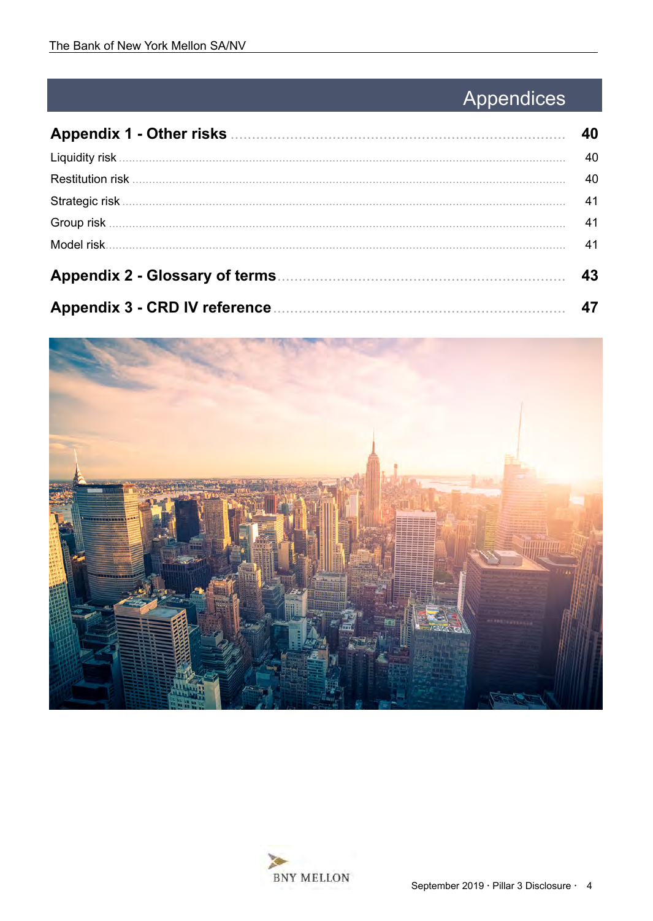# Appendices

| | |
|---|---|
| **Appendix 1 - Other risks** | **40** |
| Liquidity risk | 40 |
| Restitution risk | 40 |
| Strategic risk | 41 |
| Group risk | 41 |
| Model risk | 41 |
| **Appendix 2 - Glossary of terms** | **43** |
| **Appendix 3 - CRD IV reference** | **47** |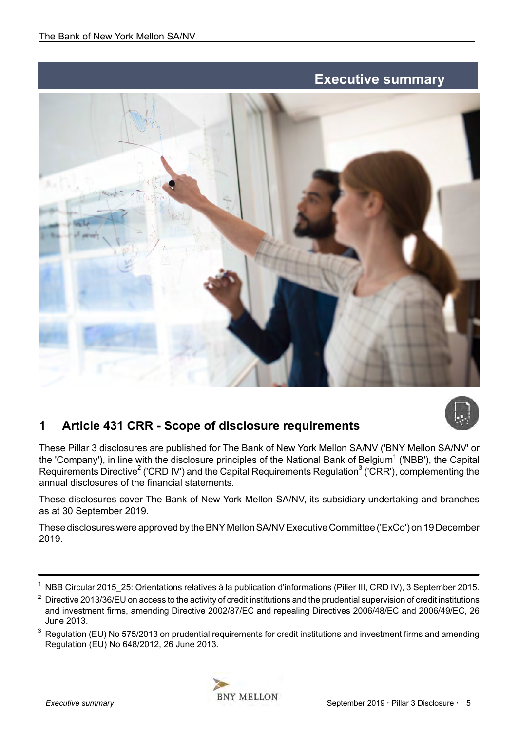# Executive summary

## 1 Article 431 CRR - Scope of disclosure requirements

These Pillar 3 disclosures are published for The Bank of New York Mellon SA/NV ('BNY Mellon SA/NV' or the 'Company'), in line with the disclosure principles of the National Bank of Belgium[1] ('NBB'), the Capital Requirements Directive[2] ('CRD IV') and the Capital Requirements Regulation[3] ('CRR'), complementing the annual disclosures of the financial statements.

These disclosures cover The Bank of New York Mellon SA/NV, its subsidiary undertaking and branches as at 30 September 2019.

These disclosures were approved by the BNY Mellon SA/NV Executive Committee ('ExCo') on 19 December 2019.

---

[1] NBB Circular 2015_25: Orientations relatives à la publication d'informations (Pilier III, CRD IV), 3 September 2015.

[2] Directive 2013/36/EU on access to the activity of credit institutions and the prudential supervision of credit institutions and investment firms, amending Directive 2002/87/EC and repealing Directives 2006/48/EC and 2006/49/EC, 26 June 2013.

[3] Regulation (EU) No 575/2013 on prudential requirements for credit institutions and investment firms and amending Regulation (EU) No 648/2012, 26 June 2013.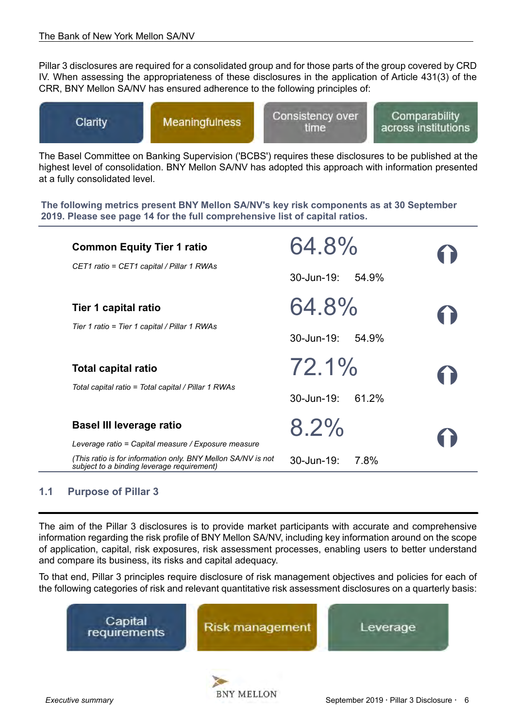Pillar 3 disclosures are required for a consolidated group and for those parts of the group covered by CRD IV. When assessing the appropriateness of these disclosures in the application of Article 431(3) of the CRR, BNY Mellon SA/NV has ensured adherence to the following principles of:

- Clarity
- Meaningfulness
- Consistency over time
- Comparability across institutions

The Basel Committee on Banking Supervision ('BCBS') requires these disclosures to be published at the highest level of consolidation. BNY Mellon SA/NV has adopted this approach with information presented at a fully consolidated level.

**The following metrics present BNY Mellon SA/NV's key risk components as at 30 September 2019. Please see page 14 for the full comprehensive list of capital ratios.**

| Metric | 30-Sep-19 | 30-Jun-19 |
|---|---|---|
| **Common Equity Tier 1 ratio**<br>*CET1 ratio = CET1 capital / Pillar 1 RWAs* | 64.8% | 54.9% |
| **Tier 1 capital ratio**<br>*Tier 1 ratio = Tier 1 capital / Pillar 1 RWAs* | 64.8% | 54.9% |
| **Total capital ratio**<br>*Total capital ratio = Total capital / Pillar 1 RWAs* | 72.1% | 61.2% |
| **Basel III leverage ratio**<br>*Leverage ratio = Capital measure / Exposure measure*<br>*(This ratio is for information only. BNY Mellon SA/NV is not subject to a binding leverage requirement)* | 8.2% | 7.8% |

## 1.1 Purpose of Pillar 3

The aim of the Pillar 3 disclosures is to provide market participants with accurate and comprehensive information regarding the risk profile of BNY Mellon SA/NV, including key information around on the scope of application, capital, risk exposures, risk assessment processes, enabling users to better understand and compare its business, its risks and capital adequacy.

To that end, Pillar 3 principles require disclosure of risk management objectives and policies for each of the following categories of risk and relevant quantitative risk assessment disclosures on a quarterly basis:

- Capital requirements
- Risk management
- Leverage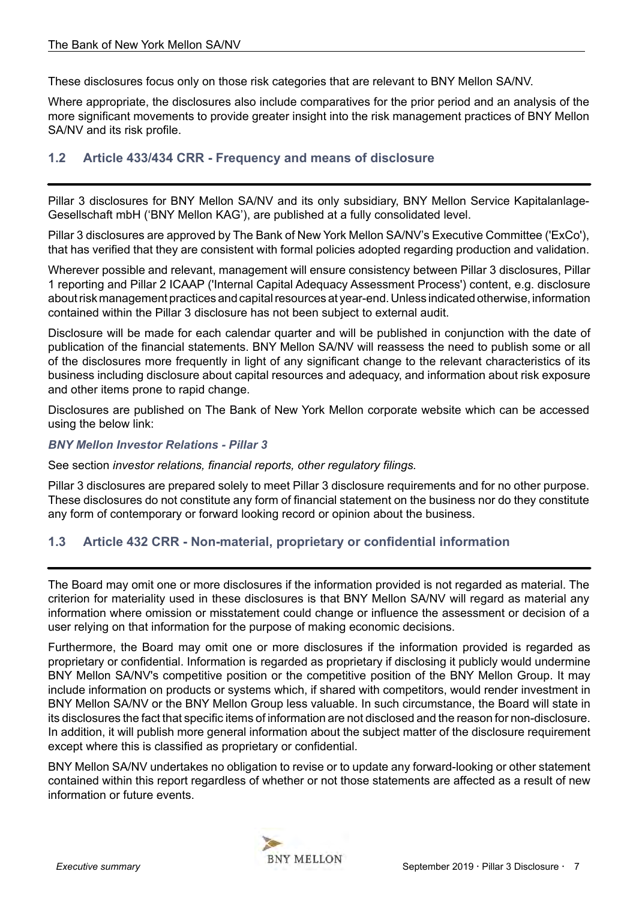These disclosures focus only on those risk categories that are relevant to BNY Mellon SA/NV.

Where appropriate, the disclosures also include comparatives for the prior period and an analysis of the more significant movements to provide greater insight into the risk management practices of BNY Mellon SA/NV and its risk profile.

## 1.2 Article 433/434 CRR - Frequency and means of disclosure

Pillar 3 disclosures for BNY Mellon SA/NV and its only subsidiary, BNY Mellon Service Kapitalanlage-Gesellschaft mbH ('BNY Mellon KAG'), are published at a fully consolidated level.

Pillar 3 disclosures are approved by The Bank of New York Mellon SA/NV's Executive Committee ('ExCo'), that has verified that they are consistent with formal policies adopted regarding production and validation.

Wherever possible and relevant, management will ensure consistency between Pillar 3 disclosures, Pillar 1 reporting and Pillar 2 ICAAP ('Internal Capital Adequacy Assessment Process') content, e.g. disclosure about risk management practices and capital resources at year-end. Unless indicated otherwise, information contained within the Pillar 3 disclosure has not been subject to external audit.

Disclosure will be made for each calendar quarter and will be published in conjunction with the date of publication of the financial statements. BNY Mellon SA/NV will reassess the need to publish some or all of the disclosures more frequently in light of any significant change to the relevant characteristics of its business including disclosure about capital resources and adequacy, and information about risk exposure and other items prone to rapid change.

Disclosures are published on The Bank of New York Mellon corporate website which can be accessed using the below link:

***BNY Mellon Investor Relations - Pillar 3***

See section *investor relations, financial reports, other regulatory filings*.

Pillar 3 disclosures are prepared solely to meet Pillar 3 disclosure requirements and for no other purpose. These disclosures do not constitute any form of financial statement on the business nor do they constitute any form of contemporary or forward looking record or opinion about the business.

## 1.3 Article 432 CRR - Non-material, proprietary or confidential information

The Board may omit one or more disclosures if the information provided is not regarded as material. The criterion for materiality used in these disclosures is that BNY Mellon SA/NV will regard as material any information where omission or misstatement could change or influence the assessment or decision of a user relying on that information for the purpose of making economic decisions.

Furthermore, the Board may omit one or more disclosures if the information provided is regarded as proprietary or confidential. Information is regarded as proprietary if disclosing it publicly would undermine BNY Mellon SA/NV's competitive position or the competitive position of the BNY Mellon Group. It may include information on products or systems which, if shared with competitors, would render investment in BNY Mellon SA/NV or the BNY Mellon Group less valuable. In such circumstance, the Board will state in its disclosures the fact that specific items of information are not disclosed and the reason for non-disclosure. In addition, it will publish more general information about the subject matter of the disclosure requirement except where this is classified as proprietary or confidential.

BNY Mellon SA/NV undertakes no obligation to revise or to update any forward-looking or other statement contained within this report regardless of whether or not those statements are affected as a result of new information or future events.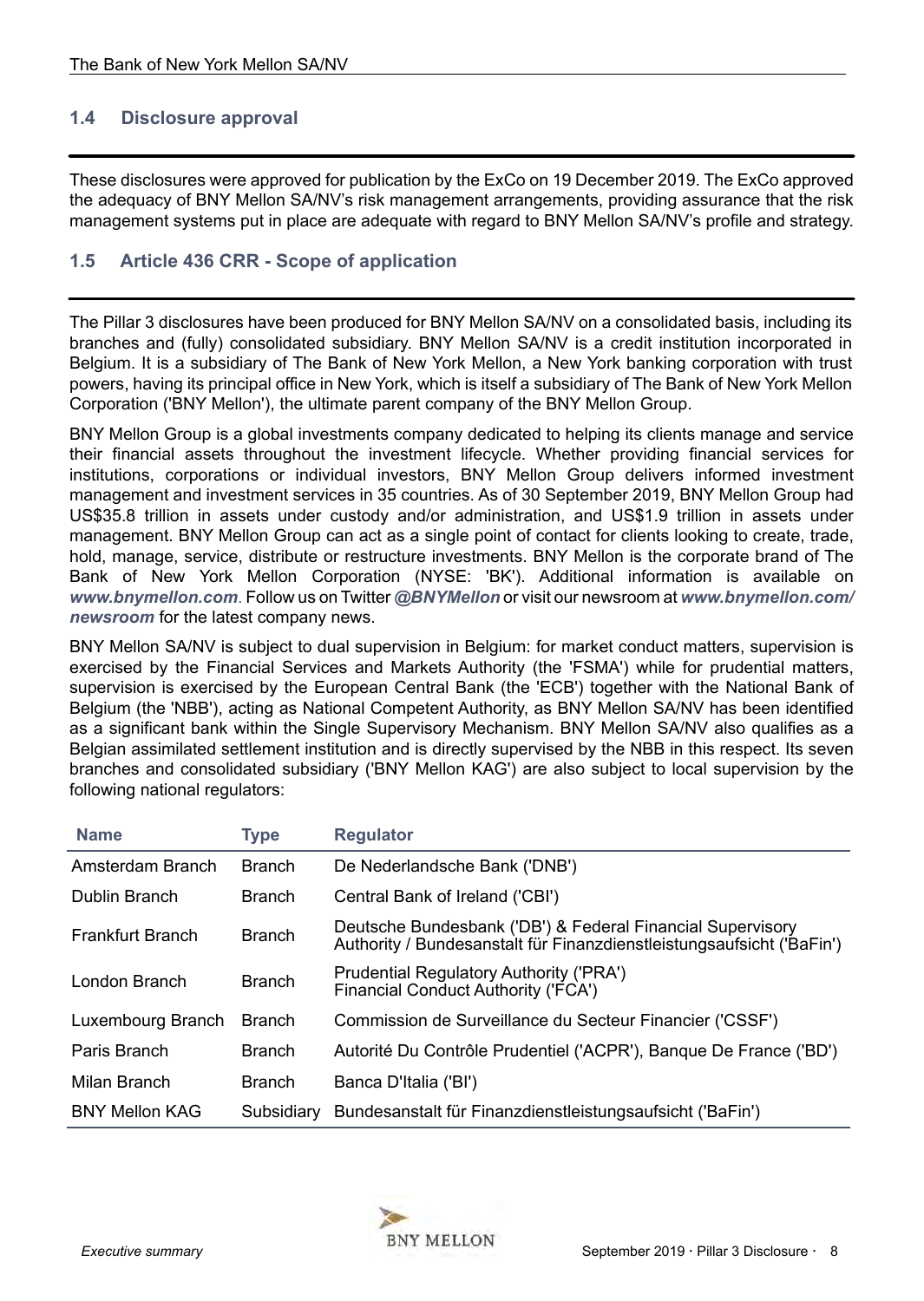## 1.4 Disclosure approval

These disclosures were approved for publication by the ExCo on 19 December 2019. The ExCo approved the adequacy of BNY Mellon SA/NV's risk management arrangements, providing assurance that the risk management systems put in place are adequate with regard to BNY Mellon SA/NV's profile and strategy.

## 1.5 Article 436 CRR - Scope of application

The Pillar 3 disclosures have been produced for BNY Mellon SA/NV on a consolidated basis, including its branches and (fully) consolidated subsidiary. BNY Mellon SA/NV is a credit institution incorporated in Belgium. It is a subsidiary of The Bank of New York Mellon, a New York banking corporation with trust powers, having its principal office in New York, which is itself a subsidiary of The Bank of New York Mellon Corporation ('BNY Mellon'), the ultimate parent company of the BNY Mellon Group.

BNY Mellon Group is a global investments company dedicated to helping its clients manage and service their financial assets throughout the investment lifecycle. Whether providing financial services for institutions, corporations or individual investors, BNY Mellon Group delivers informed investment management and investment services in 35 countries. As of 30 September 2019, BNY Mellon Group had US$35.8 trillion in assets under custody and/or administration, and US$1.9 trillion in assets under management. BNY Mellon Group can act as a single point of contact for clients looking to create, trade, hold, manage, service, distribute or restructure investments. BNY Mellon is the corporate brand of The Bank of New York Mellon Corporation (NYSE: 'BK'). Additional information is available on ***www.bnymellon.com***. Follow us on Twitter ***@BNYMellon*** or visit our newsroom at ***www.bnymellon.com/newsroom*** for the latest company news.

BNY Mellon SA/NV is subject to dual supervision in Belgium: for market conduct matters, supervision is exercised by the Financial Services and Markets Authority (the 'FSMA') while for prudential matters, supervision is exercised by the European Central Bank (the 'ECB') together with the National Bank of Belgium (the 'NBB'), acting as National Competent Authority, as BNY Mellon SA/NV has been identified as a significant bank within the Single Supervisory Mechanism. BNY Mellon SA/NV also qualifies as a Belgian assimilated settlement institution and is directly supervised by the NBB in this respect. Its seven branches and consolidated subsidiary ('BNY Mellon KAG') are also subject to local supervision by the following national regulators:

| Name | Type | Regulator |
|---|---|---|
| Amsterdam Branch | Branch | De Nederlandsche Bank ('DNB') |
| Dublin Branch | Branch | Central Bank of Ireland ('CBI') |
| Frankfurt Branch | Branch | Deutsche Bundesbank ('DB') & Federal Financial Supervisory Authority / Bundesanstalt für Finanzdienstleistungsaufsicht ('BaFin') |
| London Branch | Branch | Prudential Regulatory Authority ('PRA') Financial Conduct Authority ('FCA') |
| Luxembourg Branch | Branch | Commission de Surveillance du Secteur Financier ('CSSF') |
| Paris Branch | Branch | Autorité Du Contrôle Prudentiel ('ACPR'), Banque De France ('BD') |
| Milan Branch | Branch | Banca D'Italia ('BI') |
| BNY Mellon KAG | Subsidiary | Bundesanstalt für Finanzdienstleistungsaufsicht ('BaFin') |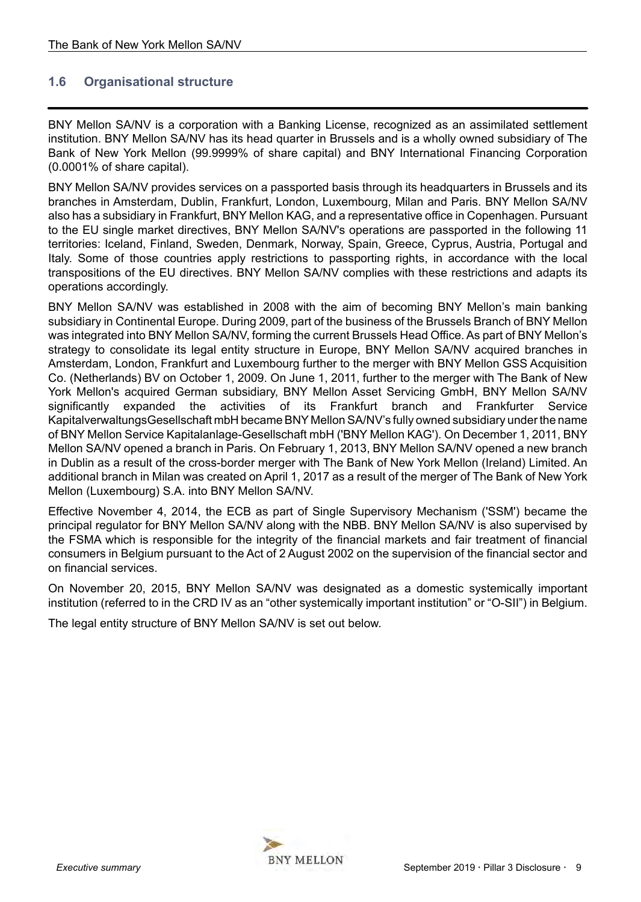## 1.6 Organisational structure

BNY Mellon SA/NV is a corporation with a Banking License, recognized as an assimilated settlement institution. BNY Mellon SA/NV has its head quarter in Brussels and is a wholly owned subsidiary of The Bank of New York Mellon (99.9999% of share capital) and BNY International Financing Corporation (0.0001% of share capital).

BNY Mellon SA/NV provides services on a passported basis through its headquarters in Brussels and its branches in Amsterdam, Dublin, Frankfurt, London, Luxembourg, Milan and Paris. BNY Mellon SA/NV also has a subsidiary in Frankfurt, BNY Mellon KAG, and a representative office in Copenhagen. Pursuant to the EU single market directives, BNY Mellon SA/NV's operations are passported in the following 11 territories: Iceland, Finland, Sweden, Denmark, Norway, Spain, Greece, Cyprus, Austria, Portugal and Italy. Some of those countries apply restrictions to passporting rights, in accordance with the local transpositions of the EU directives. BNY Mellon SA/NV complies with these restrictions and adapts its operations accordingly.

BNY Mellon SA/NV was established in 2008 with the aim of becoming BNY Mellon's main banking subsidiary in Continental Europe. During 2009, part of the business of the Brussels Branch of BNY Mellon was integrated into BNY Mellon SA/NV, forming the current Brussels Head Office. As part of BNY Mellon's strategy to consolidate its legal entity structure in Europe, BNY Mellon SA/NV acquired branches in Amsterdam, London, Frankfurt and Luxembourg further to the merger with BNY Mellon GSS Acquisition Co. (Netherlands) BV on October 1, 2009. On June 1, 2011, further to the merger with The Bank of New York Mellon's acquired German subsidiary, BNY Mellon Asset Servicing GmbH, BNY Mellon SA/NV significantly expanded the activities of its Frankfurt branch and Frankfurter Service KapitalverwaltungsGesellschaft mbH became BNY Mellon SA/NV's fully owned subsidiary under the name of BNY Mellon Service Kapitalanlage-Gesellschaft mbH ('BNY Mellon KAG'). On December 1, 2011, BNY Mellon SA/NV opened a branch in Paris. On February 1, 2013, BNY Mellon SA/NV opened a new branch in Dublin as a result of the cross-border merger with The Bank of New York Mellon (Ireland) Limited. An additional branch in Milan was created on April 1, 2017 as a result of the merger of The Bank of New York Mellon (Luxembourg) S.A. into BNY Mellon SA/NV.

Effective November 4, 2014, the ECB as part of Single Supervisory Mechanism ('SSM') became the principal regulator for BNY Mellon SA/NV along with the NBB. BNY Mellon SA/NV is also supervised by the FSMA which is responsible for the integrity of the financial markets and fair treatment of financial consumers in Belgium pursuant to the Act of 2 August 2002 on the supervision of the financial sector and on financial services.

On November 20, 2015, BNY Mellon SA/NV was designated as a domestic systemically important institution (referred to in the CRD IV as an "other systemically important institution" or "O-SII") in Belgium.

The legal entity structure of BNY Mellon SA/NV is set out below.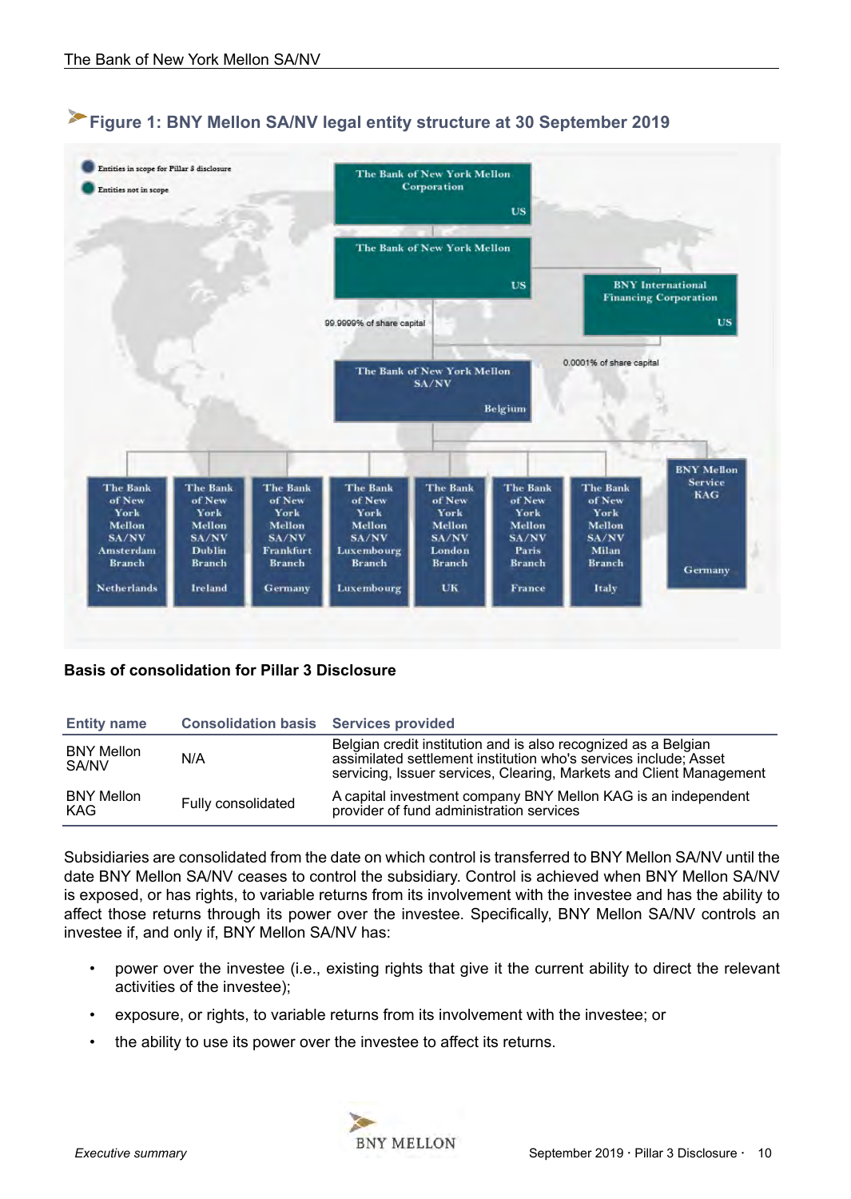## Figure 1: BNY Mellon SA/NV legal entity structure at 30 September 2019

Entities in scope for Pillar 3 disclosure

Entities not in scope

The Bank of New York Mellon Corporation — US

The Bank of New York Mellon — US

BNY International Financing Corporation — US

99.9999% of share capital

0.0001% of share capital

The Bank of New York Mellon SA/NV — Belgium

The Bank of New York Mellon SA/NV Amsterdam Branch — Netherlands

The Bank of New York Mellon SA/NV Dublin Branch — Ireland

The Bank of New York Mellon SA/NV Frankfurt Branch — Germany

The Bank of New York Mellon SA/NV Luxembourg Branch — Luxembourg

The Bank of New York Mellon SA/NV London Branch — UK

The Bank of New York Mellon SA/NV Paris Branch — France

The Bank of New York Mellon SA/NV Milan Branch — Italy

BNY Mellon Service KAG — Germany

**Basis of consolidation for Pillar 3 Disclosure**

| Entity name | Consolidation basis | Services provided |
|---|---|---|
| BNY Mellon SA/NV | N/A | Belgian credit institution and is also recognized as a Belgian assimilated settlement institution who's services include; Asset servicing, Issuer services, Clearing, Markets and Client Management |
| BNY Mellon KAG | Fully consolidated | A capital investment company BNY Mellon KAG is an independent provider of fund administration services |

Subsidiaries are consolidated from the date on which control is transferred to BNY Mellon SA/NV until the date BNY Mellon SA/NV ceases to control the subsidiary. Control is achieved when BNY Mellon SA/NV is exposed, or has rights, to variable returns from its involvement with the investee and has the ability to affect those returns through its power over the investee. Specifically, BNY Mellon SA/NV controls an investee if, and only if, BNY Mellon SA/NV has:

- power over the investee (i.e., existing rights that give it the current ability to direct the relevant activities of the investee);
- exposure, or rights, to variable returns from its involvement with the investee; or
- the ability to use its power over the investee to affect its returns.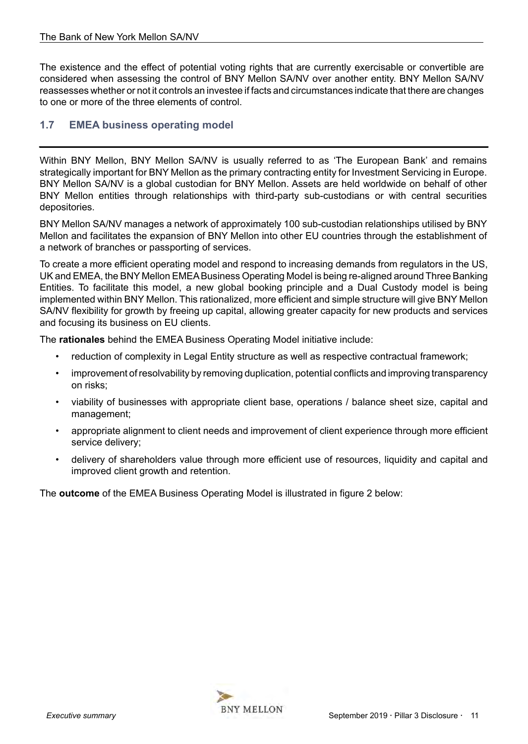The existence and the effect of potential voting rights that are currently exercisable or convertible are considered when assessing the control of BNY Mellon SA/NV over another entity. BNY Mellon SA/NV reassesses whether or not it controls an investee if facts and circumstances indicate that there are changes to one or more of the three elements of control.

## 1.7 EMEA business operating model

Within BNY Mellon, BNY Mellon SA/NV is usually referred to as 'The European Bank' and remains strategically important for BNY Mellon as the primary contracting entity for Investment Servicing in Europe. BNY Mellon SA/NV is a global custodian for BNY Mellon. Assets are held worldwide on behalf of other BNY Mellon entities through relationships with third-party sub-custodians or with central securities depositories.

BNY Mellon SA/NV manages a network of approximately 100 sub-custodian relationships utilised by BNY Mellon and facilitates the expansion of BNY Mellon into other EU countries through the establishment of a network of branches or passporting of services.

To create a more efficient operating model and respond to increasing demands from regulators in the US, UK and EMEA, the BNY Mellon EMEA Business Operating Model is being re-aligned around Three Banking Entities. To facilitate this model, a new global booking principle and a Dual Custody model is being implemented within BNY Mellon. This rationalized, more efficient and simple structure will give BNY Mellon SA/NV flexibility for growth by freeing up capital, allowing greater capacity for new products and services and focusing its business on EU clients.

The **rationales** behind the EMEA Business Operating Model initiative include:

- reduction of complexity in Legal Entity structure as well as respective contractual framework;
- improvement of resolvability by removing duplication, potential conflicts and improving transparency on risks;
- viability of businesses with appropriate client base, operations / balance sheet size, capital and management;
- appropriate alignment to client needs and improvement of client experience through more efficient service delivery;
- delivery of shareholders value through more efficient use of resources, liquidity and capital and improved client growth and retention.

The **outcome** of the EMEA Business Operating Model is illustrated in figure 2 below: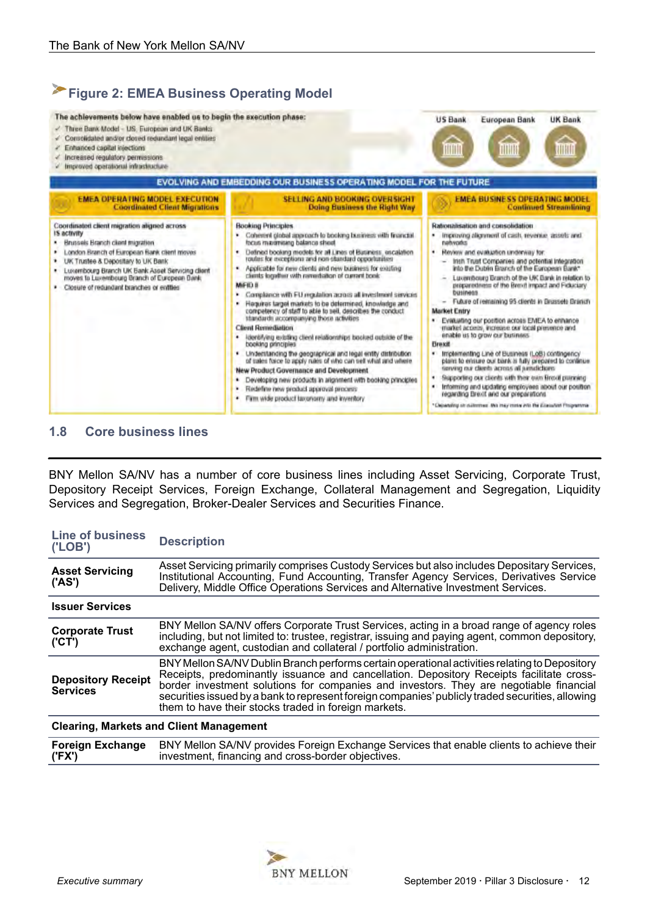## Figure 2: EMEA Business Operating Model

The achievements below have enabled us to begin the execution phase:

- ✓ Three Bank Model - US, European and UK Banks
- ✓ Consolidated and/or closed redundant legal entities
- ✓ Enhanced capital injections
- ✓ Increased regulatory permissions
- ✓ Improved operational infrastructure

US Bank | European Bank | UK Bank

**EVOLVING AND EMBEDDING OUR BUSINESS OPERATING MODEL FOR THE FUTURE**

**EMEA OPERATING MODEL EXECUTION – Coordinated Client Migrations**

Coordinated client migration aligned across IS activity

- Brussels Branch client migration
- London Branch of European Bank client moves
- UK Trustee & Depositary to UK Bank
- Luxembourg Branch UK Bank Asset Servicing client moves to Luxembourg Branch of European Bank
- Closure of redundant branches or entities

**SELLING AND BOOKING OVERSIGHT – Doing Business the Right Way**

Booking Principles

- Coherent global approach to booking business with financial focus maximising balance sheet
- Defined booking models for all Lines of Business, escalation routes for exceptions and non-standard opportunities
- Applicable for new clients and new business for existing clients together with remediation of current book

MiFID II

- Compliance with EU regulation across all investment services
- Requires target markets to be determined, knowledge and competency of staff to able to sell, describes the conduct standards accompanying those activities

Client Remediation

- Identifying existing client relationships booked outside of the booking principles
- Understanding the geographical and legal entity distribution of sales force to apply rules of who can sell what and where

New Product Governance and Development

- Developing new products in alignment with booking principles
- Redefine new product approval process
- Firm wide product taxonomy and inventory

**EMEA BUSINESS OPERATING MODEL – Continued Streamlining**

Rationalisation and consolidation

- Improving alignment of cash, revenue, assets and networks
- Review and evaluation underway for:
  - Irish Trust Companies and potential integration into the Dublin Branch of the European Bank*
  - Luxembourg Branch of the UK Bank in relation to preparedness of the Brexit impact and Fiduciary business
  - Future of remaining 95 clients in Brussels Branch

Market Entry

- Evaluating our position across EMEA to enhance market access, increase our local presence and enable us to grow our business

Brexit

- Implementing Line of Business (LoB) contingency plans to ensure our bank is fully prepared to continue serving our clients across all jurisdictions
- Supporting our clients with their own Brexit planning
- Informing and updating employees about our position regarding Brexit and our preparations

*Depending on outcomes, this may move into the Execution Programme

## 1.8 Core business lines

BNY Mellon SA/NV has a number of core business lines including Asset Servicing, Corporate Trust, Depository Receipt Services, Foreign Exchange, Collateral Management and Segregation, Liquidity Services and Segregation, Broker-Dealer Services and Securities Finance.

| Line of business ('LOB') | Description |
|---|---|
| **Asset Servicing ('AS')** | Asset Servicing primarily comprises Custody Services but also includes Depositary Services, Institutional Accounting, Fund Accounting, Transfer Agency Services, Derivatives Service Delivery, Middle Office Operations Services and Alternative Investment Services. |
| **Issuer Services** | |
| **Corporate Trust ('CT')** | BNY Mellon SA/NV offers Corporate Trust Services, acting in a broad range of agency roles including, but not limited to: trustee, registrar, issuing and paying agent, common depository, exchange agent, custodian and collateral / portfolio administration. |
| **Depository Receipt Services** | BNY Mellon SA/NV Dublin Branch performs certain operational activities relating to Depository Receipts, predominantly issuance and cancellation. Depository Receipts facilitate cross-border investment solutions for companies and investors. They are negotiable financial securities issued by a bank to represent foreign companies' publicly traded securities, allowing them to have their stocks traded in foreign markets. |
| **Clearing, Markets and Client Management** | |
| **Foreign Exchange ('FX')** | BNY Mellon SA/NV provides Foreign Exchange Services that enable clients to achieve their investment, financing and cross-border objectives. |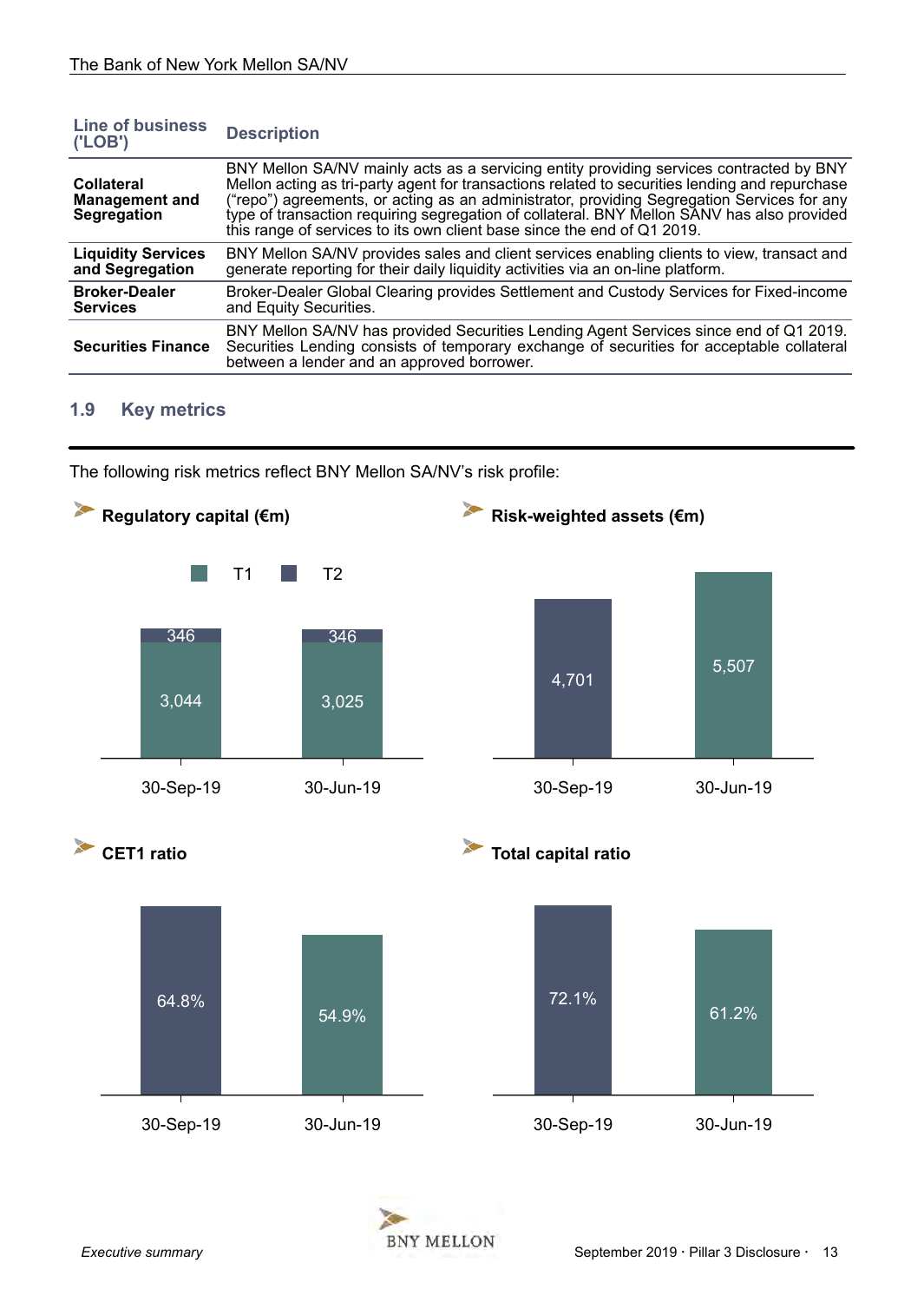| Line of business ('LOB') | Description |
|---|---|
| **Collateral Management and Segregation** | BNY Mellon SA/NV mainly acts as a servicing entity providing services contracted by BNY Mellon acting as tri-party agent for transactions related to securities lending and repurchase ("repo") agreements, or acting as an administrator, providing Segregation Services for any type of transaction requiring segregation of collateral. BNY Mellon SANV has also provided this range of services to its own client base since the end of Q1 2019. |
| **Liquidity Services and Segregation** | BNY Mellon SA/NV provides sales and client services enabling clients to view, transact and generate reporting for their daily liquidity activities via an on-line platform. |
| **Broker-Dealer Services** | Broker-Dealer Global Clearing provides Settlement and Custody Services for Fixed-income and Equity Securities. |
| **Securities Finance** | BNY Mellon SA/NV has provided Securities Lending Agent Services since end of Q1 2019. Securities Lending consists of temporary exchange of securities for acceptable collateral between a lender and an approved borrower. |

## 1.9 Key metrics

The following risk metrics reflect BNY Mellon SA/NV's risk profile:

**Regulatory capital (€m)**

| | T1 | T2 |
|---|---|---|
| 30-Sep-19 | 3,044 | 346 |
| 30-Jun-19 | 3,025 | 346 |

**Risk-weighted assets (€m)**

| 30-Sep-19 | 30-Jun-19 |
|---|---|
| 4,701 | 5,507 |

**CET1 ratio**

| 30-Sep-19 | 30-Jun-19 |
|---|---|
| 64.8% | 54.9% |

**Total capital ratio**

| 30-Sep-19 | 30-Jun-19 |
|---|---|
| 72.1% | 61.2% |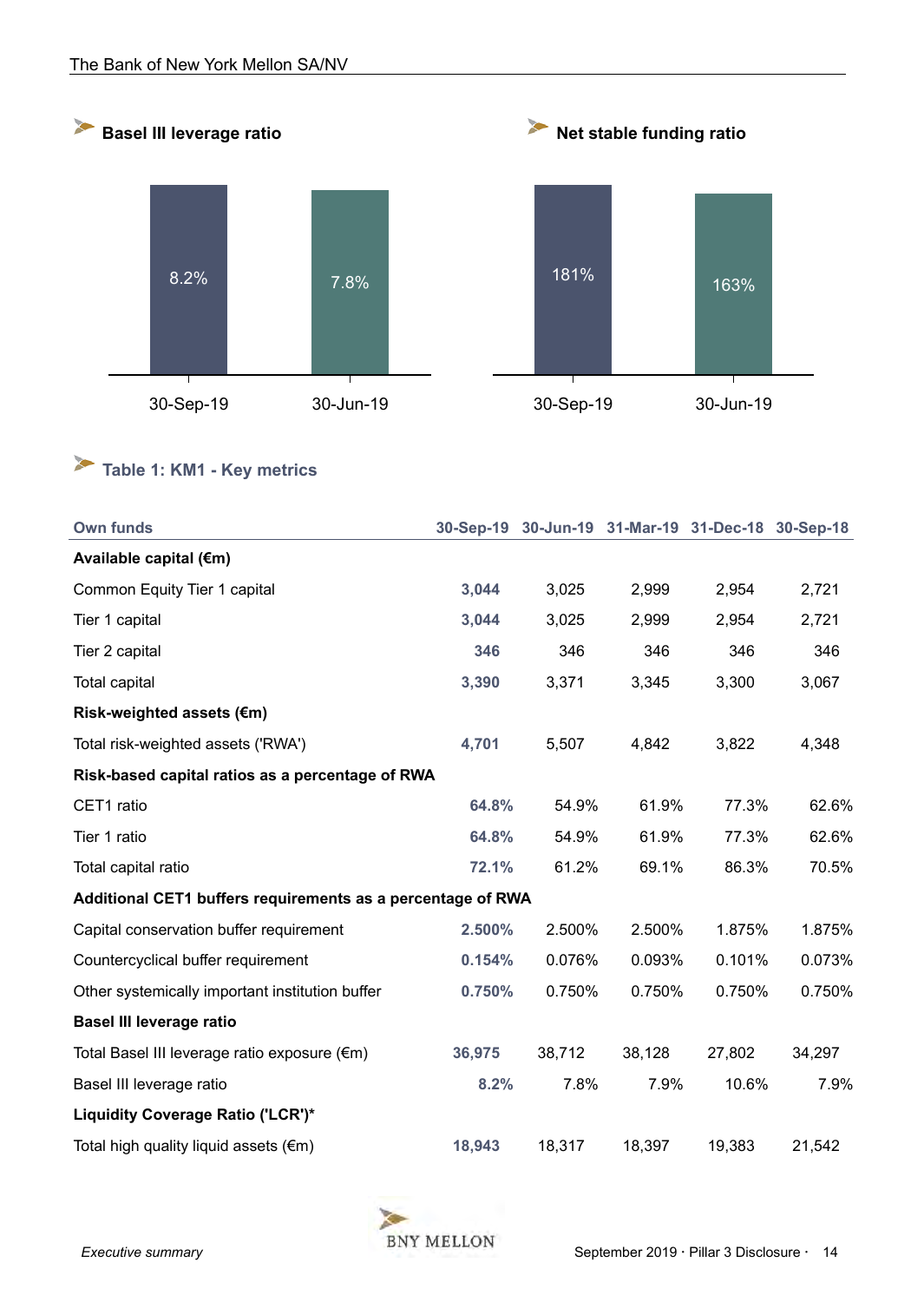### Basel III leverage ratio

| | 30-Sep-19 | 30-Jun-19 |
|---|---|---|
| Basel III leverage ratio | 8.2% | 7.8% |

### Net stable funding ratio

| | 30-Sep-19 | 30-Jun-19 |
|---|---|---|
| Net stable funding ratio | 181% | 163% |

### Table 1: KM1 - Key metrics

| Own funds | 30-Sep-19 | 30-Jun-19 | 31-Mar-19 | 31-Dec-18 | 30-Sep-18 |
|---|---|---|---|---|---|
| **Available capital (€m)** | | | | | |
| Common Equity Tier 1 capital | **3,044** | 3,025 | 2,999 | 2,954 | 2,721 |
| Tier 1 capital | **3,044** | 3,025 | 2,999 | 2,954 | 2,721 |
| Tier 2 capital | **346** | 346 | 346 | 346 | 346 |
| Total capital | **3,390** | 3,371 | 3,345 | 3,300 | 3,067 |
| **Risk-weighted assets (€m)** | | | | | |
| Total risk-weighted assets ('RWA') | **4,701** | 5,507 | 4,842 | 3,822 | 4,348 |
| **Risk-based capital ratios as a percentage of RWA** | | | | | |
| CET1 ratio | **64.8%** | 54.9% | 61.9% | 77.3% | 62.6% |
| Tier 1 ratio | **64.8%** | 54.9% | 61.9% | 77.3% | 62.6% |
| Total capital ratio | **72.1%** | 61.2% | 69.1% | 86.3% | 70.5% |
| **Additional CET1 buffers requirements as a percentage of RWA** | | | | | |
| Capital conservation buffer requirement | **2.500%** | 2.500% | 2.500% | 1.875% | 1.875% |
| Countercyclical buffer requirement | **0.154%** | 0.076% | 0.093% | 0.101% | 0.073% |
| Other systemically important institution buffer | **0.750%** | 0.750% | 0.750% | 0.750% | 0.750% |
| **Basel III leverage ratio** | | | | | |
| Total Basel III leverage ratio exposure (€m) | **36,975** | 38,712 | 38,128 | 27,802 | 34,297 |
| Basel III leverage ratio | **8.2%** | 7.8% | 7.9% | 10.6% | 7.9% |
| **Liquidity Coverage Ratio ('LCR')*** | | | | | |
| Total high quality liquid assets (€m) | **18,943** | 18,317 | 18,397 | 19,383 | 21,542 |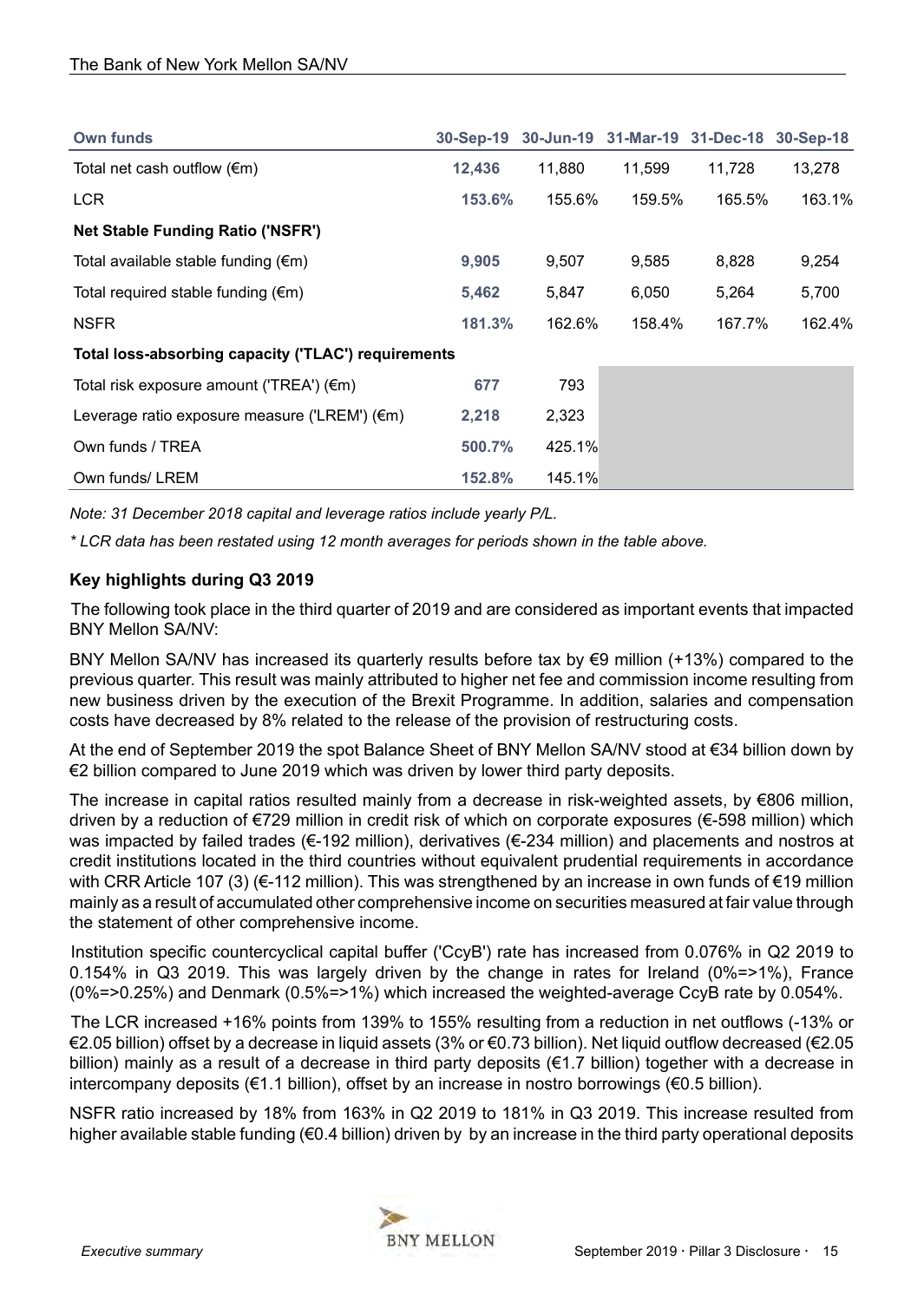| Own funds | 30-Sep-19 | 30-Jun-19 | 31-Mar-19 | 31-Dec-18 | 30-Sep-18 |
|---|---|---|---|---|---|
| Total net cash outflow (€m) | **12,436** | 11,880 | 11,599 | 11,728 | 13,278 |
| LCR | **153.6%** | 155.6% | 159.5% | 165.5% | 163.1% |
| **Net Stable Funding Ratio ('NSFR')** | | | | | |
| Total available stable funding (€m) | **9,905** | 9,507 | 9,585 | 8,828 | 9,254 |
| Total required stable funding (€m) | **5,462** | 5,847 | 6,050 | 5,264 | 5,700 |
| NSFR | **181.3%** | 162.6% | 158.4% | 167.7% | 162.4% |
| **Total loss-absorbing capacity ('TLAC') requirements** | | | | | |
| Total risk exposure amount ('TREA') (€m) | **677** | 793 | | | |
| Leverage ratio exposure measure ('LREM') (€m) | **2,218** | 2,323 | | | |
| Own funds / TREA | **500.7%** | 425.1% | | | |
| Own funds/ LREM | **152.8%** | 145.1% | | | |

*Note: 31 December 2018 capital and leverage ratios include yearly P/L.*

*\* LCR data has been restated using 12 month averages for periods shown in the table above.*

### Key highlights during Q3 2019

The following took place in the third quarter of 2019 and are considered as important events that impacted BNY Mellon SA/NV:

BNY Mellon SA/NV has increased its quarterly results before tax by €9 million (+13%) compared to the previous quarter. This result was mainly attributed to higher net fee and commission income resulting from new business driven by the execution of the Brexit Programme. In addition, salaries and compensation costs have decreased by 8% related to the release of the provision of restructuring costs.

At the end of September 2019 the spot Balance Sheet of BNY Mellon SA/NV stood at €34 billion down by €2 billion compared to June 2019 which was driven by lower third party deposits.

The increase in capital ratios resulted mainly from a decrease in risk-weighted assets, by €806 million, driven by a reduction of €729 million in credit risk of which on corporate exposures (€-598 million) which was impacted by failed trades (€-192 million), derivatives (€-234 million) and placements and nostros at credit institutions located in the third countries without equivalent prudential requirements in accordance with CRR Article 107 (3) (€-112 million). This was strengthened by an increase in own funds of €19 million mainly as a result of accumulated other comprehensive income on securities measured at fair value through the statement of other comprehensive income.

Institution specific countercyclical capital buffer ('CcyB') rate has increased from 0.076% in Q2 2019 to 0.154% in Q3 2019. This was largely driven by the change in rates for Ireland (0%=>1%), France (0%=>0.25%) and Denmark (0.5%=>1%) which increased the weighted-average CcyB rate by 0.054%.

The LCR increased +16% points from 139% to 155% resulting from a reduction in net outflows (-13% or €2.05 billion) offset by a decrease in liquid assets (3% or €0.73 billion). Net liquid outflow decreased (€2.05 billion) mainly as a result of a decrease in third party deposits (€1.7 billion) together with a decrease in intercompany deposits (€1.1 billion), offset by an increase in nostro borrowings (€0.5 billion).

NSFR ratio increased by 18% from 163% in Q2 2019 to 181% in Q3 2019. This increase resulted from higher available stable funding (€0.4 billion) driven by by an increase in the third party operational deposits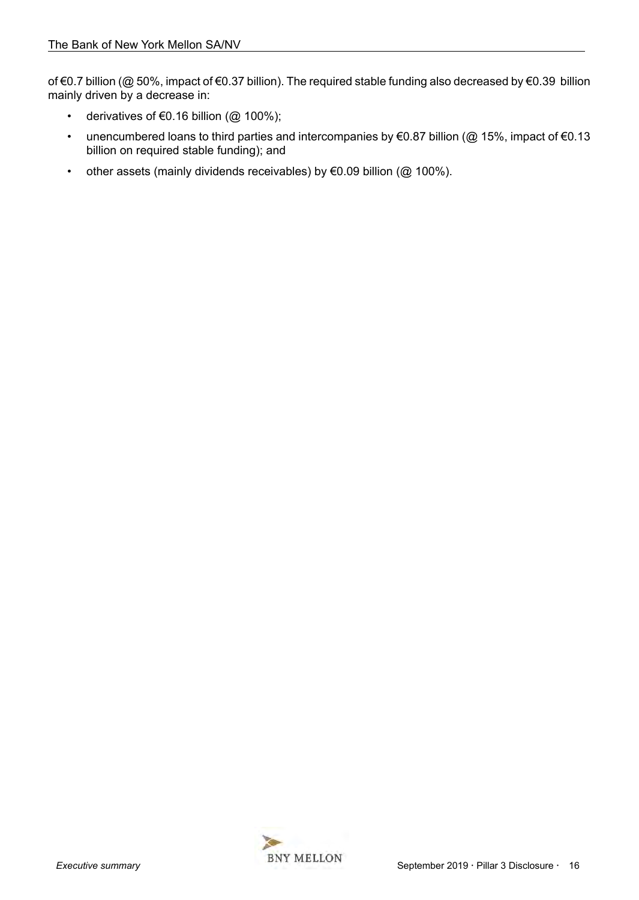of €0.7 billion (@ 50%, impact of €0.37 billion). The required stable funding also decreased by €0.39 billion mainly driven by a decrease in:

- derivatives of €0.16 billion (@ 100%);
- unencumbered loans to third parties and intercompanies by €0.87 billion (@ 15%, impact of €0.13 billion on required stable funding); and
- other assets (mainly dividends receivables) by €0.09 billion (@ 100%).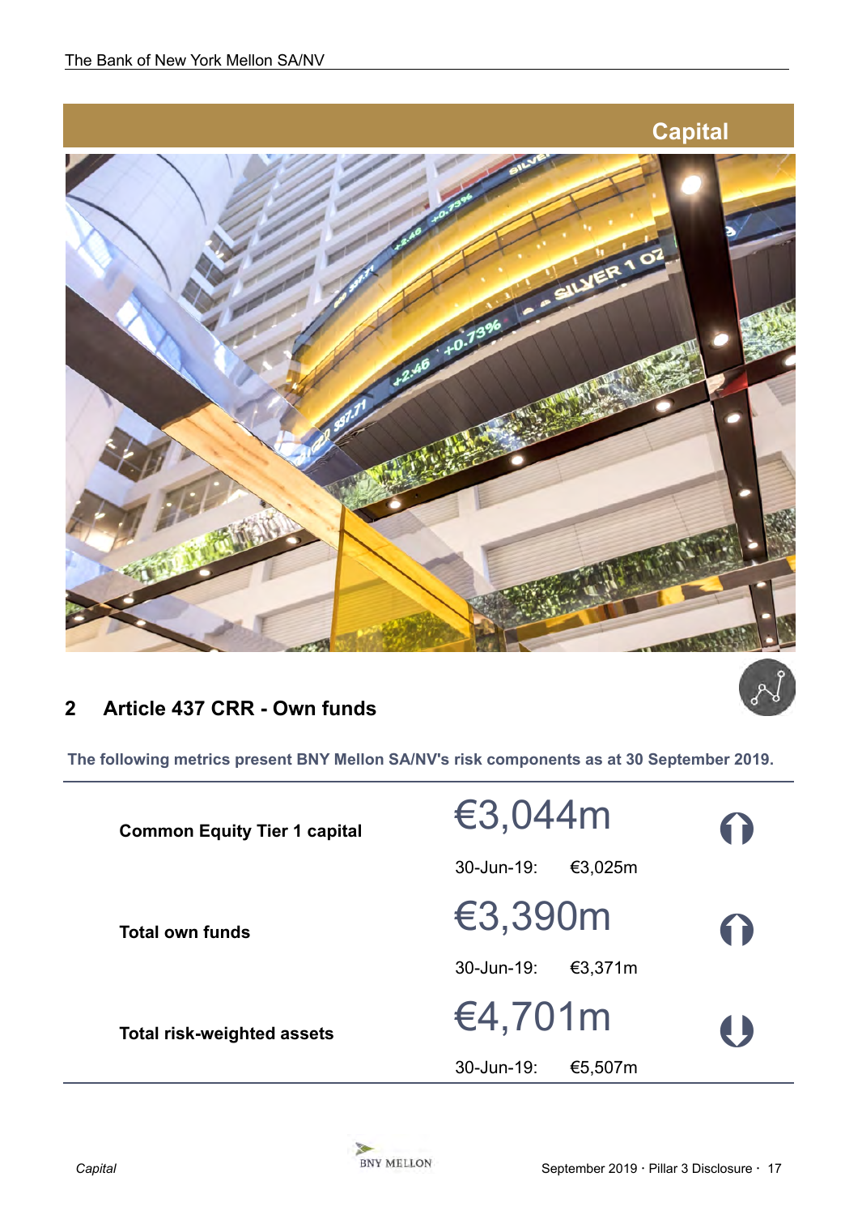# Capital

## 2 Article 437 CRR - Own funds

**The following metrics present BNY Mellon SA/NV's risk components as at 30 September 2019.**

| | | |
|---|---|---|
| **Common Equity Tier 1 capital** | €3,044m<br>30-Jun-19: €3,025m | ↑ |
| **Total own funds** | €3,390m<br>30-Jun-19: €3,371m | ↑ |
| **Total risk-weighted assets** | €4,701m<br>30-Jun-19: €5,507m | ↓ |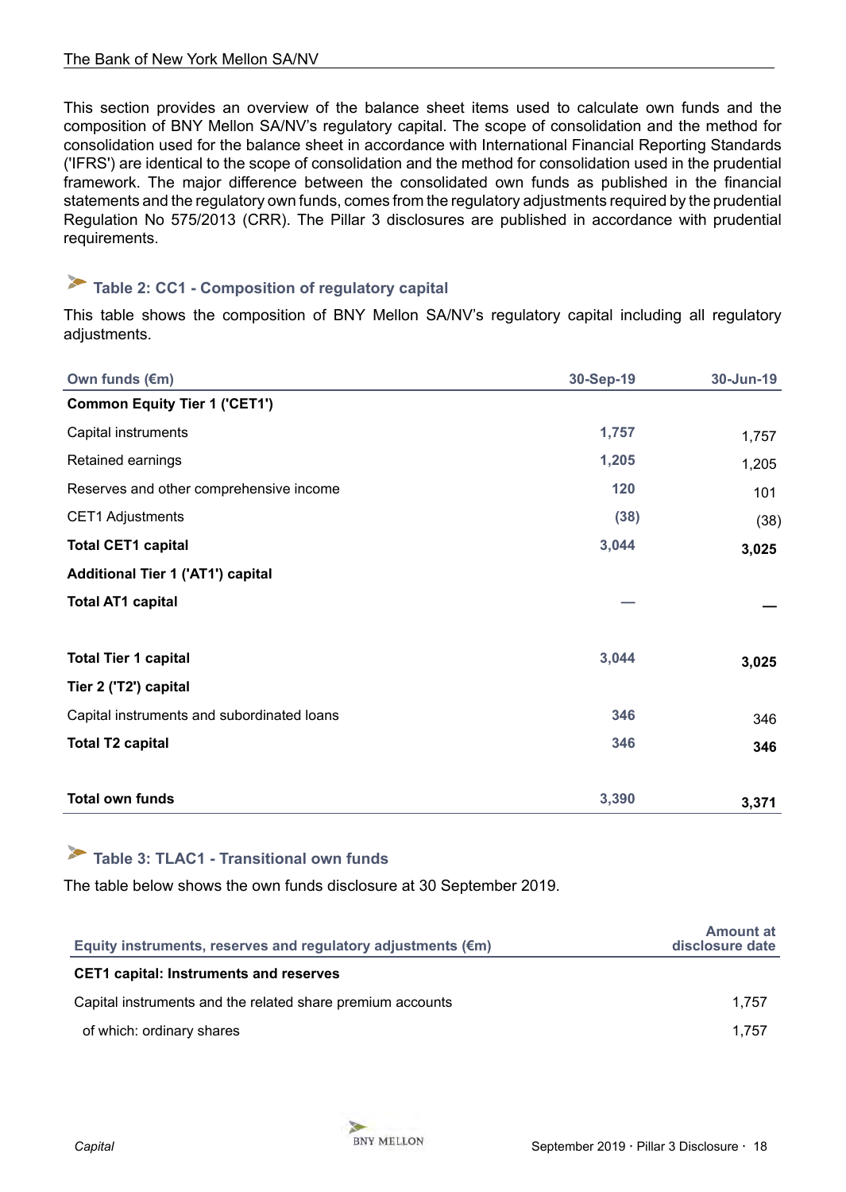This section provides an overview of the balance sheet items used to calculate own funds and the composition of BNY Mellon SA/NV's regulatory capital. The scope of consolidation and the method for consolidation used for the balance sheet in accordance with International Financial Reporting Standards ('IFRS') are identical to the scope of consolidation and the method for consolidation used in the prudential framework. The major difference between the consolidated own funds as published in the financial statements and the regulatory own funds, comes from the regulatory adjustments required by the prudential Regulation No 575/2013 (CRR). The Pillar 3 disclosures are published in accordance with prudential requirements.

### Table 2: CC1 - Composition of regulatory capital

This table shows the composition of BNY Mellon SA/NV's regulatory capital including all regulatory adjustments.

| Own funds (€m) | 30-Sep-19 | 30-Jun-19 |
|---|---|---|
| **Common Equity Tier 1 ('CET1')** | | |
| Capital instruments | 1,757 | 1,757 |
| Retained earnings | 1,205 | 1,205 |
| Reserves and other comprehensive income | 120 | 101 |
| CET1 Adjustments | (38) | (38) |
| **Total CET1 capital** | 3,044 | **3,025** |
| **Additional Tier 1 ('AT1') capital** | | |
| **Total AT1 capital** | — | **—** |
| | | |
| **Total Tier 1 capital** | 3,044 | **3,025** |
| **Tier 2 ('T2') capital** | | |
| Capital instruments and subordinated loans | 346 | 346 |
| **Total T2 capital** | 346 | **346** |
| | | |
| **Total own funds** | 3,390 | **3,371** |

### Table 3: TLAC1 - Transitional own funds

The table below shows the own funds disclosure at 30 September 2019.

| Equity instruments, reserves and regulatory adjustments (€m) | Amount at disclosure date |
|---|---|
| **CET1 capital: Instruments and reserves** | |
| Capital instruments and the related share premium accounts | 1,757 |
| of which: ordinary shares | 1,757 |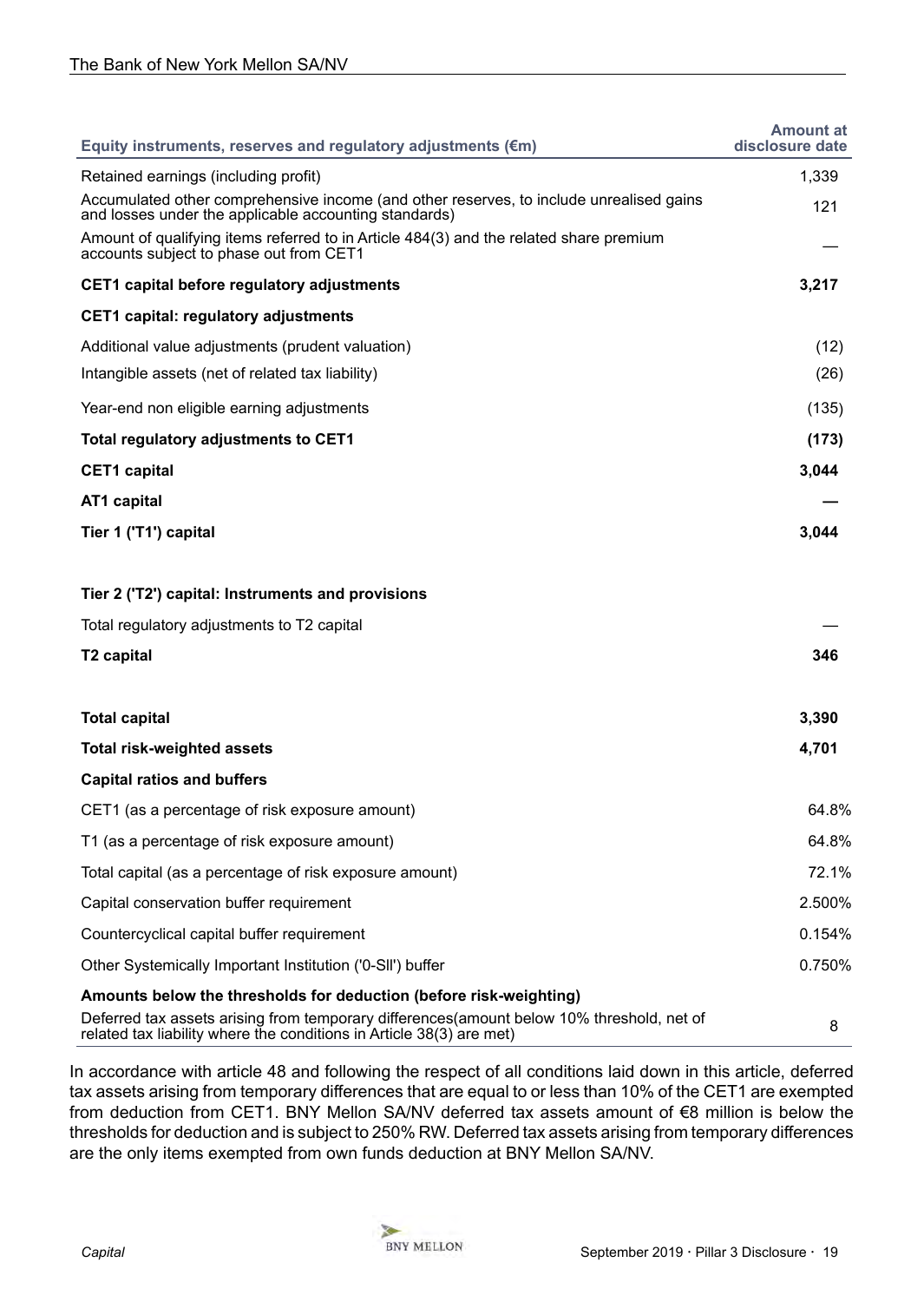| Equity instruments, reserves and regulatory adjustments (€m) | Amount at disclosure date |
|---|---|
| Retained earnings (including profit) | 1,339 |
| Accumulated other comprehensive income (and other reserves, to include unrealised gains and losses under the applicable accounting standards) | 121 |
| Amount of qualifying items referred to in Article 484(3) and the related share premium accounts subject to phase out from CET1 | — |
| **CET1 capital before regulatory adjustments** | **3,217** |
| **CET1 capital: regulatory adjustments** | |
| Additional value adjustments (prudent valuation) | (12) |
| Intangible assets (net of related tax liability) | (26) |
| Year-end non eligible earning adjustments | (135) |
| **Total regulatory adjustments to CET1** | **(173)** |
| **CET1 capital** | **3,044** |
| **AT1 capital** | **—** |
| **Tier 1 ('T1') capital** | **3,044** |
| | |
| **Tier 2 ('T2') capital: Instruments and provisions** | |
| Total regulatory adjustments to T2 capital | — |
| **T2 capital** | **346** |
| | |
| **Total capital** | **3,390** |
| **Total risk-weighted assets** | **4,701** |
| **Capital ratios and buffers** | |
| CET1 (as a percentage of risk exposure amount) | 64.8% |
| T1 (as a percentage of risk exposure amount) | 64.8% |
| Total capital (as a percentage of risk exposure amount) | 72.1% |
| Capital conservation buffer requirement | 2.500% |
| Countercyclical capital buffer requirement | 0.154% |
| Other Systemically Important Institution ('0-SII') buffer | 0.750% |
| **Amounts below the thresholds for deduction (before risk-weighting)** | |
| Deferred tax assets arising from temporary differences(amount below 10% threshold, net of related tax liability where the conditions in Article 38(3) are met) | 8 |

In accordance with article 48 and following the respect of all conditions laid down in this article, deferred tax assets arising from temporary differences that are equal to or less than 10% of the CET1 are exempted from deduction from CET1. BNY Mellon SA/NV deferred tax assets amount of €8 million is below the thresholds for deduction and is subject to 250% RW. Deferred tax assets arising from temporary differences are the only items exempted from own funds deduction at BNY Mellon SA/NV.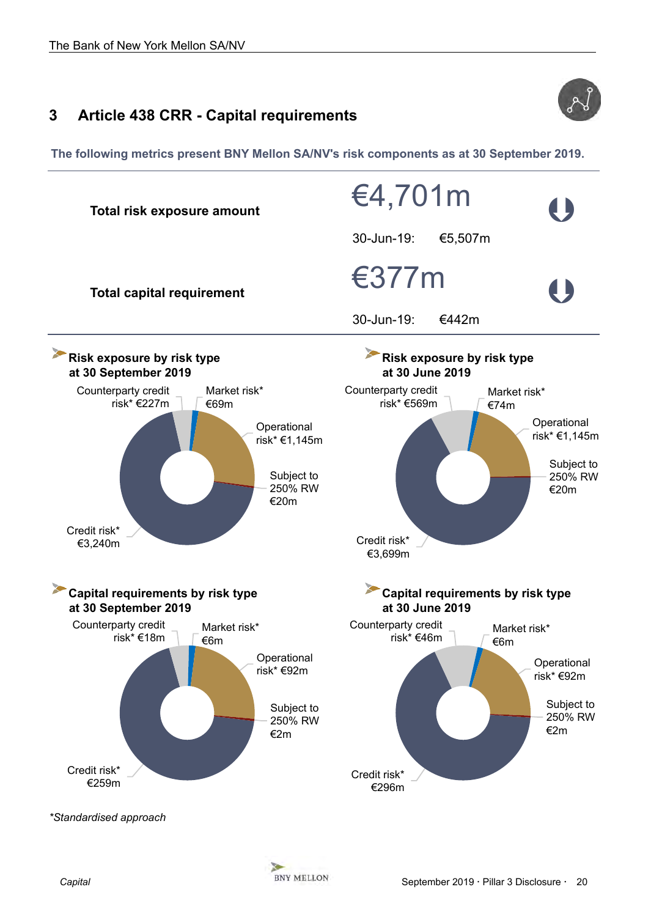## 3 Article 438 CRR - Capital requirements

**The following metrics present BNY Mellon SA/NV's risk components as at 30 September 2019.**

| | | |
|---|---|---|
| **Total risk exposure amount** | €4,701m | 30-Jun-19: €5,507m |
| **Total capital requirement** | €377m | 30-Jun-19: €442m |

**Risk exposure by risk type at 30 September 2019**

- Counterparty credit risk* €227m
- Market risk* €69m
- Operational risk* €1,145m
- Subject to 250% RW €20m
- Credit risk* €3,240m

**Risk exposure by risk type at 30 June 2019**

- Counterparty credit risk* €569m
- Market risk* €74m
- Operational risk* €1,145m
- Subject to 250% RW €20m
- Credit risk* €3,699m

**Capital requirements by risk type at 30 September 2019**

- Counterparty credit risk* €18m
- Market risk* €6m
- Operational risk* €92m
- Subject to 250% RW €2m
- Credit risk* €259m

**Capital requirements by risk type at 30 June 2019**

- Counterparty credit risk* €46m
- Market risk* €6m
- Operational risk* €92m
- Subject to 250% RW €2m
- Credit risk* €296m

*\*Standardised approach*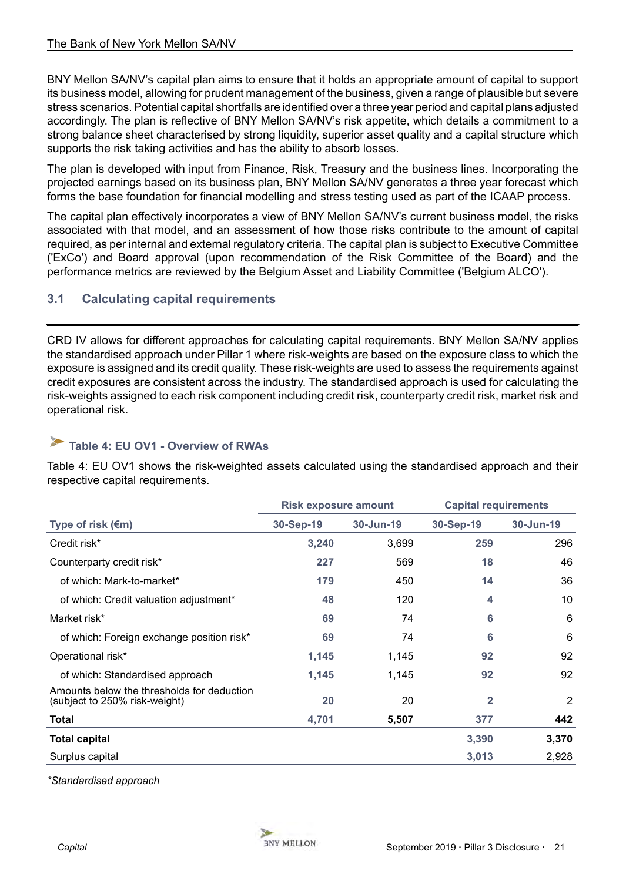BNY Mellon SA/NV's capital plan aims to ensure that it holds an appropriate amount of capital to support its business model, allowing for prudent management of the business, given a range of plausible but severe stress scenarios. Potential capital shortfalls are identified over a three year period and capital plans adjusted accordingly. The plan is reflective of BNY Mellon SA/NV's risk appetite, which details a commitment to a strong balance sheet characterised by strong liquidity, superior asset quality and a capital structure which supports the risk taking activities and has the ability to absorb losses.

The plan is developed with input from Finance, Risk, Treasury and the business lines. Incorporating the projected earnings based on its business plan, BNY Mellon SA/NV generates a three year forecast which forms the base foundation for financial modelling and stress testing used as part of the ICAAP process.

The capital plan effectively incorporates a view of BNY Mellon SA/NV's current business model, the risks associated with that model, and an assessment of how those risks contribute to the amount of capital required, as per internal and external regulatory criteria. The capital plan is subject to Executive Committee ('ExCo') and Board approval (upon recommendation of the Risk Committee of the Board) and the performance metrics are reviewed by the Belgium Asset and Liability Committee ('Belgium ALCO').

## 3.1 Calculating capital requirements

CRD IV allows for different approaches for calculating capital requirements. BNY Mellon SA/NV applies the standardised approach under Pillar 1 where risk-weights are based on the exposure class to which the exposure is assigned and its credit quality. These risk-weights are used to assess the requirements against credit exposures are consistent across the industry. The standardised approach is used for calculating the risk-weights assigned to each risk component including credit risk, counterparty credit risk, market risk and operational risk.

### Table 4: EU OV1 - Overview of RWAs

Table 4: EU OV1 shows the risk-weighted assets calculated using the standardised approach and their respective capital requirements.

| | Risk exposure amount | | Capital requirements | |
|---|---|---|---|---|
| **Type of risk (€m)** | **30-Sep-19** | **30-Jun-19** | **30-Sep-19** | **30-Jun-19** |
| Credit risk* | **3,240** | 3,699 | **259** | 296 |
| Counterparty credit risk* | **227** | 569 | **18** | 46 |
| of which: Mark-to-market* | **179** | 450 | **14** | 36 |
| of which: Credit valuation adjustment* | **48** | 120 | **4** | 10 |
| Market risk* | **69** | 74 | **6** | 6 |
| of which: Foreign exchange position risk* | **69** | 74 | **6** | 6 |
| Operational risk* | **1,145** | 1,145 | **92** | 92 |
| of which: Standardised approach | **1,145** | 1,145 | **92** | 92 |
| Amounts below the thresholds for deduction (subject to 250% risk-weight) | **20** | 20 | **2** | 2 |
| **Total** | **4,701** | **5,507** | **377** | **442** |
| **Total capital** | | | **3,390** | **3,370** |
| Surplus capital | | | **3,013** | 2,928 |

*Standardised approach*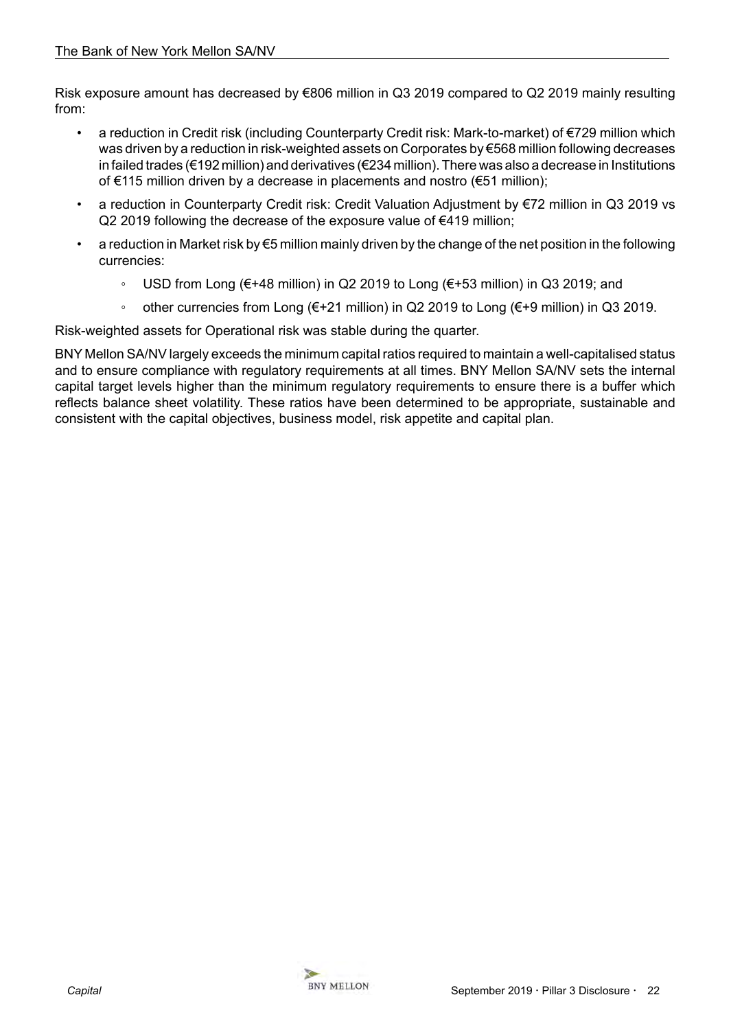Risk exposure amount has decreased by €806 million in Q3 2019 compared to Q2 2019 mainly resulting from:

- a reduction in Credit risk (including Counterparty Credit risk: Mark-to-market) of €729 million which was driven by a reduction in risk-weighted assets on Corporates by €568 million following decreases in failed trades (€192 million) and derivatives (€234 million). There was also a decrease in Institutions of €115 million driven by a decrease in placements and nostro (€51 million);
- a reduction in Counterparty Credit risk: Credit Valuation Adjustment by €72 million in Q3 2019 vs Q2 2019 following the decrease of the exposure value of €419 million;
- a reduction in Market risk by €5 million mainly driven by the change of the net position in the following currencies:
  - USD from Long (€+48 million) in Q2 2019 to Long (€+53 million) in Q3 2019; and
  - other currencies from Long (€+21 million) in Q2 2019 to Long (€+9 million) in Q3 2019.

Risk-weighted assets for Operational risk was stable during the quarter.

BNY Mellon SA/NV largely exceeds the minimum capital ratios required to maintain a well-capitalised status and to ensure compliance with regulatory requirements at all times. BNY Mellon SA/NV sets the internal capital target levels higher than the minimum regulatory requirements to ensure there is a buffer which reflects balance sheet volatility. These ratios have been determined to be appropriate, sustainable and consistent with the capital objectives, business model, risk appetite and capital plan.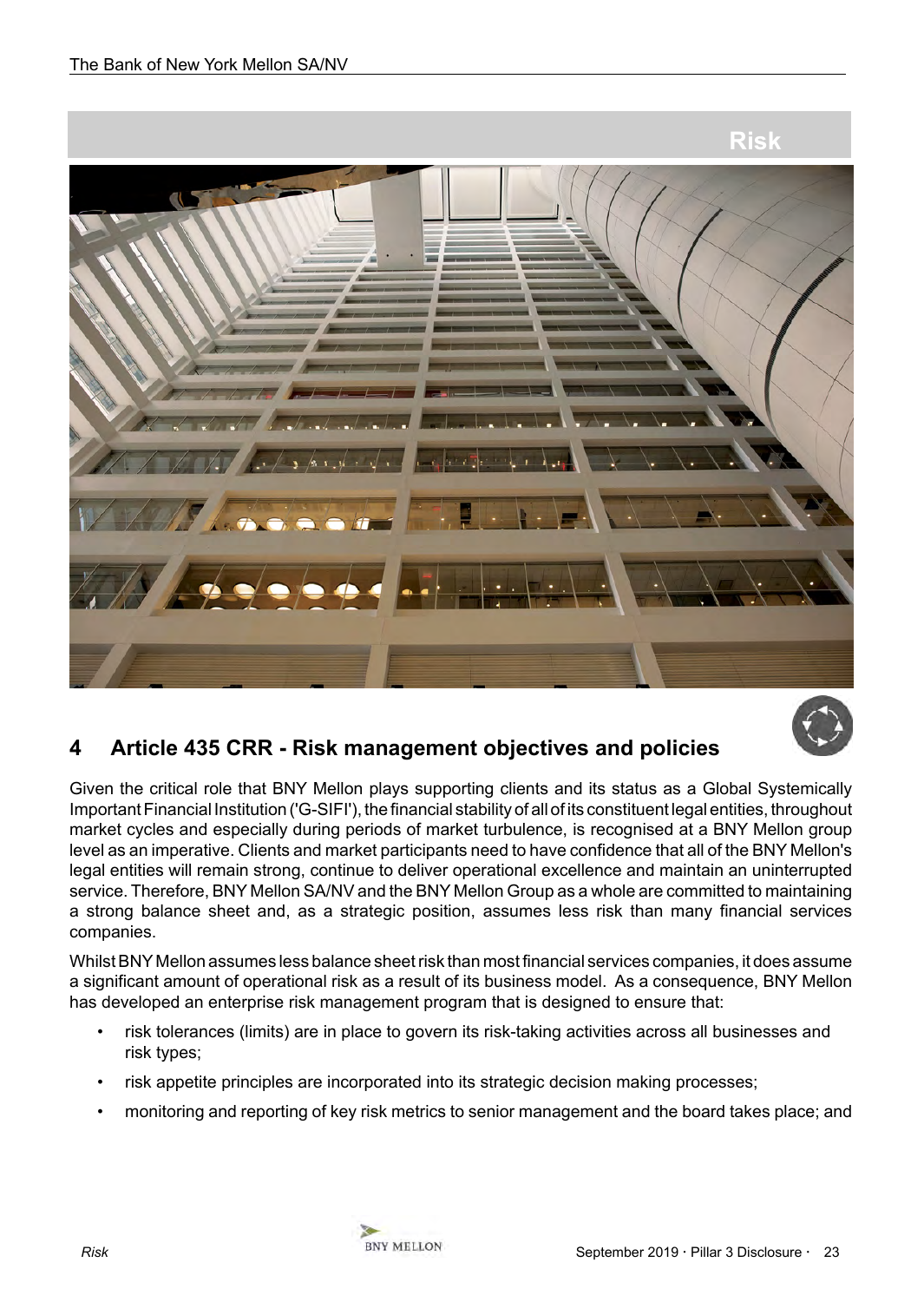# Risk

## 4 Article 435 CRR - Risk management objectives and policies

Given the critical role that BNY Mellon plays supporting clients and its status as a Global Systemically Important Financial Institution ('G-SIFI'), the financial stability of all of its constituent legal entities, throughout market cycles and especially during periods of market turbulence, is recognised at a BNY Mellon group level as an imperative. Clients and market participants need to have confidence that all of the BNY Mellon's legal entities will remain strong, continue to deliver operational excellence and maintain an uninterrupted service. Therefore, BNY Mellon SA/NV and the BNY Mellon Group as a whole are committed to maintaining a strong balance sheet and, as a strategic position, assumes less risk than many financial services companies.

Whilst BNY Mellon assumes less balance sheet risk than most financial services companies, it does assume a significant amount of operational risk as a result of its business model. As a consequence, BNY Mellon has developed an enterprise risk management program that is designed to ensure that:

- risk tolerances (limits) are in place to govern its risk-taking activities across all businesses and risk types;
- risk appetite principles are incorporated into its strategic decision making processes;
- monitoring and reporting of key risk metrics to senior management and the board takes place; and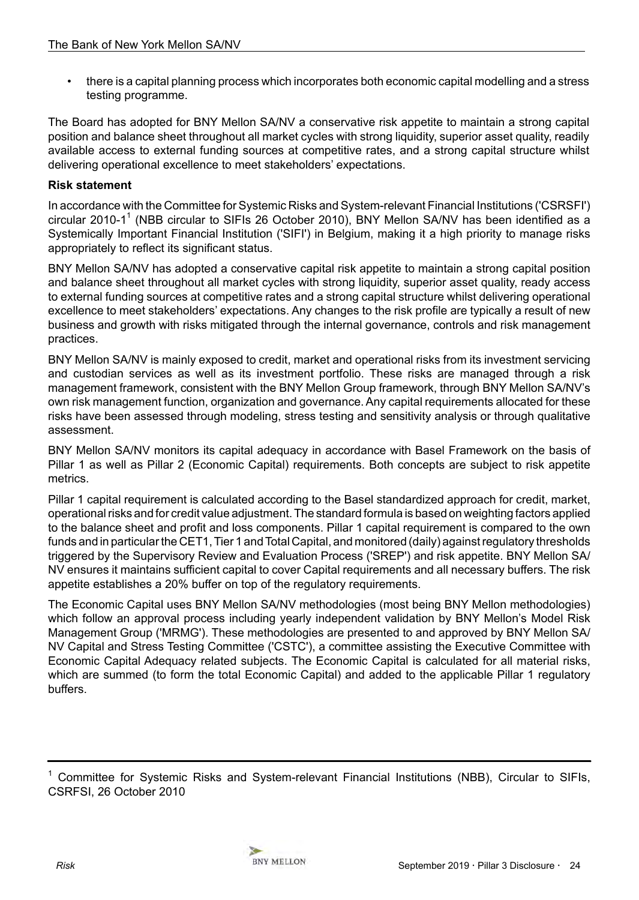- there is a capital planning process which incorporates both economic capital modelling and a stress testing programme.

The Board has adopted for BNY Mellon SA/NV a conservative risk appetite to maintain a strong capital position and balance sheet throughout all market cycles with strong liquidity, superior asset quality, readily available access to external funding sources at competitive rates, and a strong capital structure whilst delivering operational excellence to meet stakeholders' expectations.

**Risk statement**

In accordance with the Committee for Systemic Risks and System-relevant Financial Institutions ('CSRSFI') circular 2010-1[1] (NBB circular to SIFIs 26 October 2010), BNY Mellon SA/NV has been identified as a Systemically Important Financial Institution ('SIFI') in Belgium, making it a high priority to manage risks appropriately to reflect its significant status.

BNY Mellon SA/NV has adopted a conservative capital risk appetite to maintain a strong capital position and balance sheet throughout all market cycles with strong liquidity, superior asset quality, ready access to external funding sources at competitive rates and a strong capital structure whilst delivering operational excellence to meet stakeholders' expectations. Any changes to the risk profile are typically a result of new business and growth with risks mitigated through the internal governance, controls and risk management practices.

BNY Mellon SA/NV is mainly exposed to credit, market and operational risks from its investment servicing and custodian services as well as its investment portfolio. These risks are managed through a risk management framework, consistent with the BNY Mellon Group framework, through BNY Mellon SA/NV's own risk management function, organization and governance. Any capital requirements allocated for these risks have been assessed through modeling, stress testing and sensitivity analysis or through qualitative assessment.

BNY Mellon SA/NV monitors its capital adequacy in accordance with Basel Framework on the basis of Pillar 1 as well as Pillar 2 (Economic Capital) requirements. Both concepts are subject to risk appetite metrics.

Pillar 1 capital requirement is calculated according to the Basel standardized approach for credit, market, operational risks and for credit value adjustment. The standard formula is based on weighting factors applied to the balance sheet and profit and loss components. Pillar 1 capital requirement is compared to the own funds and in particular the CET1, Tier 1 and Total Capital, and monitored (daily) against regulatory thresholds triggered by the Supervisory Review and Evaluation Process ('SREP') and risk appetite. BNY Mellon SA/NV ensures it maintains sufficient capital to cover Capital requirements and all necessary buffers. The risk appetite establishes a 20% buffer on top of the regulatory requirements.

The Economic Capital uses BNY Mellon SA/NV methodologies (most being BNY Mellon methodologies) which follow an approval process including yearly independent validation by BNY Mellon's Model Risk Management Group ('MRMG'). These methodologies are presented to and approved by BNY Mellon SA/NV Capital and Stress Testing Committee ('CSTC'), a committee assisting the Executive Committee with Economic Capital Adequacy related subjects. The Economic Capital is calculated for all material risks, which are summed (to form the total Economic Capital) and added to the applicable Pillar 1 regulatory buffers.

---

[1] Committee for Systemic Risks and System-relevant Financial Institutions (NBB), Circular to SIFIs, CSRFSI, 26 October 2010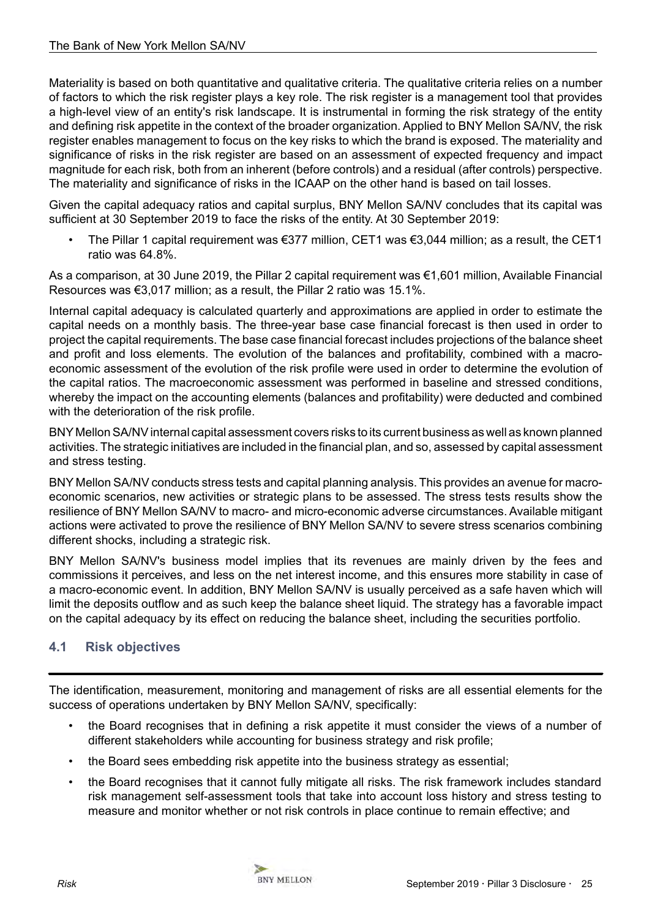Materiality is based on both quantitative and qualitative criteria. The qualitative criteria relies on a number of factors to which the risk register plays a key role. The risk register is a management tool that provides a high-level view of an entity's risk landscape. It is instrumental in forming the risk strategy of the entity and defining risk appetite in the context of the broader organization. Applied to BNY Mellon SA/NV, the risk register enables management to focus on the key risks to which the brand is exposed. The materiality and significance of risks in the risk register are based on an assessment of expected frequency and impact magnitude for each risk, both from an inherent (before controls) and a residual (after controls) perspective. The materiality and significance of risks in the ICAAP on the other hand is based on tail losses.

Given the capital adequacy ratios and capital surplus, BNY Mellon SA/NV concludes that its capital was sufficient at 30 September 2019 to face the risks of the entity. At 30 September 2019:

- The Pillar 1 capital requirement was €377 million, CET1 was €3,044 million; as a result, the CET1 ratio was 64.8%.

As a comparison, at 30 June 2019, the Pillar 2 capital requirement was €1,601 million, Available Financial Resources was €3,017 million; as a result, the Pillar 2 ratio was 15.1%.

Internal capital adequacy is calculated quarterly and approximations are applied in order to estimate the capital needs on a monthly basis. The three-year base case financial forecast is then used in order to project the capital requirements. The base case financial forecast includes projections of the balance sheet and profit and loss elements. The evolution of the balances and profitability, combined with a macro-economic assessment of the evolution of the risk profile were used in order to determine the evolution of the capital ratios. The macroeconomic assessment was performed in baseline and stressed conditions, whereby the impact on the accounting elements (balances and profitability) were deducted and combined with the deterioration of the risk profile.

BNY Mellon SA/NV internal capital assessment covers risks to its current business as well as known planned activities. The strategic initiatives are included in the financial plan, and so, assessed by capital assessment and stress testing.

BNY Mellon SA/NV conducts stress tests and capital planning analysis. This provides an avenue for macro-economic scenarios, new activities or strategic plans to be assessed. The stress tests results show the resilience of BNY Mellon SA/NV to macro- and micro-economic adverse circumstances. Available mitigant actions were activated to prove the resilience of BNY Mellon SA/NV to severe stress scenarios combining different shocks, including a strategic risk.

BNY Mellon SA/NV's business model implies that its revenues are mainly driven by the fees and commissions it perceives, and less on the net interest income, and this ensures more stability in case of a macro-economic event. In addition, BNY Mellon SA/NV is usually perceived as a safe haven which will limit the deposits outflow and as such keep the balance sheet liquid. The strategy has a favorable impact on the capital adequacy by its effect on reducing the balance sheet, including the securities portfolio.

## 4.1 Risk objectives

The identification, measurement, monitoring and management of risks are all essential elements for the success of operations undertaken by BNY Mellon SA/NV, specifically:

- the Board recognises that in defining a risk appetite it must consider the views of a number of different stakeholders while accounting for business strategy and risk profile;
- the Board sees embedding risk appetite into the business strategy as essential;
- the Board recognises that it cannot fully mitigate all risks. The risk framework includes standard risk management self-assessment tools that take into account loss history and stress testing to measure and monitor whether or not risk controls in place continue to remain effective; and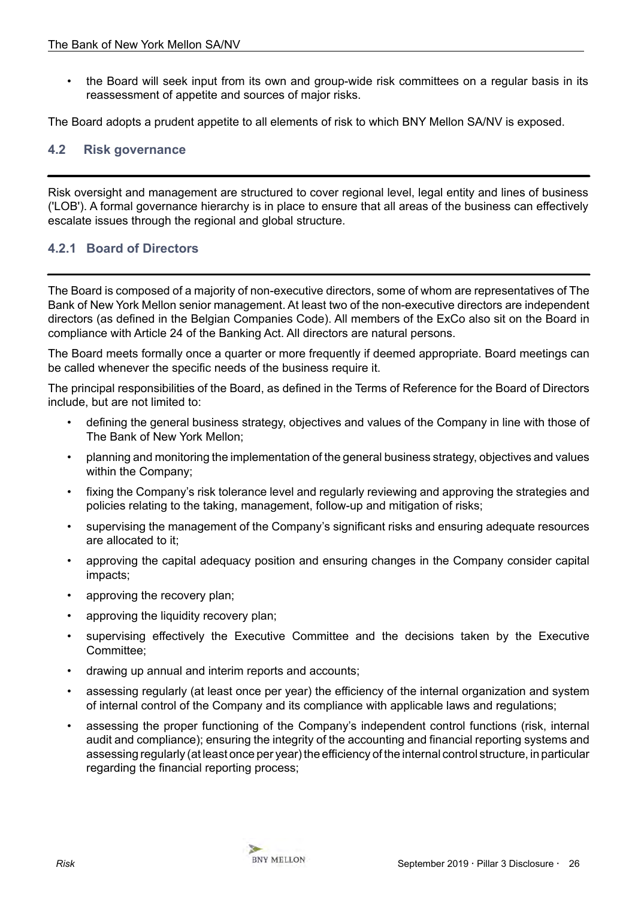- the Board will seek input from its own and group-wide risk committees on a regular basis in its reassessment of appetite and sources of major risks.

The Board adopts a prudent appetite to all elements of risk to which BNY Mellon SA/NV is exposed.

## 4.2 Risk governance

Risk oversight and management are structured to cover regional level, legal entity and lines of business ('LOB'). A formal governance hierarchy is in place to ensure that all areas of the business can effectively escalate issues through the regional and global structure.

### 4.2.1 Board of Directors

The Board is composed of a majority of non-executive directors, some of whom are representatives of The Bank of New York Mellon senior management. At least two of the non-executive directors are independent directors (as defined in the Belgian Companies Code). All members of the ExCo also sit on the Board in compliance with Article 24 of the Banking Act. All directors are natural persons.

The Board meets formally once a quarter or more frequently if deemed appropriate. Board meetings can be called whenever the specific needs of the business require it.

The principal responsibilities of the Board, as defined in the Terms of Reference for the Board of Directors include, but are not limited to:

- defining the general business strategy, objectives and values of the Company in line with those of The Bank of New York Mellon;
- planning and monitoring the implementation of the general business strategy, objectives and values within the Company;
- fixing the Company's risk tolerance level and regularly reviewing and approving the strategies and policies relating to the taking, management, follow-up and mitigation of risks;
- supervising the management of the Company's significant risks and ensuring adequate resources are allocated to it;
- approving the capital adequacy position and ensuring changes in the Company consider capital impacts;
- approving the recovery plan;
- approving the liquidity recovery plan;
- supervising effectively the Executive Committee and the decisions taken by the Executive Committee;
- drawing up annual and interim reports and accounts;
- assessing regularly (at least once per year) the efficiency of the internal organization and system of internal control of the Company and its compliance with applicable laws and regulations;
- assessing the proper functioning of the Company's independent control functions (risk, internal audit and compliance); ensuring the integrity of the accounting and financial reporting systems and assessing regularly (at least once per year) the efficiency of the internal control structure, in particular regarding the financial reporting process;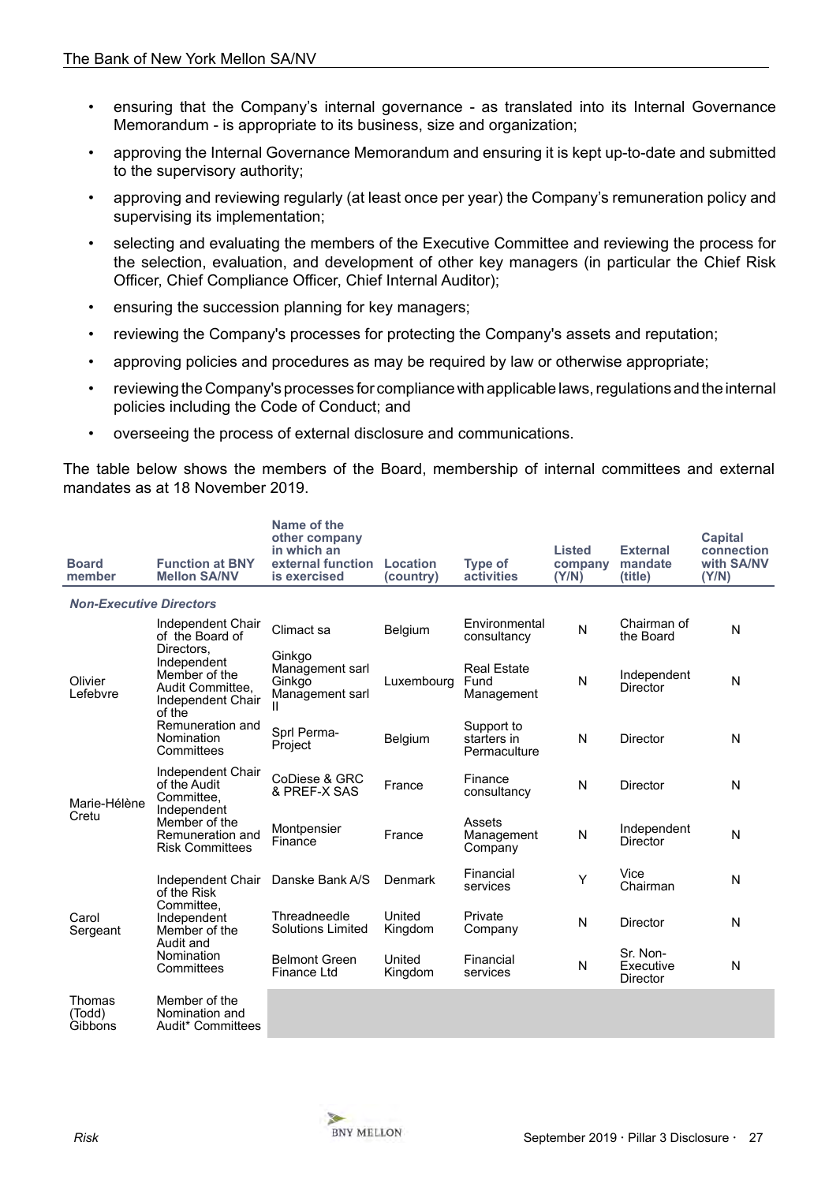- ensuring that the Company's internal governance - as translated into its Internal Governance Memorandum - is appropriate to its business, size and organization;
- approving the Internal Governance Memorandum and ensuring it is kept up-to-date and submitted to the supervisory authority;
- approving and reviewing regularly (at least once per year) the Company's remuneration policy and supervising its implementation;
- selecting and evaluating the members of the Executive Committee and reviewing the process for the selection, evaluation, and development of other key managers (in particular the Chief Risk Officer, Chief Compliance Officer, Chief Internal Auditor);
- ensuring the succession planning for key managers;
- reviewing the Company's processes for protecting the Company's assets and reputation;
- approving policies and procedures as may be required by law or otherwise appropriate;
- reviewing the Company's processes for compliance with applicable laws, regulations and the internal policies including the Code of Conduct; and
- overseeing the process of external disclosure and communications.

The table below shows the members of the Board, membership of internal committees and external mandates as at 18 November 2019.

| Board member | Function at BNY Mellon SA/NV | Name of the other company in which an external function is exercised | Location (country) | Type of activities | Listed company (Y/N) | External mandate (title) | Capital connection with SA/NV (Y/N) |
|---|---|---|---|---|---|---|---|
| ***Non-Executive Directors*** | | | | | | | |
| Olivier Lefebvre | Independent Chair of the Board of Directors, Independent Member of the Audit Committee, Independent Chair of the Remuneration and Nomination Committees | Climact sa | Belgium | Environmental consultancy | N | Chairman of the Board | N |
| | | Ginkgo Management sarl Ginkgo Management sarl II | Luxembourg | Real Estate Fund Management | N | Independent Director | N |
| | | Sprl Perma-Project | Belgium | Support to starters in Permaculture | N | Director | N |
| Marie-Hélène Cretu | Independent Chair of the Audit Committee, Independent Member of the Remuneration and Risk Committees | CoDiese & GRC & PREF-X SAS | France | Finance consultancy | N | Director | N |
| | | Montpensier Finance | France | Assets Management Company | N | Independent Director | N |
| Carol Sergeant | Independent Chair of the Risk Committee, Independent Member of the Audit and Nomination Committees | Danske Bank A/S | Denmark | Financial services | Y | Vice Chairman | N |
| | | Threadneedle Solutions Limited | United Kingdom | Private Company | N | Director | N |
| | | Belmont Green Finance Ltd | United Kingdom | Financial services | N | Sr. Non-Executive Director | N |
| Thomas (Todd) Gibbons | Member of the Nomination and Audit* Committees | | | | | | |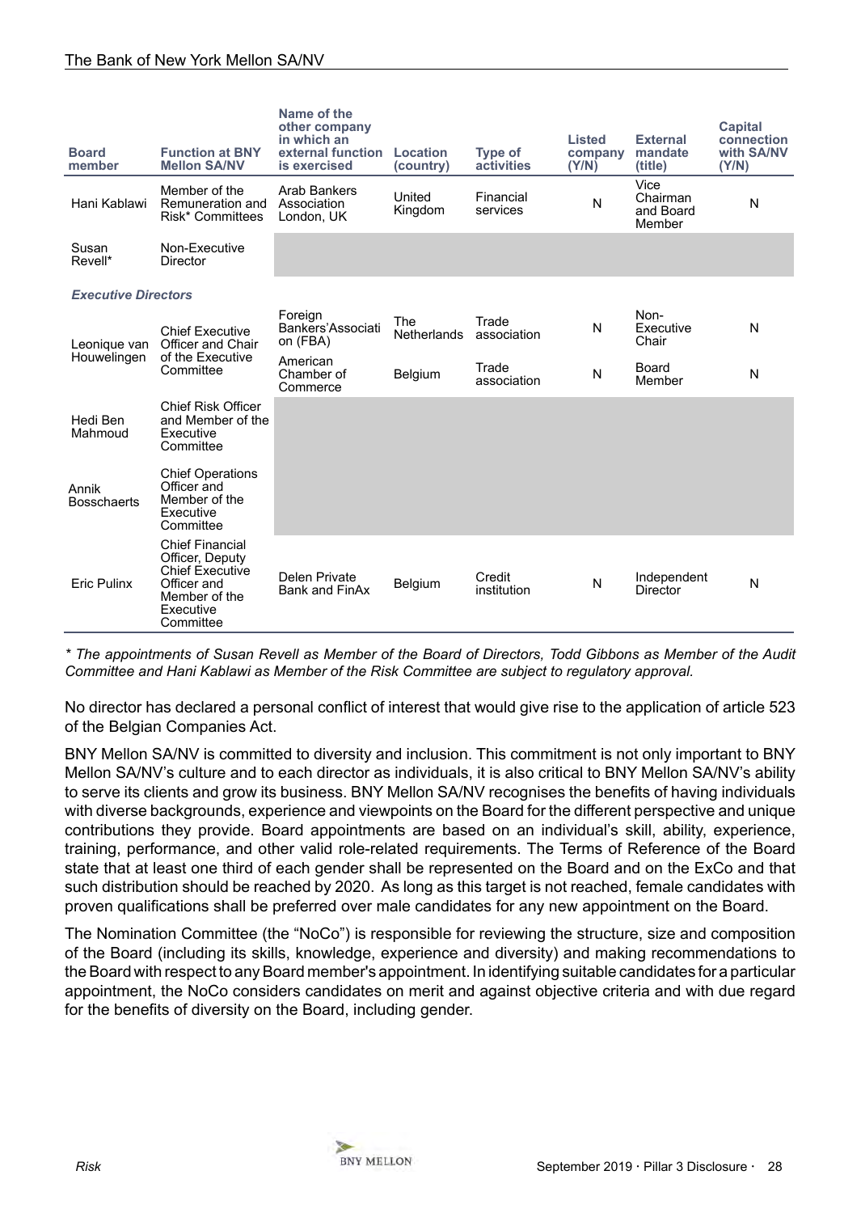| Board member | Function at BNY Mellon SA/NV | Name of the other company in which an external function is exercised | Location (country) | Type of activities | Listed company (Y/N) | External mandate (title) | Capital connection with SA/NV (Y/N) |
|---|---|---|---|---|---|---|---|
| Hani Kablawi | Member of the Remuneration and Risk* Committees | Arab Bankers Association London, UK | United Kingdom | Financial services | N | Vice Chairman and Board Member | N |
| Susan Revell* | Non-Executive Director | | | | | | |
| ***Executive Directors*** | | | | | | | |
| Leonique van Houwelingen | Chief Executive Officer and Chair of the Executive Committee | Foreign Bankers'Associati on (FBA) | The Netherlands | Trade association | N | Non-Executive Chair | N |
| | | American Chamber of Commerce | Belgium | Trade association | N | Board Member | N |
| Hedi Ben Mahmoud | Chief Risk Officer and Member of the Executive Committee | | | | | | |
| Annik Bosschaerts | Chief Operations Officer and Member of the Executive Committee | | | | | | |
| Eric Pulinx | Chief Financial Officer, Deputy Chief Executive Officer and Member of the Executive Committee | Delen Private Bank and FinAx | Belgium | Credit institution | N | Independent Director | N |

*\* The appointments of Susan Revell as Member of the Board of Directors, Todd Gibbons as Member of the Audit Committee and Hani Kablawi as Member of the Risk Committee are subject to regulatory approval.*

No director has declared a personal conflict of interest that would give rise to the application of article 523 of the Belgian Companies Act.

BNY Mellon SA/NV is committed to diversity and inclusion. This commitment is not only important to BNY Mellon SA/NV's culture and to each director as individuals, it is also critical to BNY Mellon SA/NV's ability to serve its clients and grow its business. BNY Mellon SA/NV recognises the benefits of having individuals with diverse backgrounds, experience and viewpoints on the Board for the different perspective and unique contributions they provide. Board appointments are based on an individual's skill, ability, experience, training, performance, and other valid role-related requirements. The Terms of Reference of the Board state that at least one third of each gender shall be represented on the Board and on the ExCo and that such distribution should be reached by 2020. As long as this target is not reached, female candidates with proven qualifications shall be preferred over male candidates for any new appointment on the Board.

The Nomination Committee (the "NoCo") is responsible for reviewing the structure, size and composition of the Board (including its skills, knowledge, experience and diversity) and making recommendations to the Board with respect to any Board member's appointment. In identifying suitable candidates for a particular appointment, the NoCo considers candidates on merit and against objective criteria and with due regard for the benefits of diversity on the Board, including gender.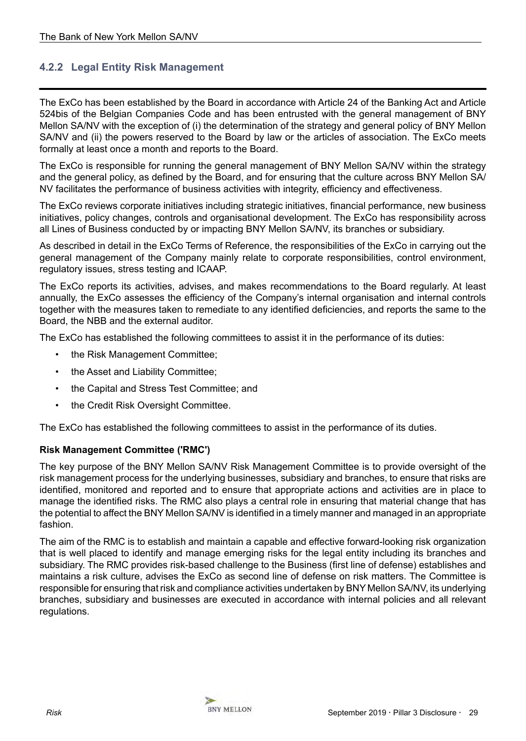### 4.2.2 Legal Entity Risk Management

The ExCo has been established by the Board in accordance with Article 24 of the Banking Act and Article 524bis of the Belgian Companies Code and has been entrusted with the general management of BNY Mellon SA/NV with the exception of (i) the determination of the strategy and general policy of BNY Mellon SA/NV and (ii) the powers reserved to the Board by law or the articles of association. The ExCo meets formally at least once a month and reports to the Board.

The ExCo is responsible for running the general management of BNY Mellon SA/NV within the strategy and the general policy, as defined by the Board, and for ensuring that the culture across BNY Mellon SA/NV facilitates the performance of business activities with integrity, efficiency and effectiveness.

The ExCo reviews corporate initiatives including strategic initiatives, financial performance, new business initiatives, policy changes, controls and organisational development. The ExCo has responsibility across all Lines of Business conducted by or impacting BNY Mellon SA/NV, its branches or subsidiary.

As described in detail in the ExCo Terms of Reference, the responsibilities of the ExCo in carrying out the general management of the Company mainly relate to corporate responsibilities, control environment, regulatory issues, stress testing and ICAAP.

The ExCo reports its activities, advises, and makes recommendations to the Board regularly. At least annually, the ExCo assesses the efficiency of the Company's internal organisation and internal controls together with the measures taken to remediate to any identified deficiencies, and reports the same to the Board, the NBB and the external auditor.

The ExCo has established the following committees to assist it in the performance of its duties:

- the Risk Management Committee;
- the Asset and Liability Committee;
- the Capital and Stress Test Committee; and
- the Credit Risk Oversight Committee.

The ExCo has established the following committees to assist in the performance of its duties.

**Risk Management Committee ('RMC')**

The key purpose of the BNY Mellon SA/NV Risk Management Committee is to provide oversight of the risk management process for the underlying businesses, subsidiary and branches, to ensure that risks are identified, monitored and reported and to ensure that appropriate actions and activities are in place to manage the identified risks. The RMC also plays a central role in ensuring that material change that has the potential to affect the BNY Mellon SA/NV is identified in a timely manner and managed in an appropriate fashion.

The aim of the RMC is to establish and maintain a capable and effective forward-looking risk organization that is well placed to identify and manage emerging risks for the legal entity including its branches and subsidiary. The RMC provides risk-based challenge to the Business (first line of defense) establishes and maintains a risk culture, advises the ExCo as second line of defense on risk matters. The Committee is responsible for ensuring that risk and compliance activities undertaken by BNY Mellon SA/NV, its underlying branches, subsidiary and businesses are executed in accordance with internal policies and all relevant regulations.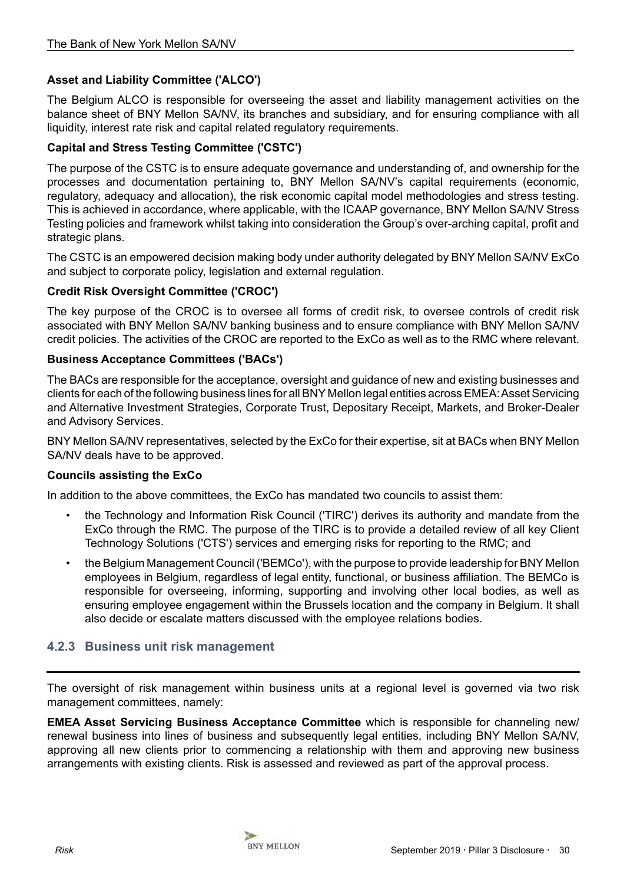**Asset and Liability Committee ('ALCO')**

The Belgium ALCO is responsible for overseeing the asset and liability management activities on the balance sheet of BNY Mellon SA/NV, its branches and subsidiary, and for ensuring compliance with all liquidity, interest rate risk and capital related regulatory requirements.

**Capital and Stress Testing Committee ('CSTC')**

The purpose of the CSTC is to ensure adequate governance and understanding of, and ownership for the processes and documentation pertaining to, BNY Mellon SA/NV's capital requirements (economic, regulatory, adequacy and allocation), the risk economic capital model methodologies and stress testing. This is achieved in accordance, where applicable, with the ICAAP governance, BNY Mellon SA/NV Stress Testing policies and framework whilst taking into consideration the Group's over-arching capital, profit and strategic plans.

The CSTC is an empowered decision making body under authority delegated by BNY Mellon SA/NV ExCo and subject to corporate policy, legislation and external regulation.

**Credit Risk Oversight Committee ('CROC')**

The key purpose of the CROC is to oversee all forms of credit risk, to oversee controls of credit risk associated with BNY Mellon SA/NV banking business and to ensure compliance with BNY Mellon SA/NV credit policies. The activities of the CROC are reported to the ExCo as well as to the RMC where relevant.

**Business Acceptance Committees ('BACs')**

The BACs are responsible for the acceptance, oversight and guidance of new and existing businesses and clients for each of the following business lines for all BNY Mellon legal entities across EMEA: Asset Servicing and Alternative Investment Strategies, Corporate Trust, Depositary Receipt, Markets, and Broker-Dealer and Advisory Services.

BNY Mellon SA/NV representatives, selected by the ExCo for their expertise, sit at BACs when BNY Mellon SA/NV deals have to be approved.

**Councils assisting the ExCo**

In addition to the above committees, the ExCo has mandated two councils to assist them:

- the Technology and Information Risk Council ('TIRC') derives its authority and mandate from the ExCo through the RMC. The purpose of the TIRC is to provide a detailed review of all key Client Technology Solutions ('CTS') services and emerging risks for reporting to the RMC; and
- the Belgium Management Council ('BEMCo'), with the purpose to provide leadership for BNY Mellon employees in Belgium, regardless of legal entity, functional, or business affiliation. The BEMCo is responsible for overseeing, informing, supporting and involving other local bodies, as well as ensuring employee engagement within the Brussels location and the company in Belgium. It shall also decide or escalate matters discussed with the employee relations bodies.

### 4.2.3 Business unit risk management

The oversight of risk management within business units at a regional level is governed via two risk management committees, namely:

**EMEA Asset Servicing Business Acceptance Committee** which is responsible for channeling new/renewal business into lines of business and subsequently legal entities, including BNY Mellon SA/NV, approving all new clients prior to commencing a relationship with them and approving new business arrangements with existing clients. Risk is assessed and reviewed as part of the approval process.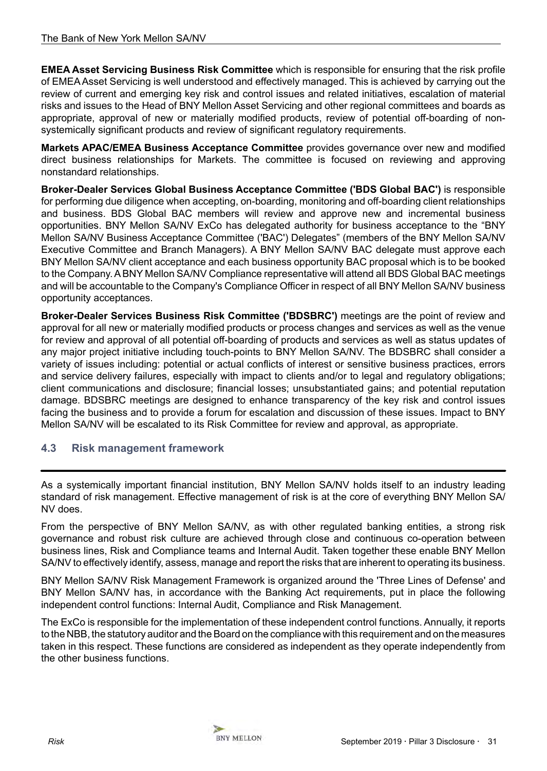**EMEA Asset Servicing Business Risk Committee** which is responsible for ensuring that the risk profile of EMEA Asset Servicing is well understood and effectively managed. This is achieved by carrying out the review of current and emerging key risk and control issues and related initiatives, escalation of material risks and issues to the Head of BNY Mellon Asset Servicing and other regional committees and boards as appropriate, approval of new or materially modified products, review of potential off-boarding of non-systemically significant products and review of significant regulatory requirements.

**Markets APAC/EMEA Business Acceptance Committee** provides governance over new and modified direct business relationships for Markets. The committee is focused on reviewing and approving nonstandard relationships.

**Broker-Dealer Services Global Business Acceptance Committee ('BDS Global BAC')** is responsible for performing due diligence when accepting, on-boarding, monitoring and off-boarding client relationships and business. BDS Global BAC members will review and approve new and incremental business opportunities. BNY Mellon SA/NV ExCo has delegated authority for business acceptance to the "BNY Mellon SA/NV Business Acceptance Committee ('BAC') Delegates" (members of the BNY Mellon SA/NV Executive Committee and Branch Managers). A BNY Mellon SA/NV BAC delegate must approve each BNY Mellon SA/NV client acceptance and each business opportunity BAC proposal which is to be booked to the Company. A BNY Mellon SA/NV Compliance representative will attend all BDS Global BAC meetings and will be accountable to the Company's Compliance Officer in respect of all BNY Mellon SA/NV business opportunity acceptances.

**Broker-Dealer Services Business Risk Committee ('BDSBRC')** meetings are the point of review and approval for all new or materially modified products or process changes and services as well as the venue for review and approval of all potential off-boarding of products and services as well as status updates of any major project initiative including touch-points to BNY Mellon SA/NV. The BDSBRC shall consider a variety of issues including: potential or actual conflicts of interest or sensitive business practices, errors and service delivery failures, especially with impact to clients and/or to legal and regulatory obligations; client communications and disclosure; financial losses; unsubstantiated gains; and potential reputation damage. BDSBRC meetings are designed to enhance transparency of the key risk and control issues facing the business and to provide a forum for escalation and discussion of these issues. Impact to BNY Mellon SA/NV will be escalated to its Risk Committee for review and approval, as appropriate.

## 4.3 Risk management framework

As a systemically important financial institution, BNY Mellon SA/NV holds itself to an industry leading standard of risk management. Effective management of risk is at the core of everything BNY Mellon SA/NV does.

From the perspective of BNY Mellon SA/NV, as with other regulated banking entities, a strong risk governance and robust risk culture are achieved through close and continuous co-operation between business lines, Risk and Compliance teams and Internal Audit. Taken together these enable BNY Mellon SA/NV to effectively identify, assess, manage and report the risks that are inherent to operating its business.

BNY Mellon SA/NV Risk Management Framework is organized around the 'Three Lines of Defense' and BNY Mellon SA/NV has, in accordance with the Banking Act requirements, put in place the following independent control functions: Internal Audit, Compliance and Risk Management.

The ExCo is responsible for the implementation of these independent control functions. Annually, it reports to the NBB, the statutory auditor and the Board on the compliance with this requirement and on the measures taken in this respect. These functions are considered as independent as they operate independently from the other business functions.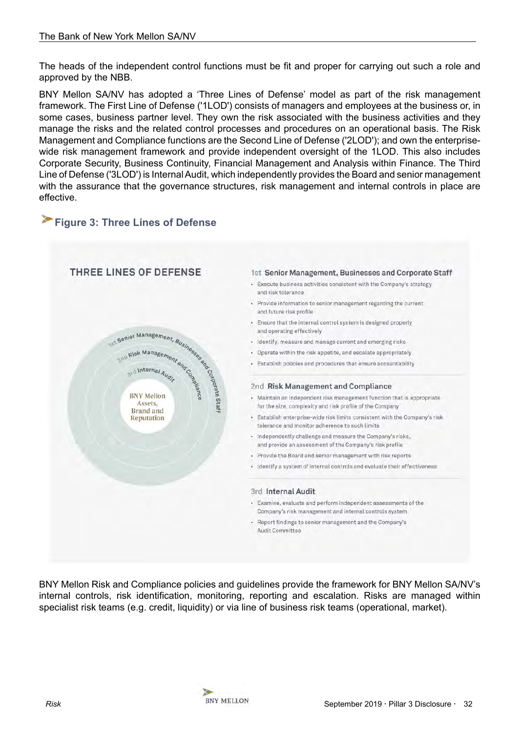The heads of the independent control functions must be fit and proper for carrying out such a role and approved by the NBB.

BNY Mellon SA/NV has adopted a 'Three Lines of Defense' model as part of the risk management framework. The First Line of Defense ('1LOD') consists of managers and employees at the business or, in some cases, business partner level. They own the risk associated with the business activities and they manage the risks and the related control processes and procedures on an operational basis. The Risk Management and Compliance functions are the Second Line of Defense ('2LOD'); and own the enterprise-wide risk management framework and provide independent oversight of the 1LOD. This also includes Corporate Security, Business Continuity, Financial Management and Analysis within Finance. The Third Line of Defense ('3LOD') is Internal Audit, which independently provides the Board and senior management with the assurance that the governance structures, risk management and internal controls in place are effective.

## Figure 3: Three Lines of Defense

**THREE LINES OF DEFENSE**

1st Senior Management, Businesses and Corporate Staff
2nd Risk Management and Compliance
3rd Internal Audit
BNY Mellon Assets, Brand and Reputation

**1st Senior Management, Businesses and Corporate Staff**

- Execute business activities consistent with the Company's strategy and risk tolerance
- Provide information to senior management regarding the current and future risk profile
- Ensure that the internal control system is designed properly and operating effectively
- Identify, measure and manage current and emerging risks
- Operate within the risk appetite, and escalate appropriately
- Establish policies and procedures that ensure accountability

**2nd Risk Management and Compliance**

- Maintain an independent risk management function that is appropriate for the size, complexity and risk profile of the Company
- Establish enterprise-wide risk limits consistent with the Company's risk tolerance and monitor adherence to such limits
- Independently challenge and measure the Company's risks, and provide an assessment of the Company's risk profile
- Provide the Board and senior management with risk reports
- Identify a system of internal controls and evaluate their effectiveness

**3rd Internal Audit**

- Examine, evaluate and perform independent assessments of the Company's risk management and internal controls system
- Report findings to senior management and the Company's Audit Committee

BNY Mellon Risk and Compliance policies and guidelines provide the framework for BNY Mellon SA/NV's internal controls, risk identification, monitoring, reporting and escalation. Risks are managed within specialist risk teams (e.g. credit, liquidity) or via line of business risk teams (operational, market).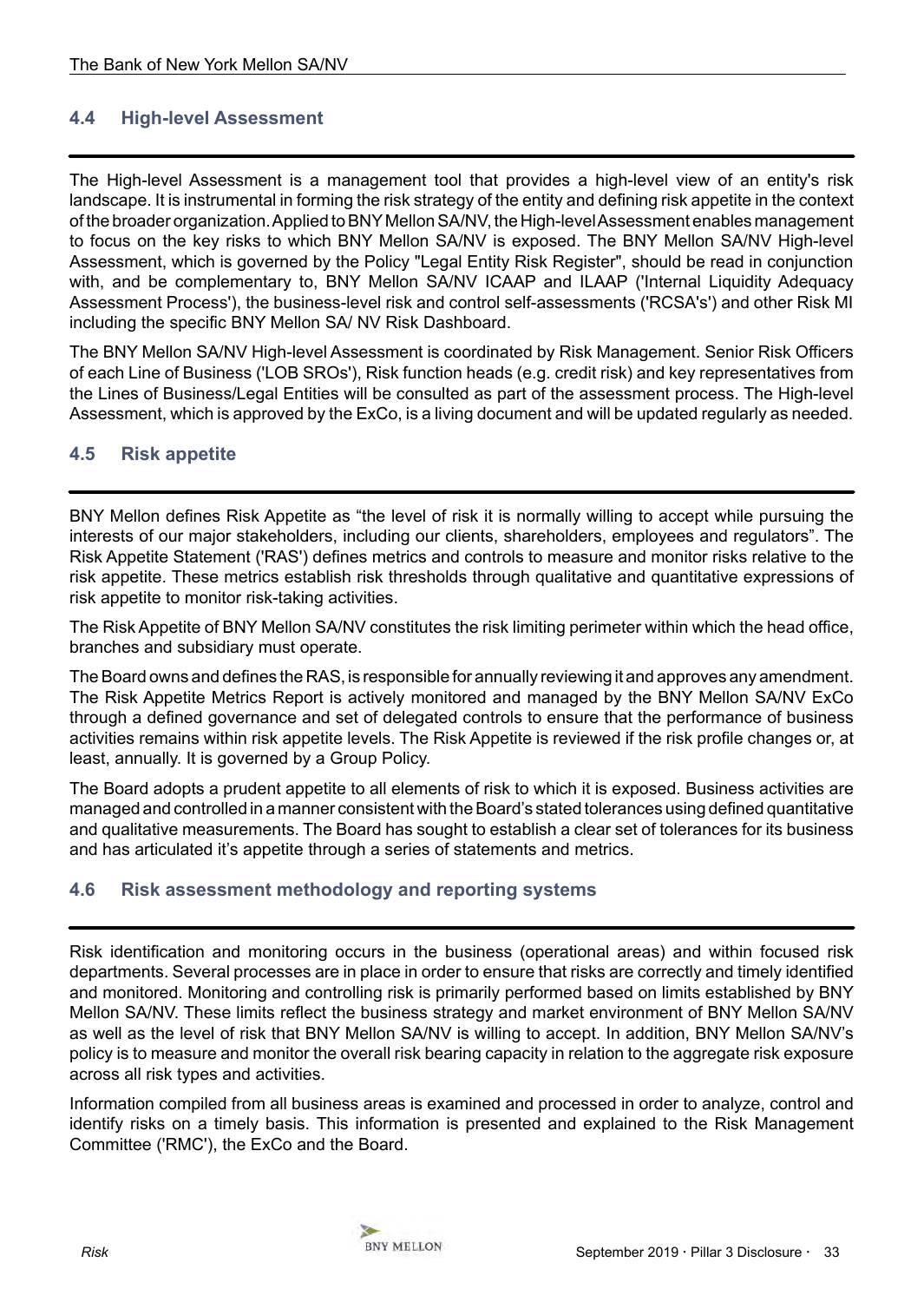## 4.4 High-level Assessment

The High-level Assessment is a management tool that provides a high-level view of an entity's risk landscape. It is instrumental in forming the risk strategy of the entity and defining risk appetite in the context of the broader organization. Applied to BNY Mellon SA/NV, the High-level Assessment enables management to focus on the key risks to which BNY Mellon SA/NV is exposed. The BNY Mellon SA/NV High-level Assessment, which is governed by the Policy "Legal Entity Risk Register", should be read in conjunction with, and be complementary to, BNY Mellon SA/NV ICAAP and ILAAP ('Internal Liquidity Adequacy Assessment Process'), the business-level risk and control self-assessments ('RCSA's') and other Risk MI including the specific BNY Mellon SA/ NV Risk Dashboard.

The BNY Mellon SA/NV High-level Assessment is coordinated by Risk Management. Senior Risk Officers of each Line of Business ('LOB SROs'), Risk function heads (e.g. credit risk) and key representatives from the Lines of Business/Legal Entities will be consulted as part of the assessment process. The High-level Assessment, which is approved by the ExCo, is a living document and will be updated regularly as needed.

## 4.5 Risk appetite

BNY Mellon defines Risk Appetite as "the level of risk it is normally willing to accept while pursuing the interests of our major stakeholders, including our clients, shareholders, employees and regulators". The Risk Appetite Statement ('RAS') defines metrics and controls to measure and monitor risks relative to the risk appetite. These metrics establish risk thresholds through qualitative and quantitative expressions of risk appetite to monitor risk-taking activities.

The Risk Appetite of BNY Mellon SA/NV constitutes the risk limiting perimeter within which the head office, branches and subsidiary must operate.

The Board owns and defines the RAS, is responsible for annually reviewing it and approves any amendment. The Risk Appetite Metrics Report is actively monitored and managed by the BNY Mellon SA/NV ExCo through a defined governance and set of delegated controls to ensure that the performance of business activities remains within risk appetite levels. The Risk Appetite is reviewed if the risk profile changes or, at least, annually. It is governed by a Group Policy.

The Board adopts a prudent appetite to all elements of risk to which it is exposed. Business activities are managed and controlled in a manner consistent with the Board's stated tolerances using defined quantitative and qualitative measurements. The Board has sought to establish a clear set of tolerances for its business and has articulated it's appetite through a series of statements and metrics.

## 4.6 Risk assessment methodology and reporting systems

Risk identification and monitoring occurs in the business (operational areas) and within focused risk departments. Several processes are in place in order to ensure that risks are correctly and timely identified and monitored. Monitoring and controlling risk is primarily performed based on limits established by BNY Mellon SA/NV. These limits reflect the business strategy and market environment of BNY Mellon SA/NV as well as the level of risk that BNY Mellon SA/NV is willing to accept. In addition, BNY Mellon SA/NV's policy is to measure and monitor the overall risk bearing capacity in relation to the aggregate risk exposure across all risk types and activities.

Information compiled from all business areas is examined and processed in order to analyze, control and identify risks on a timely basis. This information is presented and explained to the Risk Management Committee ('RMC'), the ExCo and the Board.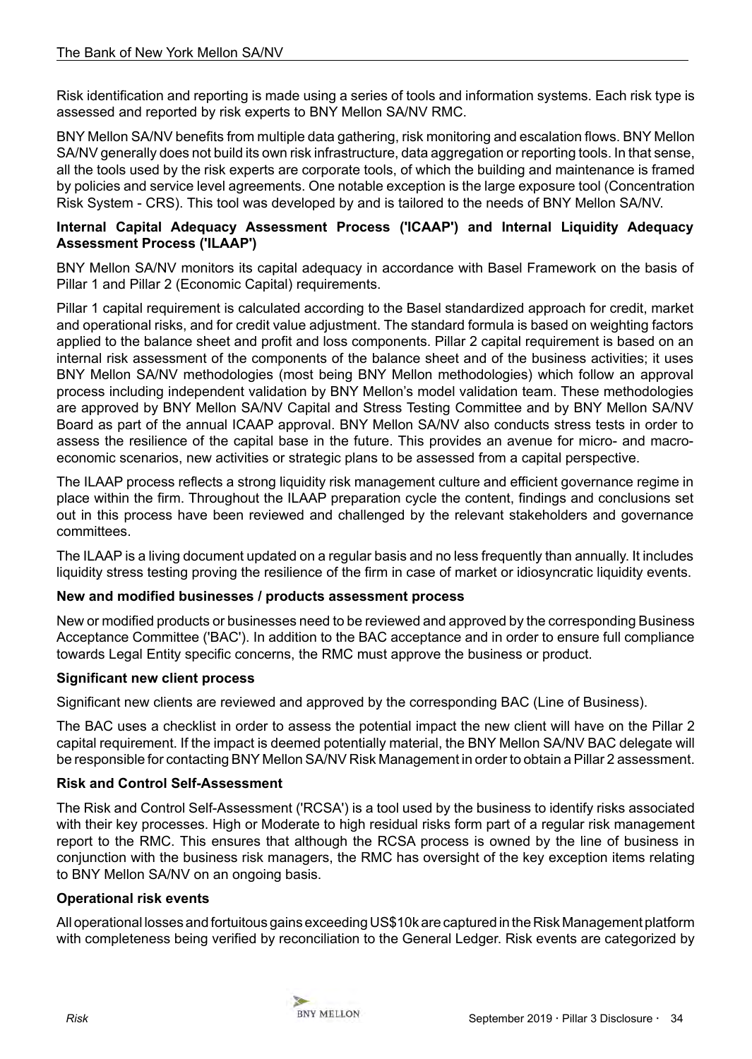Risk identification and reporting is made using a series of tools and information systems. Each risk type is assessed and reported by risk experts to BNY Mellon SA/NV RMC.

BNY Mellon SA/NV benefits from multiple data gathering, risk monitoring and escalation flows. BNY Mellon SA/NV generally does not build its own risk infrastructure, data aggregation or reporting tools. In that sense, all the tools used by the risk experts are corporate tools, of which the building and maintenance is framed by policies and service level agreements. One notable exception is the large exposure tool (Concentration Risk System - CRS). This tool was developed by and is tailored to the needs of BNY Mellon SA/NV.

**Internal Capital Adequacy Assessment Process ('ICAAP') and Internal Liquidity Adequacy Assessment Process ('ILAAP')**

BNY Mellon SA/NV monitors its capital adequacy in accordance with Basel Framework on the basis of Pillar 1 and Pillar 2 (Economic Capital) requirements.

Pillar 1 capital requirement is calculated according to the Basel standardized approach for credit, market and operational risks, and for credit value adjustment. The standard formula is based on weighting factors applied to the balance sheet and profit and loss components. Pillar 2 capital requirement is based on an internal risk assessment of the components of the balance sheet and of the business activities; it uses BNY Mellon SA/NV methodologies (most being BNY Mellon methodologies) which follow an approval process including independent validation by BNY Mellon's model validation team. These methodologies are approved by BNY Mellon SA/NV Capital and Stress Testing Committee and by BNY Mellon SA/NV Board as part of the annual ICAAP approval. BNY Mellon SA/NV also conducts stress tests in order to assess the resilience of the capital base in the future. This provides an avenue for micro- and macro-economic scenarios, new activities or strategic plans to be assessed from a capital perspective.

The ILAAP process reflects a strong liquidity risk management culture and efficient governance regime in place within the firm. Throughout the ILAAP preparation cycle the content, findings and conclusions set out in this process have been reviewed and challenged by the relevant stakeholders and governance committees.

The ILAAP is a living document updated on a regular basis and no less frequently than annually. It includes liquidity stress testing proving the resilience of the firm in case of market or idiosyncratic liquidity events.

**New and modified businesses / products assessment process**

New or modified products or businesses need to be reviewed and approved by the corresponding Business Acceptance Committee ('BAC'). In addition to the BAC acceptance and in order to ensure full compliance towards Legal Entity specific concerns, the RMC must approve the business or product.

**Significant new client process**

Significant new clients are reviewed and approved by the corresponding BAC (Line of Business).

The BAC uses a checklist in order to assess the potential impact the new client will have on the Pillar 2 capital requirement. If the impact is deemed potentially material, the BNY Mellon SA/NV BAC delegate will be responsible for contacting BNY Mellon SA/NV Risk Management in order to obtain a Pillar 2 assessment.

**Risk and Control Self-Assessment**

The Risk and Control Self-Assessment ('RCSA') is a tool used by the business to identify risks associated with their key processes. High or Moderate to high residual risks form part of a regular risk management report to the RMC. This ensures that although the RCSA process is owned by the line of business in conjunction with the business risk managers, the RMC has oversight of the key exception items relating to BNY Mellon SA/NV on an ongoing basis.

**Operational risk events**

All operational losses and fortuitous gains exceeding US$10k are captured in the Risk Management platform with completeness being verified by reconciliation to the General Ledger. Risk events are categorized by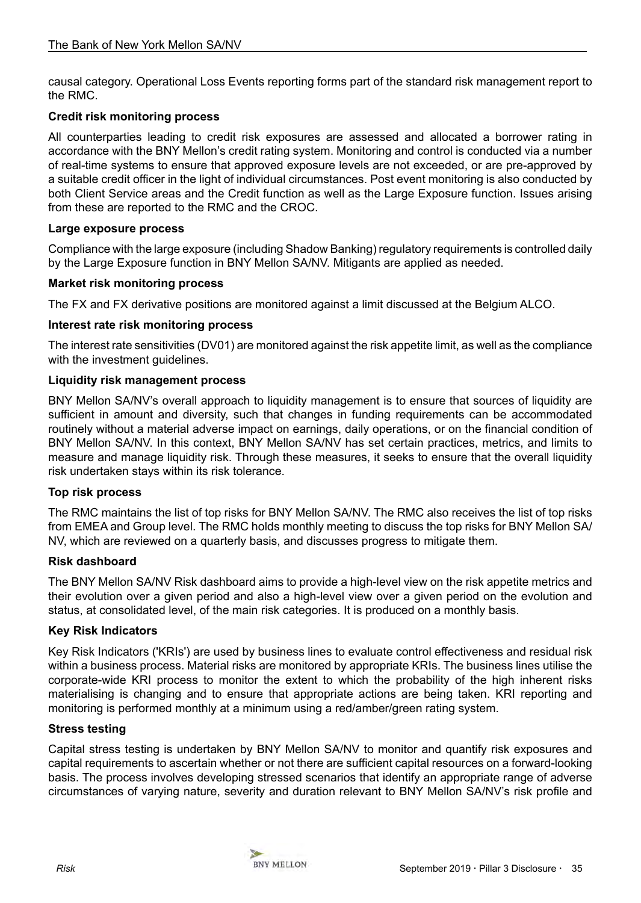causal category. Operational Loss Events reporting forms part of the standard risk management report to the RMC.

**Credit risk monitoring process**

All counterparties leading to credit risk exposures are assessed and allocated a borrower rating in accordance with the BNY Mellon's credit rating system. Monitoring and control is conducted via a number of real-time systems to ensure that approved exposure levels are not exceeded, or are pre-approved by a suitable credit officer in the light of individual circumstances. Post event monitoring is also conducted by both Client Service areas and the Credit function as well as the Large Exposure function. Issues arising from these are reported to the RMC and the CROC.

**Large exposure process**

Compliance with the large exposure (including Shadow Banking) regulatory requirements is controlled daily by the Large Exposure function in BNY Mellon SA/NV. Mitigants are applied as needed.

**Market risk monitoring process**

The FX and FX derivative positions are monitored against a limit discussed at the Belgium ALCO.

**Interest rate risk monitoring process**

The interest rate sensitivities (DV01) are monitored against the risk appetite limit, as well as the compliance with the investment guidelines.

**Liquidity risk management process**

BNY Mellon SA/NV's overall approach to liquidity management is to ensure that sources of liquidity are sufficient in amount and diversity, such that changes in funding requirements can be accommodated routinely without a material adverse impact on earnings, daily operations, or on the financial condition of BNY Mellon SA/NV. In this context, BNY Mellon SA/NV has set certain practices, metrics, and limits to measure and manage liquidity risk. Through these measures, it seeks to ensure that the overall liquidity risk undertaken stays within its risk tolerance.

**Top risk process**

The RMC maintains the list of top risks for BNY Mellon SA/NV. The RMC also receives the list of top risks from EMEA and Group level. The RMC holds monthly meeting to discuss the top risks for BNY Mellon SA/NV, which are reviewed on a quarterly basis, and discusses progress to mitigate them.

**Risk dashboard**

The BNY Mellon SA/NV Risk dashboard aims to provide a high-level view on the risk appetite metrics and their evolution over a given period and also a high-level view over a given period on the evolution and status, at consolidated level, of the main risk categories. It is produced on a monthly basis.

**Key Risk Indicators**

Key Risk Indicators ('KRIs') are used by business lines to evaluate control effectiveness and residual risk within a business process. Material risks are monitored by appropriate KRIs. The business lines utilise the corporate-wide KRI process to monitor the extent to which the probability of the high inherent risks materialising is changing and to ensure that appropriate actions are being taken. KRI reporting and monitoring is performed monthly at a minimum using a red/amber/green rating system.

**Stress testing**

Capital stress testing is undertaken by BNY Mellon SA/NV to monitor and quantify risk exposures and capital requirements to ascertain whether or not there are sufficient capital resources on a forward-looking basis. The process involves developing stressed scenarios that identify an appropriate range of adverse circumstances of varying nature, severity and duration relevant to BNY Mellon SA/NV's risk profile and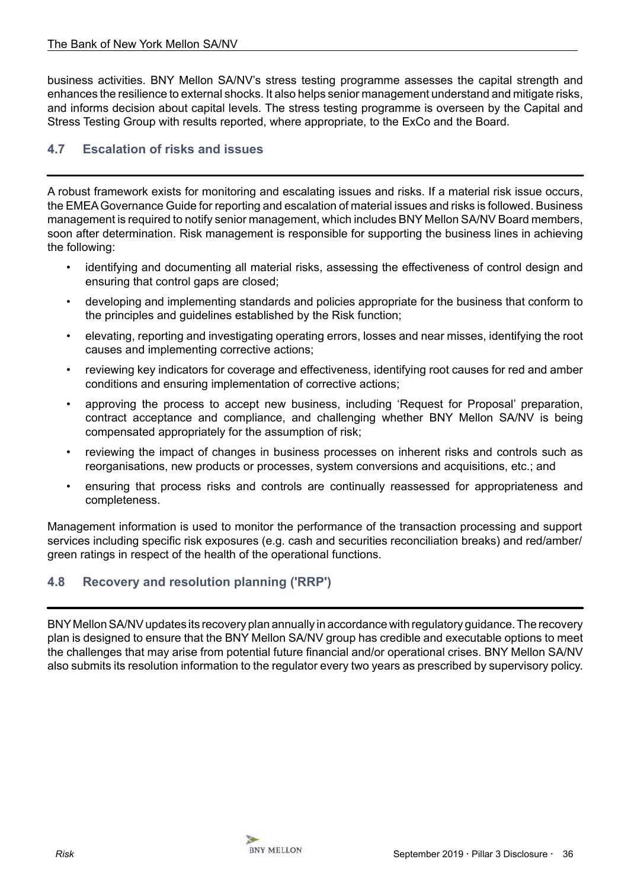business activities. BNY Mellon SA/NV's stress testing programme assesses the capital strength and enhances the resilience to external shocks. It also helps senior management understand and mitigate risks, and informs decision about capital levels. The stress testing programme is overseen by the Capital and Stress Testing Group with results reported, where appropriate, to the ExCo and the Board.

## 4.7 Escalation of risks and issues

A robust framework exists for monitoring and escalating issues and risks. If a material risk issue occurs, the EMEA Governance Guide for reporting and escalation of material issues and risks is followed. Business management is required to notify senior management, which includes BNY Mellon SA/NV Board members, soon after determination. Risk management is responsible for supporting the business lines in achieving the following:

- identifying and documenting all material risks, assessing the effectiveness of control design and ensuring that control gaps are closed;
- developing and implementing standards and policies appropriate for the business that conform to the principles and guidelines established by the Risk function;
- elevating, reporting and investigating operating errors, losses and near misses, identifying the root causes and implementing corrective actions;
- reviewing key indicators for coverage and effectiveness, identifying root causes for red and amber conditions and ensuring implementation of corrective actions;
- approving the process to accept new business, including 'Request for Proposal' preparation, contract acceptance and compliance, and challenging whether BNY Mellon SA/NV is being compensated appropriately for the assumption of risk;
- reviewing the impact of changes in business processes on inherent risks and controls such as reorganisations, new products or processes, system conversions and acquisitions, etc.; and
- ensuring that process risks and controls are continually reassessed for appropriateness and completeness.

Management information is used to monitor the performance of the transaction processing and support services including specific risk exposures (e.g. cash and securities reconciliation breaks) and red/amber/green ratings in respect of the health of the operational functions.

## 4.8 Recovery and resolution planning ('RRP')

BNY Mellon SA/NV updates its recovery plan annually in accordance with regulatory guidance. The recovery plan is designed to ensure that the BNY Mellon SA/NV group has credible and executable options to meet the challenges that may arise from potential future financial and/or operational crises. BNY Mellon SA/NV also submits its resolution information to the regulator every two years as prescribed by supervisory policy.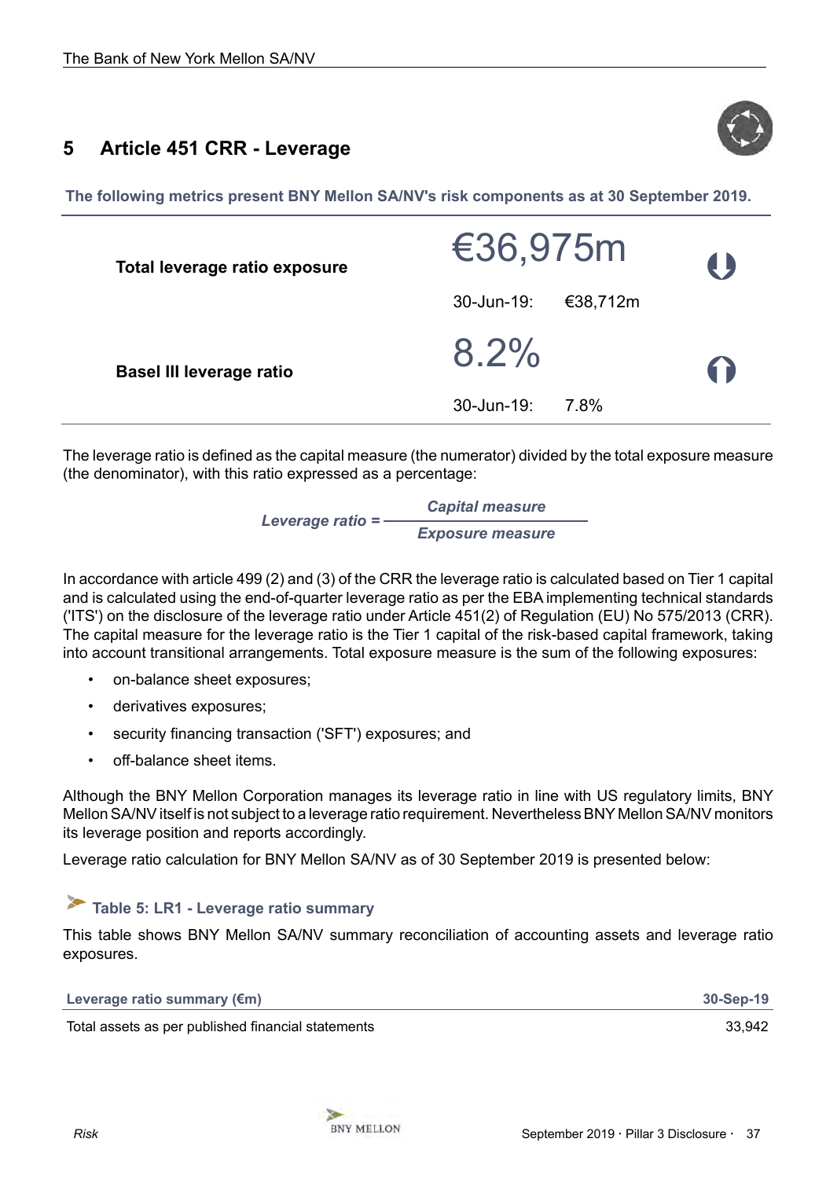## 5 Article 451 CRR - Leverage

**The following metrics present BNY Mellon SA/NV's risk components as at 30 September 2019.**

| | | |
|---|---|---|
| **Total leverage ratio exposure** | €36,975m | ↓ |
| | 30-Jun-19: €38,712m | |
| **Basel III leverage ratio** | 8.2% | ↑ |
| | 30-Jun-19: 7.8% | |

The leverage ratio is defined as the capital measure (the numerator) divided by the total exposure measure (the denominator), with this ratio expressed as a percentage:

$$\textit{Leverage ratio} = \frac{\textit{Capital measure}}{\textit{Exposure measure}}$$

In accordance with article 499 (2) and (3) of the CRR the leverage ratio is calculated based on Tier 1 capital and is calculated using the end-of-quarter leverage ratio as per the EBA implementing technical standards ('ITS') on the disclosure of the leverage ratio under Article 451(2) of Regulation (EU) No 575/2013 (CRR). The capital measure for the leverage ratio is the Tier 1 capital of the risk-based capital framework, taking into account transitional arrangements. Total exposure measure is the sum of the following exposures:

- on-balance sheet exposures;
- derivatives exposures;
- security financing transaction ('SFT') exposures; and
- off-balance sheet items.

Although the BNY Mellon Corporation manages its leverage ratio in line with US regulatory limits, BNY Mellon SA/NV itself is not subject to a leverage ratio requirement. Nevertheless BNY Mellon SA/NV monitors its leverage position and reports accordingly.

Leverage ratio calculation for BNY Mellon SA/NV as of 30 September 2019 is presented below:

### Table 5: LR1 - Leverage ratio summary

This table shows BNY Mellon SA/NV summary reconciliation of accounting assets and leverage ratio exposures.

| Leverage ratio summary (€m) | 30-Sep-19 |
|---|---|
| Total assets as per published financial statements | 33,942 |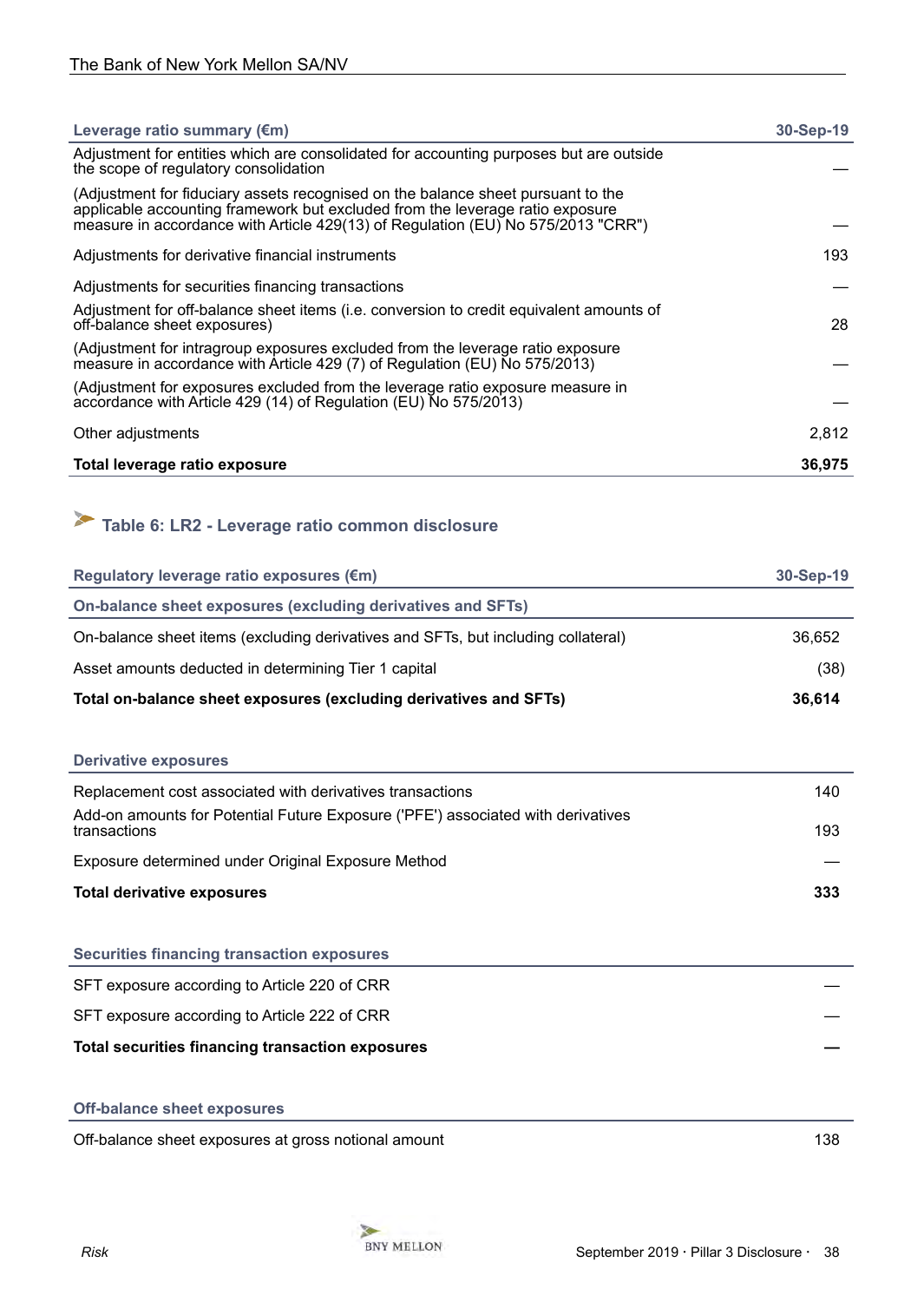| Leverage ratio summary (€m) | 30-Sep-19 |
|---|---|
| Adjustment for entities which are consolidated for accounting purposes but are outside the scope of regulatory consolidation | — |
| (Adjustment for fiduciary assets recognised on the balance sheet pursuant to the applicable accounting framework but excluded from the leverage ratio exposure measure in accordance with Article 429(13) of Regulation (EU) No 575/2013 "CRR") | — |
| Adjustments for derivative financial instruments | 193 |
| Adjustments for securities financing transactions | — |
| Adjustment for off-balance sheet items (i.e. conversion to credit equivalent amounts of off-balance sheet exposures) | 28 |
| (Adjustment for intragroup exposures excluded from the leverage ratio exposure measure in accordance with Article 429 (7) of Regulation (EU) No 575/2013) | — |
| (Adjustment for exposures excluded from the leverage ratio exposure measure in accordance with Article 429 (14) of Regulation (EU) No 575/2013) | — |
| Other adjustments | 2,812 |
| **Total leverage ratio exposure** | **36,975** |

## Table 6: LR2 - Leverage ratio common disclosure

| Regulatory leverage ratio exposures (€m) | 30-Sep-19 |
|---|---|
| **On-balance sheet exposures (excluding derivatives and SFTs)** | |
| On-balance sheet items (excluding derivatives and SFTs, but including collateral) | 36,652 |
| Asset amounts deducted in determining Tier 1 capital | (38) |
| **Total on-balance sheet exposures (excluding derivatives and SFTs)** | **36,614** |
| **Derivative exposures** | |
| Replacement cost associated with derivatives transactions | 140 |
| Add-on amounts for Potential Future Exposure ('PFE') associated with derivatives transactions | 193 |
| Exposure determined under Original Exposure Method | — |
| **Total derivative exposures** | **333** |
| **Securities financing transaction exposures** | |
| SFT exposure according to Article 220 of CRR | — |
| SFT exposure according to Article 222 of CRR | — |
| **Total securities financing transaction exposures** | **—** |
| **Off-balance sheet exposures** | |
| Off-balance sheet exposures at gross notional amount | 138 |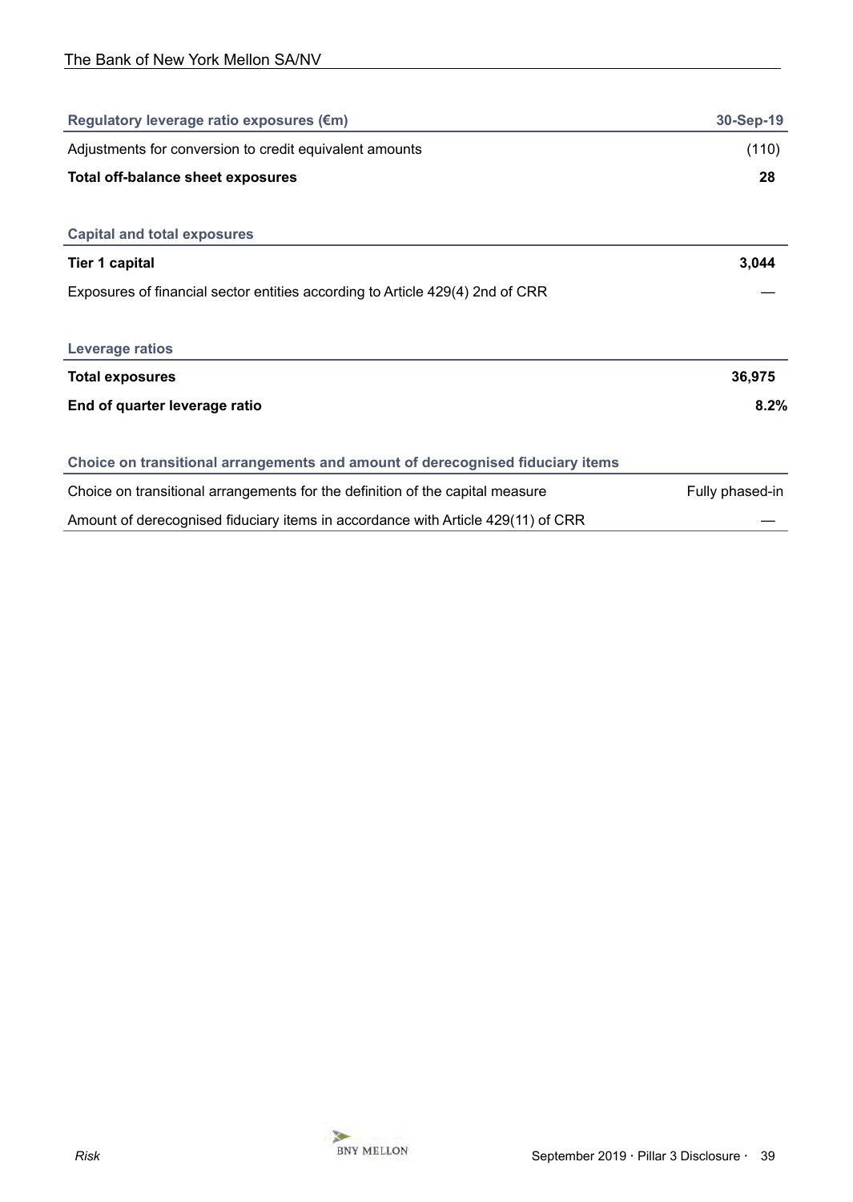| Regulatory leverage ratio exposures (€m) | 30-Sep-19 |
|---|---|
| Adjustments for conversion to credit equivalent amounts | (110) |
| **Total off-balance sheet exposures** | **28** |
| **Capital and total exposures** | |
| **Tier 1 capital** | **3,044** |
| Exposures of financial sector entities according to Article 429(4) 2nd of CRR | — |
| **Leverage ratios** | |
| **Total exposures** | **36,975** |
| **End of quarter leverage ratio** | **8.2%** |
| **Choice on transitional arrangements and amount of derecognised fiduciary items** | |
| Choice on transitional arrangements for the definition of the capital measure | Fully phased-in |
| Amount of derecognised fiduciary items in accordance with Article 429(11) of CRR | — |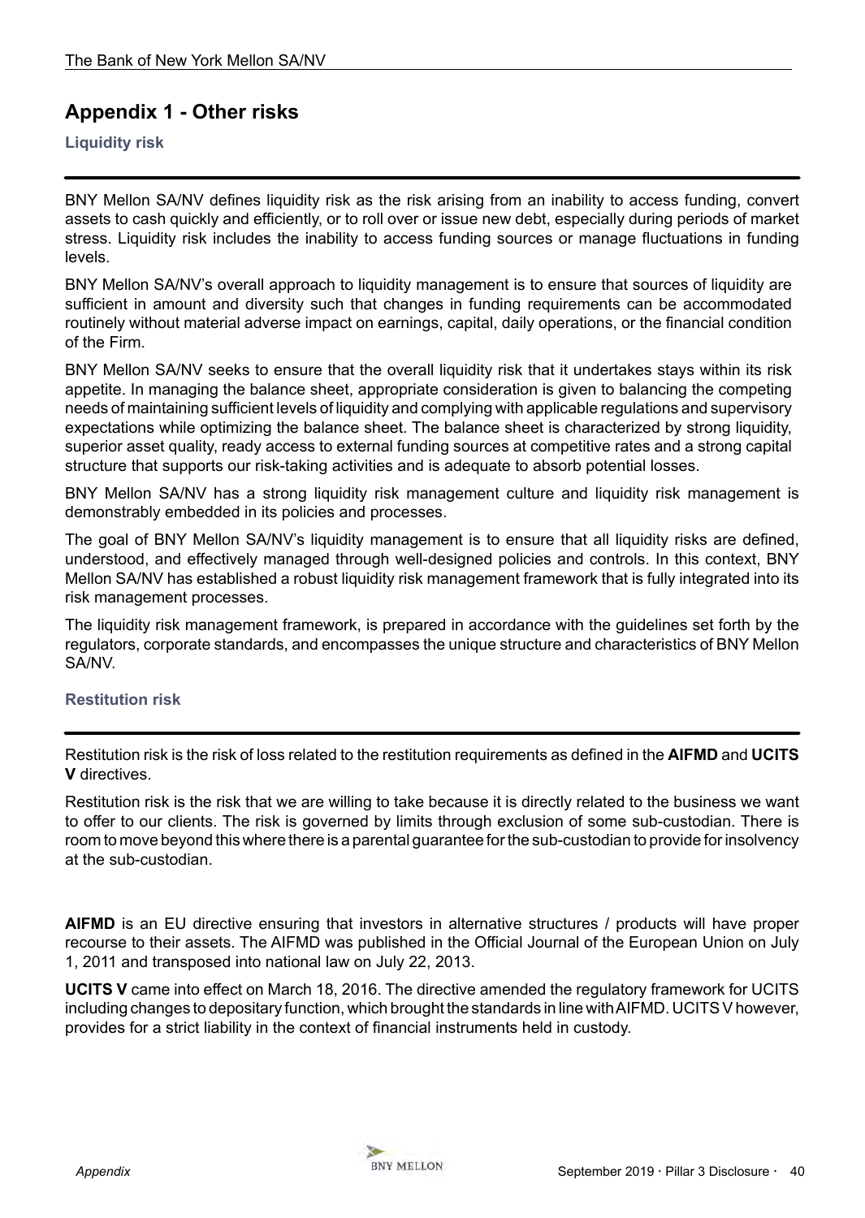## Appendix 1 - Other risks

### Liquidity risk

BNY Mellon SA/NV defines liquidity risk as the risk arising from an inability to access funding, convert assets to cash quickly and efficiently, or to roll over or issue new debt, especially during periods of market stress. Liquidity risk includes the inability to access funding sources or manage fluctuations in funding levels.

BNY Mellon SA/NV's overall approach to liquidity management is to ensure that sources of liquidity are sufficient in amount and diversity such that changes in funding requirements can be accommodated routinely without material adverse impact on earnings, capital, daily operations, or the financial condition of the Firm.

BNY Mellon SA/NV seeks to ensure that the overall liquidity risk that it undertakes stays within its risk appetite. In managing the balance sheet, appropriate consideration is given to balancing the competing needs of maintaining sufficient levels of liquidity and complying with applicable regulations and supervisory expectations while optimizing the balance sheet. The balance sheet is characterized by strong liquidity, superior asset quality, ready access to external funding sources at competitive rates and a strong capital structure that supports our risk-taking activities and is adequate to absorb potential losses.

BNY Mellon SA/NV has a strong liquidity risk management culture and liquidity risk management is demonstrably embedded in its policies and processes.

The goal of BNY Mellon SA/NV's liquidity management is to ensure that all liquidity risks are defined, understood, and effectively managed through well-designed policies and controls. In this context, BNY Mellon SA/NV has established a robust liquidity risk management framework that is fully integrated into its risk management processes.

The liquidity risk management framework, is prepared in accordance with the guidelines set forth by the regulators, corporate standards, and encompasses the unique structure and characteristics of BNY Mellon SA/NV.

### Restitution risk

Restitution risk is the risk of loss related to the restitution requirements as defined in the **AIFMD** and **UCITS V** directives.

Restitution risk is the risk that we are willing to take because it is directly related to the business we want to offer to our clients. The risk is governed by limits through exclusion of some sub-custodian. There is room to move beyond this where there is a parental guarantee for the sub-custodian to provide for insolvency at the sub-custodian.

**AIFMD** is an EU directive ensuring that investors in alternative structures / products will have proper recourse to their assets. The AIFMD was published in the Official Journal of the European Union on July 1, 2011 and transposed into national law on July 22, 2013.

**UCITS V** came into effect on March 18, 2016. The directive amended the regulatory framework for UCITS including changes to depositary function, which brought the standards in line with AIFMD. UCITS V however, provides for a strict liability in the context of financial instruments held in custody.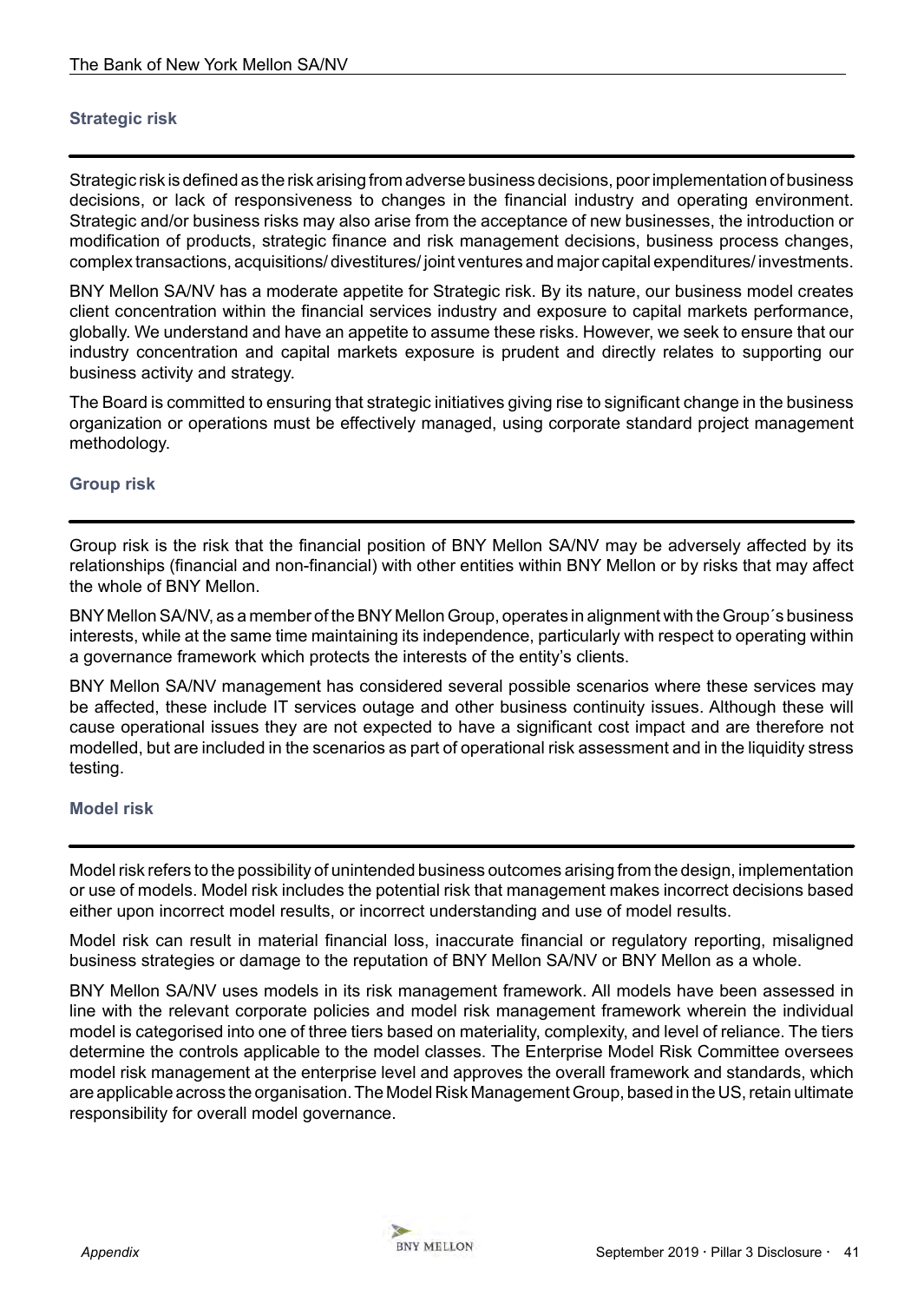### Strategic risk

Strategic risk is defined as the risk arising from adverse business decisions, poor implementation of business decisions, or lack of responsiveness to changes in the financial industry and operating environment. Strategic and/or business risks may also arise from the acceptance of new businesses, the introduction or modification of products, strategic finance and risk management decisions, business process changes, complex transactions, acquisitions/ divestitures/ joint ventures and major capital expenditures/ investments.

BNY Mellon SA/NV has a moderate appetite for Strategic risk. By its nature, our business model creates client concentration within the financial services industry and exposure to capital markets performance, globally. We understand and have an appetite to assume these risks. However, we seek to ensure that our industry concentration and capital markets exposure is prudent and directly relates to supporting our business activity and strategy.

The Board is committed to ensuring that strategic initiatives giving rise to significant change in the business organization or operations must be effectively managed, using corporate standard project management methodology.

### Group risk

Group risk is the risk that the financial position of BNY Mellon SA/NV may be adversely affected by its relationships (financial and non-financial) with other entities within BNY Mellon or by risks that may affect the whole of BNY Mellon.

BNY Mellon SA/NV, as a member of the BNY Mellon Group, operates in alignment with the Group´s business interests, while at the same time maintaining its independence, particularly with respect to operating within a governance framework which protects the interests of the entity's clients.

BNY Mellon SA/NV management has considered several possible scenarios where these services may be affected, these include IT services outage and other business continuity issues. Although these will cause operational issues they are not expected to have a significant cost impact and are therefore not modelled, but are included in the scenarios as part of operational risk assessment and in the liquidity stress testing.

### Model risk

Model risk refers to the possibility of unintended business outcomes arising from the design, implementation or use of models. Model risk includes the potential risk that management makes incorrect decisions based either upon incorrect model results, or incorrect understanding and use of model results.

Model risk can result in material financial loss, inaccurate financial or regulatory reporting, misaligned business strategies or damage to the reputation of BNY Mellon SA/NV or BNY Mellon as a whole.

BNY Mellon SA/NV uses models in its risk management framework. All models have been assessed in line with the relevant corporate policies and model risk management framework wherein the individual model is categorised into one of three tiers based on materiality, complexity, and level of reliance. The tiers determine the controls applicable to the model classes. The Enterprise Model Risk Committee oversees model risk management at the enterprise level and approves the overall framework and standards, which are applicable across the organisation. The Model Risk Management Group, based in the US, retain ultimate responsibility for overall model governance.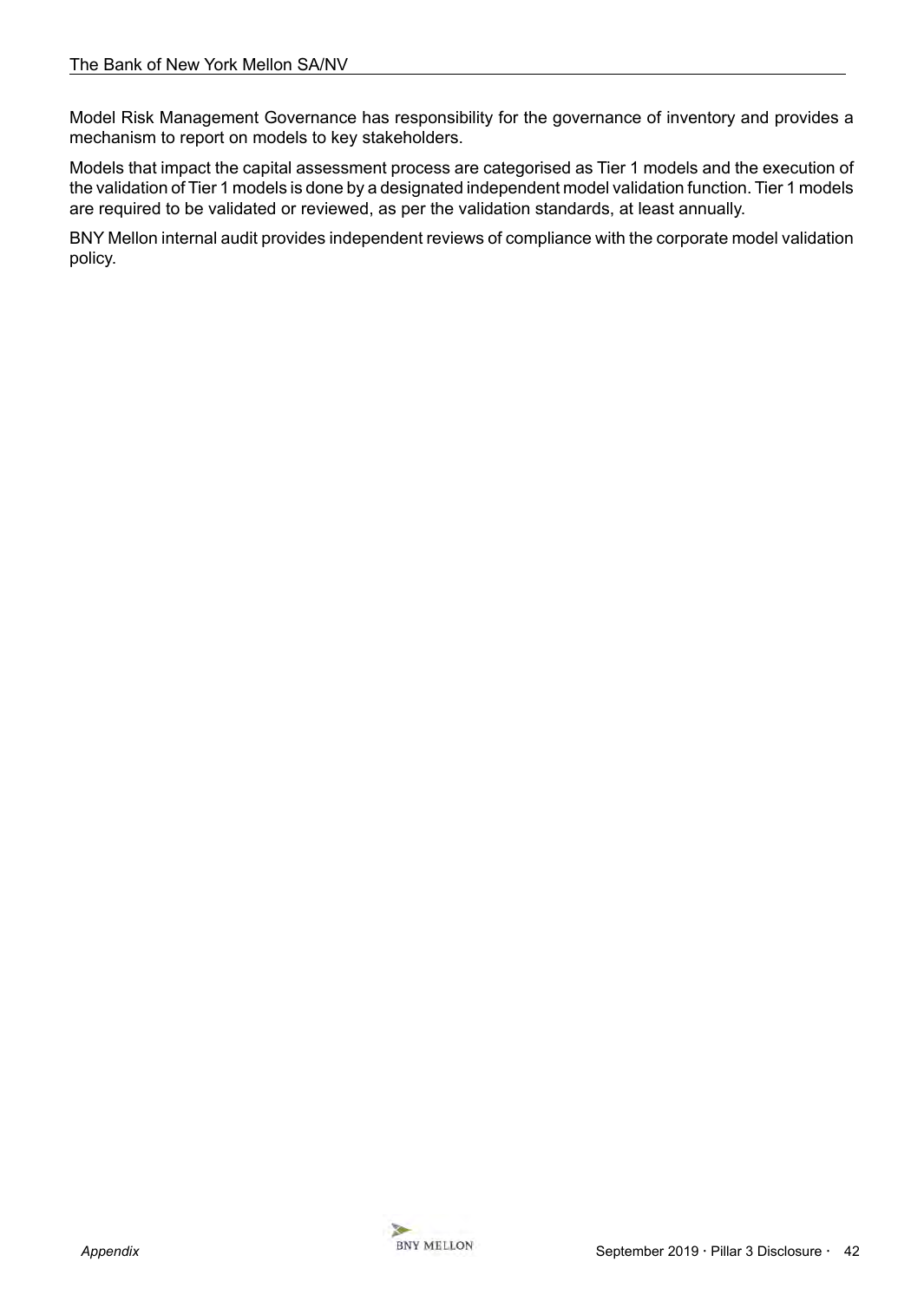Model Risk Management Governance has responsibility for the governance of inventory and provides a mechanism to report on models to key stakeholders.

Models that impact the capital assessment process are categorised as Tier 1 models and the execution of the validation of Tier 1 models is done by a designated independent model validation function. Tier 1 models are required to be validated or reviewed, as per the validation standards, at least annually.

BNY Mellon internal audit provides independent reviews of compliance with the corporate model validation policy.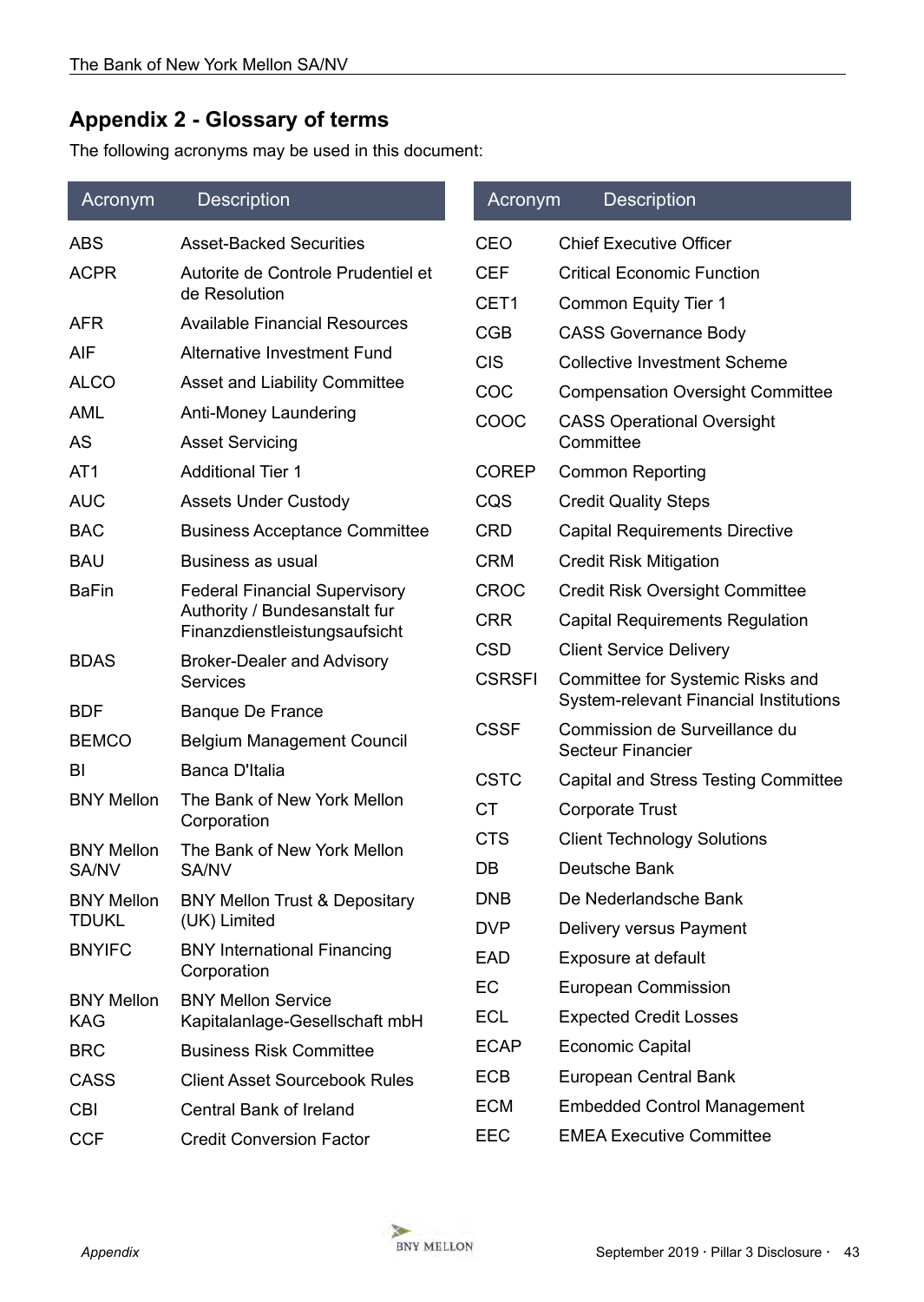## Appendix 2 - Glossary of terms

The following acronyms may be used in this document:

| Acronym | Description |
|---|---|
| ABS | Asset-Backed Securities |
| ACPR | Autorite de Controle Prudentiel et de Resolution |
| AFR | Available Financial Resources |
| AIF | Alternative Investment Fund |
| ALCO | Asset and Liability Committee |
| AML | Anti-Money Laundering |
| AS | Asset Servicing |
| AT1 | Additional Tier 1 |
| AUC | Assets Under Custody |
| BAC | Business Acceptance Committee |
| BAU | Business as usual |
| BaFin | Federal Financial Supervisory Authority / Bundesanstalt fur Finanzdienstleistungsaufsicht |
| BDAS | Broker-Dealer and Advisory Services |
| BDF | Banque De France |
| BEMCO | Belgium Management Council |
| BI | Banca D'Italia |
| BNY Mellon | The Bank of New York Mellon Corporation |
| BNY Mellon SA/NV | The Bank of New York Mellon SA/NV |
| BNY Mellon TDUKL | BNY Mellon Trust & Depositary (UK) Limited |
| BNYIFC | BNY International Financing Corporation |
| BNY Mellon KAG | BNY Mellon Service Kapitalanlage-Gesellschaft mbH |
| BRC | Business Risk Committee |
| CASS | Client Asset Sourcebook Rules |
| CBI | Central Bank of Ireland |
| CCF | Credit Conversion Factor |
| CEO | Chief Executive Officer |
| CEF | Critical Economic Function |
| CET1 | Common Equity Tier 1 |
| CGB | CASS Governance Body |
| CIS | Collective Investment Scheme |
| COC | Compensation Oversight Committee |
| COOC | CASS Operational Oversight Committee |
| COREP | Common Reporting |
| CQS | Credit Quality Steps |
| CRD | Capital Requirements Directive |
| CRM | Credit Risk Mitigation |
| CROC | Credit Risk Oversight Committee |
| CRR | Capital Requirements Regulation |
| CSD | Client Service Delivery |
| CSRSFI | Committee for Systemic Risks and System-relevant Financial Institutions |
| CSSF | Commission de Surveillance du Secteur Financier |
| CSTC | Capital and Stress Testing Committee |
| CT | Corporate Trust |
| CTS | Client Technology Solutions |
| DB | Deutsche Bank |
| DNB | De Nederlandsche Bank |
| DVP | Delivery versus Payment |
| EAD | Exposure at default |
| EC | European Commission |
| ECL | Expected Credit Losses |
| ECAP | Economic Capital |
| ECB | European Central Bank |
| ECM | Embedded Control Management |
| EEC | EMEA Executive Committee |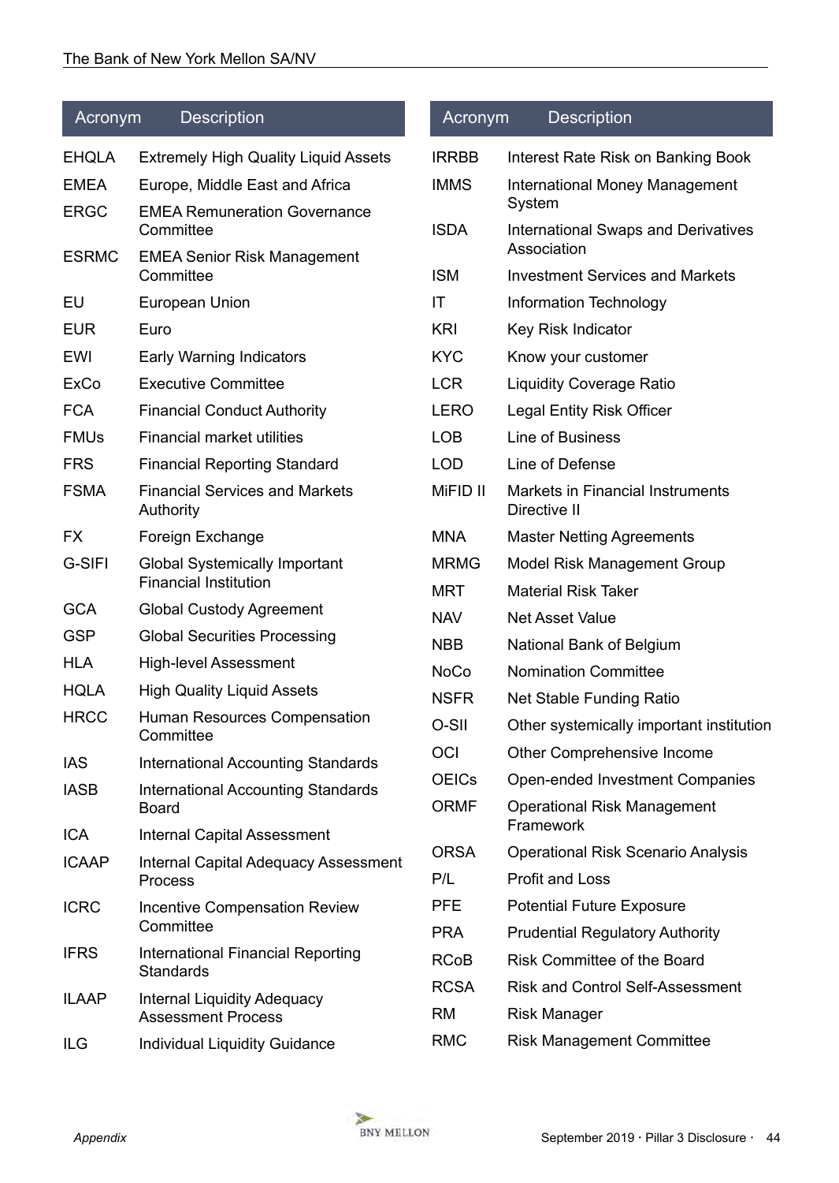| Acronym | Description |
|---|---|
| EHQLA | Extremely High Quality Liquid Assets |
| EMEA | Europe, Middle East and Africa |
| ERGC | EMEA Remuneration Governance Committee |
| ESRMC | EMEA Senior Risk Management Committee |
| EU | European Union |
| EUR | Euro |
| EWI | Early Warning Indicators |
| ExCo | Executive Committee |
| FCA | Financial Conduct Authority |
| FMUs | Financial market utilities |
| FRS | Financial Reporting Standard |
| FSMA | Financial Services and Markets Authority |
| FX | Foreign Exchange |
| G-SIFI | Global Systemically Important Financial Institution |
| GCA | Global Custody Agreement |
| GSP | Global Securities Processing |
| HLA | High-level Assessment |
| HQLA | High Quality Liquid Assets |
| HRCC | Human Resources Compensation Committee |
| IAS | International Accounting Standards |
| IASB | International Accounting Standards Board |
| ICA | Internal Capital Assessment |
| ICAAP | Internal Capital Adequacy Assessment Process |
| ICRC | Incentive Compensation Review Committee |
| IFRS | International Financial Reporting Standards |
| ILAAP | Internal Liquidity Adequacy Assessment Process |
| ILG | Individual Liquidity Guidance |
| IRRBB | Interest Rate Risk on Banking Book |
| IMMS | International Money Management System |
| ISDA | International Swaps and Derivatives Association |
| ISM | Investment Services and Markets |
| IT | Information Technology |
| KRI | Key Risk Indicator |
| KYC | Know your customer |
| LCR | Liquidity Coverage Ratio |
| LERO | Legal Entity Risk Officer |
| LOB | Line of Business |
| LOD | Line of Defense |
| MiFID II | Markets in Financial Instruments Directive II |
| MNA | Master Netting Agreements |
| MRMG | Model Risk Management Group |
| MRT | Material Risk Taker |
| NAV | Net Asset Value |
| NBB | National Bank of Belgium |
| NoCo | Nomination Committee |
| NSFR | Net Stable Funding Ratio |
| O-SII | Other systemically important institution |
| OCI | Other Comprehensive Income |
| OEICs | Open-ended Investment Companies |
| ORMF | Operational Risk Management Framework |
| ORSA | Operational Risk Scenario Analysis |
| P/L | Profit and Loss |
| PFE | Potential Future Exposure |
| PRA | Prudential Regulatory Authority |
| RCoB | Risk Committee of the Board |
| RCSA | Risk and Control Self-Assessment |
| RM | Risk Manager |
| RMC | Risk Management Committee |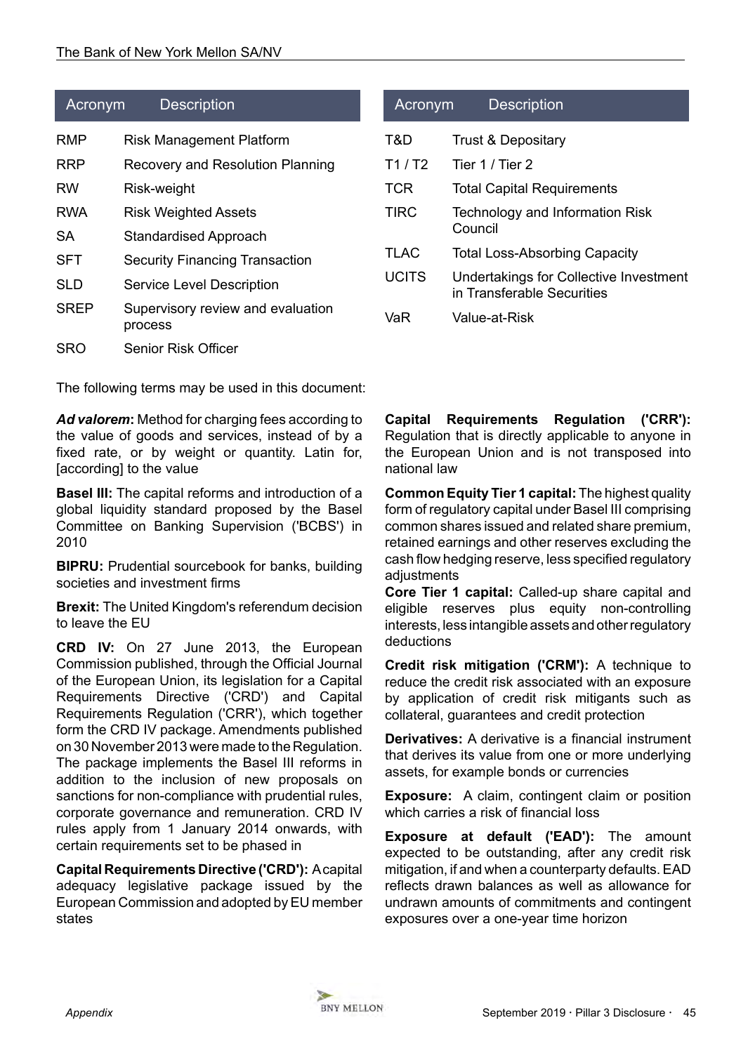| Acronym | Description |
|---|---|
| RMP | Risk Management Platform |
| RRP | Recovery and Resolution Planning |
| RW | Risk-weight |
| RWA | Risk Weighted Assets |
| SA | Standardised Approach |
| SFT | Security Financing Transaction |
| SLD | Service Level Description |
| SREP | Supervisory review and evaluation process |
| SRO | Senior Risk Officer |

| Acronym | Description |
|---|---|
| T&D | Trust & Depositary |
| T1 / T2 | Tier 1 / Tier 2 |
| TCR | Total Capital Requirements |
| TIRC | Technology and Information Risk Council |
| TLAC | Total Loss-Absorbing Capacity |
| UCITS | Undertakings for Collective Investment in Transferable Securities |
| VaR | Value-at-Risk |

The following terms may be used in this document:

***Ad valorem*:** Method for charging fees according to the value of goods and services, instead of by a fixed rate, or by weight or quantity. Latin for, [according] to the value

**Basel III:** The capital reforms and introduction of a global liquidity standard proposed by the Basel Committee on Banking Supervision ('BCBS') in 2010

**BIPRU:** Prudential sourcebook for banks, building societies and investment firms

**Brexit:** The United Kingdom's referendum decision to leave the EU

**CRD IV:** On 27 June 2013, the European Commission published, through the Official Journal of the European Union, its legislation for a Capital Requirements Directive ('CRD') and Capital Requirements Regulation ('CRR'), which together form the CRD IV package. Amendments published on 30 November 2013 were made to the Regulation. The package implements the Basel III reforms in addition to the inclusion of new proposals on sanctions for non-compliance with prudential rules, corporate governance and remuneration. CRD IV rules apply from 1 January 2014 onwards, with certain requirements set to be phased in

**Capital Requirements Directive ('CRD'):** A capital adequacy legislative package issued by the European Commission and adopted by EU member states

**Capital Requirements Regulation ('CRR'):** Regulation that is directly applicable to anyone in the European Union and is not transposed into national law

**Common Equity Tier 1 capital:** The highest quality form of regulatory capital under Basel III comprising common shares issued and related share premium, retained earnings and other reserves excluding the cash flow hedging reserve, less specified regulatory adjustments

**Core Tier 1 capital:** Called-up share capital and eligible reserves plus equity non-controlling interests, less intangible assets and other regulatory deductions

**Credit risk mitigation ('CRM'):** A technique to reduce the credit risk associated with an exposure by application of credit risk mitigants such as collateral, guarantees and credit protection

**Derivatives:** A derivative is a financial instrument that derives its value from one or more underlying assets, for example bonds or currencies

**Exposure:** A claim, contingent claim or position which carries a risk of financial loss

**Exposure at default ('EAD'):** The amount expected to be outstanding, after any credit risk mitigation, if and when a counterparty defaults. EAD reflects drawn balances as well as allowance for undrawn amounts of commitments and contingent exposures over a one-year time horizon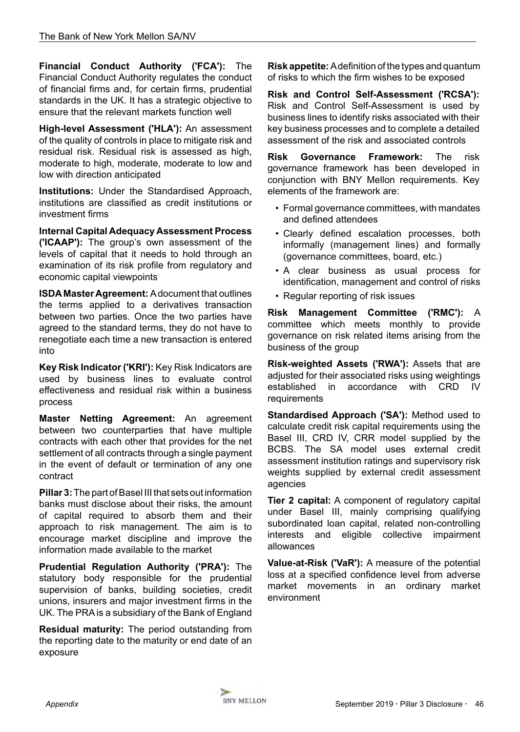**Financial Conduct Authority ('FCA'):** The Financial Conduct Authority regulates the conduct of financial firms and, for certain firms, prudential standards in the UK. It has a strategic objective to ensure that the relevant markets function well

**High-level Assessment ('HLA'):** An assessment of the quality of controls in place to mitigate risk and residual risk. Residual risk is assessed as high, moderate to high, moderate, moderate to low and low with direction anticipated

**Institutions:** Under the Standardised Approach, institutions are classified as credit institutions or investment firms

**Internal Capital Adequacy Assessment Process ('ICAAP'):** The group's own assessment of the levels of capital that it needs to hold through an examination of its risk profile from regulatory and economic capital viewpoints

**ISDA Master Agreement:** A document that outlines the terms applied to a derivatives transaction between two parties. Once the two parties have agreed to the standard terms, they do not have to renegotiate each time a new transaction is entered into

**Key Risk Indicator ('KRI'):** Key Risk Indicators are used by business lines to evaluate control effectiveness and residual risk within a business process

**Master Netting Agreement:** An agreement between two counterparties that have multiple contracts with each other that provides for the net settlement of all contracts through a single payment in the event of default or termination of any one contract

**Pillar 3:** The part of Basel III that sets out information banks must disclose about their risks, the amount of capital required to absorb them and their approach to risk management. The aim is to encourage market discipline and improve the information made available to the market

**Prudential Regulation Authority ('PRA'):** The statutory body responsible for the prudential supervision of banks, building societies, credit unions, insurers and major investment firms in the UK. The PRA is a subsidiary of the Bank of England

**Residual maturity:** The period outstanding from the reporting date to the maturity or end date of an exposure

**Risk appetite:** A definition of the types and quantum of risks to which the firm wishes to be exposed

**Risk and Control Self-Assessment ('RCSA'):** Risk and Control Self-Assessment is used by business lines to identify risks associated with their key business processes and to complete a detailed assessment of the risk and associated controls

**Risk Governance Framework:** The risk governance framework has been developed in conjunction with BNY Mellon requirements. Key elements of the framework are:

- Formal governance committees, with mandates and defined attendees
- Clearly defined escalation processes, both informally (management lines) and formally (governance committees, board, etc.)
- A clear business as usual process for identification, management and control of risks
- Regular reporting of risk issues

**Risk Management Committee ('RMC'):** A committee which meets monthly to provide governance on risk related items arising from the business of the group

**Risk-weighted Assets ('RWA'):** Assets that are adjusted for their associated risks using weightings established in accordance with CRD IV requirements

**Standardised Approach ('SA'):** Method used to calculate credit risk capital requirements using the Basel III, CRD IV, CRR model supplied by the BCBS. The SA model uses external credit assessment institution ratings and supervisory risk weights supplied by external credit assessment agencies

**Tier 2 capital:** A component of regulatory capital under Basel III, mainly comprising qualifying subordinated loan capital, related non-controlling interests and eligible collective impairment allowances

**Value-at-Risk ('VaR'):** A measure of the potential loss at a specified confidence level from adverse market movements in an ordinary market environment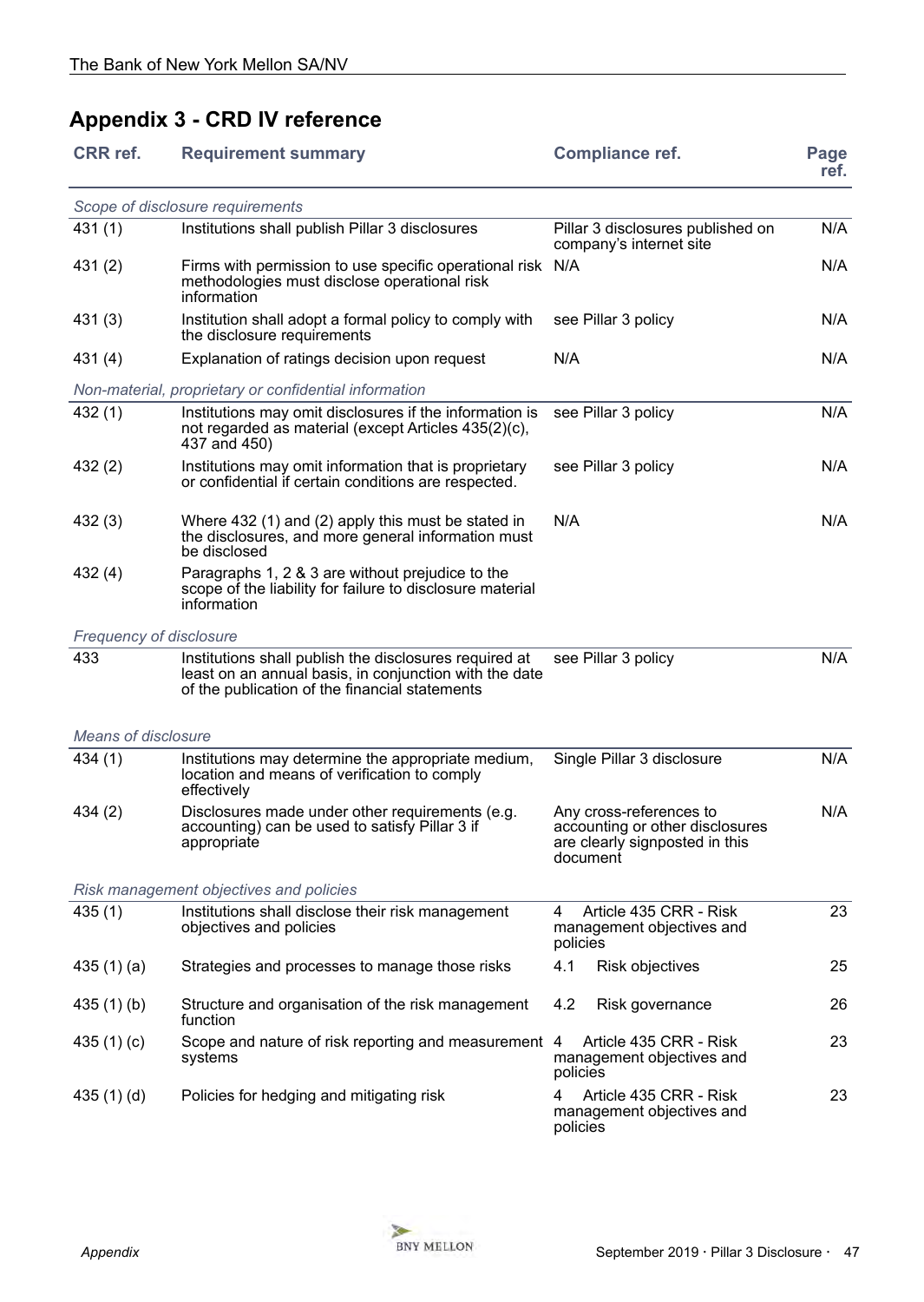## Appendix 3 - CRD IV reference

| CRR ref. | Requirement summary | Compliance ref. | Page ref. |
|---|---|---|---|
| *Scope of disclosure requirements* | | | |
| 431 (1) | Institutions shall publish Pillar 3 disclosures | Pillar 3 disclosures published on company's internet site | N/A |
| 431 (2) | Firms with permission to use specific operational risk methodologies must disclose operational risk information | N/A | N/A |
| 431 (3) | Institution shall adopt a formal policy to comply with the disclosure requirements | see Pillar 3 policy | N/A |
| 431 (4) | Explanation of ratings decision upon request | N/A | N/A |
| *Non-material, proprietary or confidential information* | | | |
| 432 (1) | Institutions may omit disclosures if the information is not regarded as material (except Articles 435(2)(c), 437 and 450) | see Pillar 3 policy | N/A |
| 432 (2) | Institutions may omit information that is proprietary or confidential if certain conditions are respected. | see Pillar 3 policy | N/A |
| 432 (3) | Where 432 (1) and (2) apply this must be stated in the disclosures, and more general information must be disclosed | N/A | N/A |
| 432 (4) | Paragraphs 1, 2 & 3 are without prejudice to the scope of the liability for failure to disclosure material information | | |
| *Frequency of disclosure* | | | |
| 433 | Institutions shall publish the disclosures required at least on an annual basis, in conjunction with the date of the publication of the financial statements | see Pillar 3 policy | N/A |
| *Means of disclosure* | | | |
| 434 (1) | Institutions may determine the appropriate medium, location and means of verification to comply effectively | Single Pillar 3 disclosure | N/A |
| 434 (2) | Disclosures made under other requirements (e.g. accounting) can be used to satisfy Pillar 3 if appropriate | Any cross-references to accounting or other disclosures are clearly signposted in this document | N/A |
| *Risk management objectives and policies* | | | |
| 435 (1) | Institutions shall disclose their risk management objectives and policies | 4 Article 435 CRR - Risk management objectives and policies | 23 |
| 435 (1) (a) | Strategies and processes to manage those risks | 4.1 Risk objectives | 25 |
| 435 (1) (b) | Structure and organisation of the risk management function | 4.2 Risk governance | 26 |
| 435 (1) (c) | Scope and nature of risk reporting and measurement systems | 4 Article 435 CRR - Risk management objectives and policies | 23 |
| 435 (1) (d) | Policies for hedging and mitigating risk | 4 Article 435 CRR - Risk management objectives and policies | 23 |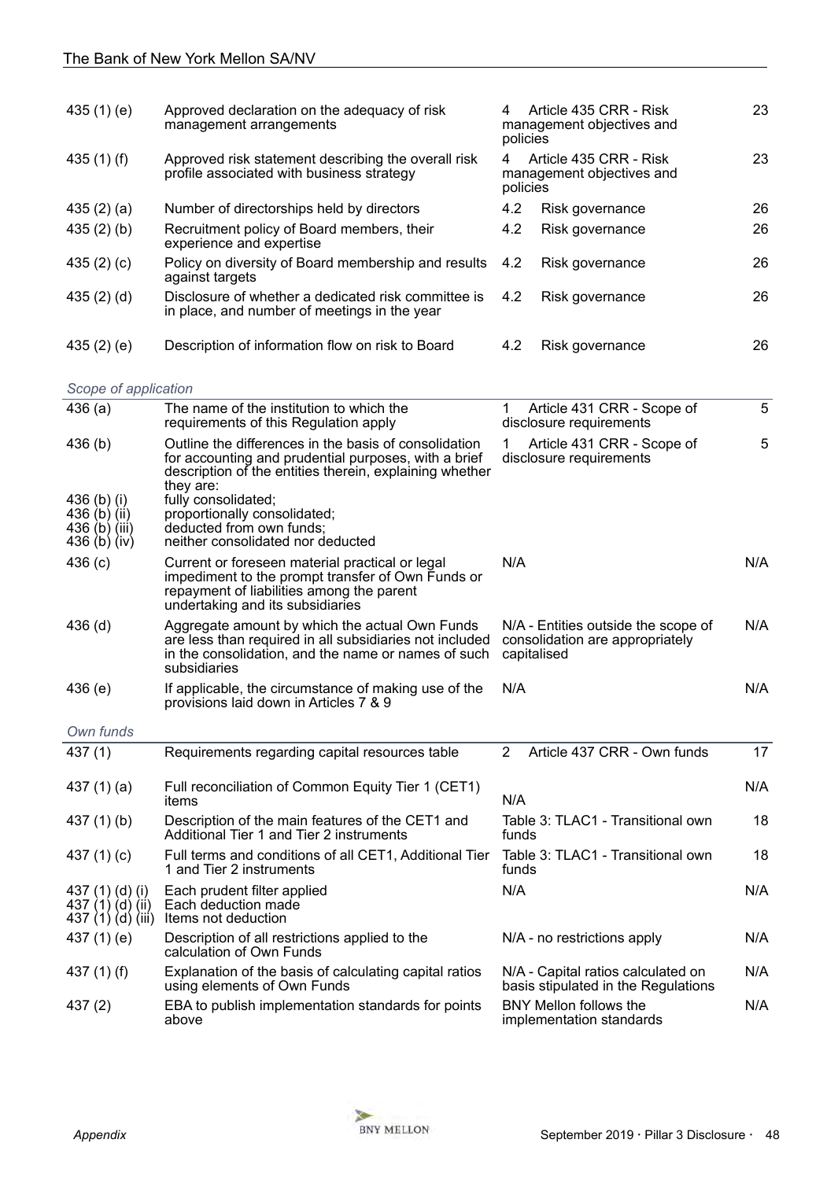| | | | |
|---|---|---|---|
| 435 (1) (e) | Approved declaration on the adequacy of risk management arrangements | 4 Article 435 CRR - Risk management objectives and policies | 23 |
| 435 (1) (f) | Approved risk statement describing the overall risk profile associated with business strategy | 4 Article 435 CRR - Risk management objectives and policies | 23 |
| 435 (2) (a) | Number of directorships held by directors | 4.2 Risk governance | 26 |
| 435 (2) (b) | Recruitment policy of Board members, their experience and expertise | 4.2 Risk governance | 26 |
| 435 (2) (c) | Policy on diversity of Board membership and results against targets | 4.2 Risk governance | 26 |
| 435 (2) (d) | Disclosure of whether a dedicated risk committee is in place, and number of meetings in the year | 4.2 Risk governance | 26 |
| 435 (2) (e) | Description of information flow on risk to Board | 4.2 Risk governance | 26 |

*Scope of application*

| | | | |
|---|---|---|---|
| 436 (a) | The name of the institution to which the requirements of this Regulation apply | 1 Article 431 CRR - Scope of disclosure requirements | 5 |
| 436 (b)<br>436 (b) (i)<br>436 (b) (ii)<br>436 (b) (iii)<br>436 (b) (iv) | Outline the differences in the basis of consolidation for accounting and prudential purposes, with a brief description of the entities therein, explaining whether they are:<br>fully consolidated;<br>proportionally consolidated;<br>deducted from own funds;<br>neither consolidated nor deducted | 1 Article 431 CRR - Scope of disclosure requirements | 5 |
| 436 (c) | Current or foreseen material practical or legal impediment to the prompt transfer of Own Funds or repayment of liabilities among the parent undertaking and its subsidiaries | N/A | N/A |
| 436 (d) | Aggregate amount by which the actual Own Funds are less than required in all subsidiaries not included in the consolidation, and the name or names of such subsidiaries | N/A - Entities outside the scope of consolidation are appropriately capitalised | N/A |
| 436 (e) | If applicable, the circumstance of making use of the provisions laid down in Articles 7 & 9 | N/A | N/A |

*Own funds*

| | | | |
|---|---|---|---|
| 437 (1) | Requirements regarding capital resources table | 2 Article 437 CRR - Own funds | 17 |
| 437 (1) (a) | Full reconciliation of Common Equity Tier 1 (CET1) items | N/A | N/A |
| 437 (1) (b) | Description of the main features of the CET1 and Additional Tier 1 and Tier 2 instruments | Table 3: TLAC1 - Transitional own funds | 18 |
| 437 (1) (c) | Full terms and conditions of all CET1, Additional Tier 1 and Tier 2 instruments | Table 3: TLAC1 - Transitional own funds | 18 |
| 437 (1) (d) (i)<br>437 (1) (d) (ii)<br>437 (1) (d) (iii) | Each prudent filter applied<br>Each deduction made<br>Items not deduction | N/A | N/A |
| 437 (1) (e) | Description of all restrictions applied to the calculation of Own Funds | N/A - no restrictions apply | N/A |
| 437 (1) (f) | Explanation of the basis of calculating capital ratios using elements of Own Funds | N/A - Capital ratios calculated on basis stipulated in the Regulations | N/A |
| 437 (2) | EBA to publish implementation standards for points above | BNY Mellon follows the implementation standards | N/A |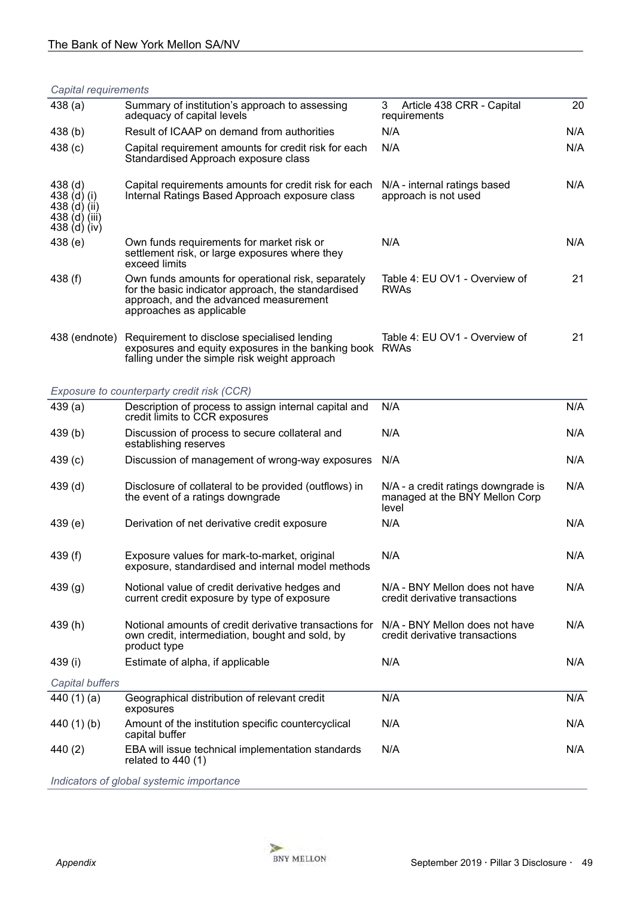*Capital requirements*

| | | | |
|---|---|---|---|
| 438 (a) | Summary of institution's approach to assessing adequacy of capital levels | 3 Article 438 CRR - Capital requirements | 20 |
| 438 (b) | Result of ICAAP on demand from authorities | N/A | N/A |
| 438 (c) | Capital requirement amounts for credit risk for each Standardised Approach exposure class | N/A | N/A |
| 438 (d)<br>438 (d) (i)<br>438 (d) (ii)<br>438 (d) (iii)<br>438 (d) (iv) | Capital requirements amounts for credit risk for each Internal Ratings Based Approach exposure class | N/A - internal ratings based approach is not used | N/A |
| 438 (e) | Own funds requirements for market risk or settlement risk, or large exposures where they exceed limits | N/A | N/A |
| 438 (f) | Own funds amounts for operational risk, separately for the basic indicator approach, the standardised approach, and the advanced measurement approaches as applicable | Table 4: EU OV1 - Overview of RWAs | 21 |
| 438 (endnote) | Requirement to disclose specialised lending exposures and equity exposures in the banking book falling under the simple risk weight approach | Table 4: EU OV1 - Overview of RWAs | 21 |

*Exposure to counterparty credit risk (CCR)*

| | | | |
|---|---|---|---|
| 439 (a) | Description of process to assign internal capital and credit limits to CCR exposures | N/A | N/A |
| 439 (b) | Discussion of process to secure collateral and establishing reserves | N/A | N/A |
| 439 (c) | Discussion of management of wrong-way exposures | N/A | N/A |
| 439 (d) | Disclosure of collateral to be provided (outflows) in the event of a ratings downgrade | N/A - a credit ratings downgrade is managed at the BNY Mellon Corp level | N/A |
| 439 (e) | Derivation of net derivative credit exposure | N/A | N/A |
| 439 (f) | Exposure values for mark-to-market, original exposure, standardised and internal model methods | N/A | N/A |
| 439 (g) | Notional value of credit derivative hedges and current credit exposure by type of exposure | N/A - BNY Mellon does not have credit derivative transactions | N/A |
| 439 (h) | Notional amounts of credit derivative transactions for own credit, intermediation, bought and sold, by product type | N/A - BNY Mellon does not have credit derivative transactions | N/A |
| 439 (i) | Estimate of alpha, if applicable | N/A | N/A |

*Capital buffers*

| | | | |
|---|---|---|---|
| 440 (1) (a) | Geographical distribution of relevant credit exposures | N/A | N/A |
| 440 (1) (b) | Amount of the institution specific countercyclical capital buffer | N/A | N/A |
| 440 (2) | EBA will issue technical implementation standards related to 440 (1) | N/A | N/A |

*Indicators of global systemic importance*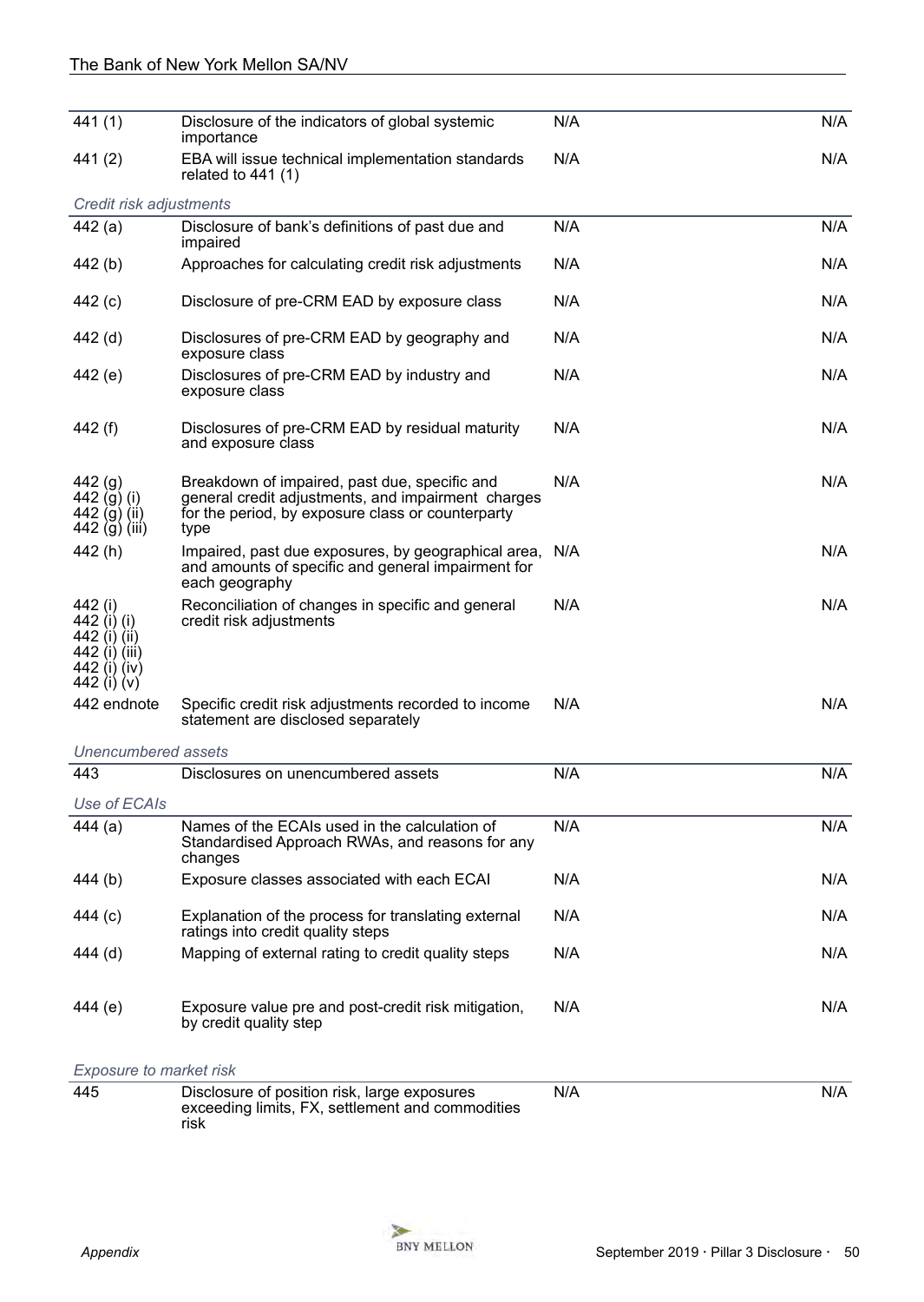| | | | |
|---|---|---|---|
| 441 (1) | Disclosure of the indicators of global systemic importance | N/A | N/A |
| 441 (2) | EBA will issue technical implementation standards related to 441 (1) | N/A | N/A |
| *Credit risk adjustments* | | | |
| 442 (a) | Disclosure of bank's definitions of past due and impaired | N/A | N/A |
| 442 (b) | Approaches for calculating credit risk adjustments | N/A | N/A |
| 442 (c) | Disclosure of pre-CRM EAD by exposure class | N/A | N/A |
| 442 (d) | Disclosures of pre-CRM EAD by geography and exposure class | N/A | N/A |
| 442 (e) | Disclosures of pre-CRM EAD by industry and exposure class | N/A | N/A |
| 442 (f) | Disclosures of pre-CRM EAD by residual maturity and exposure class | N/A | N/A |
| 442 (g)<br>442 (g) (i)<br>442 (g) (ii)<br>442 (g) (iii) | Breakdown of impaired, past due, specific and general credit adjustments, and impairment charges for the period, by exposure class or counterparty type | N/A | N/A |
| 442 (h) | Impaired, past due exposures, by geographical area, and amounts of specific and general impairment for each geography | N/A | N/A |
| 442 (i)<br>442 (i) (i)<br>442 (i) (ii)<br>442 (i) (iii)<br>442 (i) (iv)<br>442 (i) (v) | Reconciliation of changes in specific and general credit risk adjustments | N/A | N/A |
| 442 endnote | Specific credit risk adjustments recorded to income statement are disclosed separately | N/A | N/A |
| *Unencumbered assets* | | | |
| 443 | Disclosures on unencumbered assets | N/A | N/A |
| *Use of ECAIs* | | | |
| 444 (a) | Names of the ECAIs used in the calculation of Standardised Approach RWAs, and reasons for any changes | N/A | N/A |
| 444 (b) | Exposure classes associated with each ECAI | N/A | N/A |
| 444 (c) | Explanation of the process for translating external ratings into credit quality steps | N/A | N/A |
| 444 (d) | Mapping of external rating to credit quality steps | N/A | N/A |
| 444 (e) | Exposure value pre and post-credit risk mitigation, by credit quality step | N/A | N/A |
| *Exposure to market risk* | | | |
| 445 | Disclosure of position risk, large exposures exceeding limits, FX, settlement and commodities risk | N/A | N/A |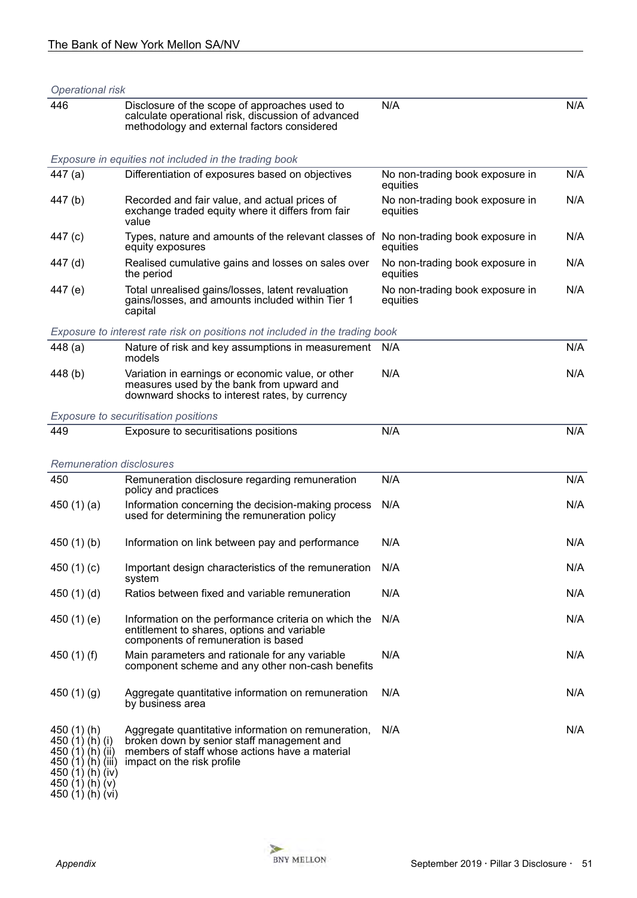*Operational risk*

| | | | |
|---|---|---|---|
| 446 | Disclosure of the scope of approaches used to calculate operational risk, discussion of advanced methodology and external factors considered | N/A | N/A |

*Exposure in equities not included in the trading book*

| | | | |
|---|---|---|---|
| 447 (a) | Differentiation of exposures based on objectives | No non-trading book exposure in equities | N/A |
| 447 (b) | Recorded and fair value, and actual prices of exchange traded equity where it differs from fair value | No non-trading book exposure in equities | N/A |
| 447 (c) | Types, nature and amounts of the relevant classes of equity exposures | No non-trading book exposure in equities | N/A |
| 447 (d) | Realised cumulative gains and losses on sales over the period | No non-trading book exposure in equities | N/A |
| 447 (e) | Total unrealised gains/losses, latent revaluation gains/losses, and amounts included within Tier 1 capital | No non-trading book exposure in equities | N/A |

*Exposure to interest rate risk on positions not included in the trading book*

| | | | |
|---|---|---|---|
| 448 (a) | Nature of risk and key assumptions in measurement models | N/A | N/A |
| 448 (b) | Variation in earnings or economic value, or other measures used by the bank from upward and downward shocks to interest rates, by currency | N/A | N/A |

*Exposure to securitisation positions*

| | | | |
|---|---|---|---|
| 449 | Exposure to securitisations positions | N/A | N/A |

*Remuneration disclosures*

| | | | |
|---|---|---|---|
| 450 | Remuneration disclosure regarding remuneration policy and practices | N/A | N/A |
| 450 (1) (a) | Information concerning the decision-making process used for determining the remuneration policy | N/A | N/A |
| 450 (1) (b) | Information on link between pay and performance | N/A | N/A |
| 450 (1) (c) | Important design characteristics of the remuneration system | N/A | N/A |
| 450 (1) (d) | Ratios between fixed and variable remuneration | N/A | N/A |
| 450 (1) (e) | Information on the performance criteria on which the entitlement to shares, options and variable components of remuneration is based | N/A | N/A |
| 450 (1) (f) | Main parameters and rationale for any variable component scheme and any other non-cash benefits | N/A | N/A |
| 450 (1) (g) | Aggregate quantitative information on remuneration by business area | N/A | N/A |
| 450 (1) (h)<br>450 (1) (h) (i)<br>450 (1) (h) (ii)<br>450 (1) (h) (iii)<br>450 (1) (h) (iv)<br>450 (1) (h) (v)<br>450 (1) (h) (vi) | Aggregate quantitative information on remuneration, broken down by senior staff management and members of staff whose actions have a material impact on the risk profile | N/A | N/A |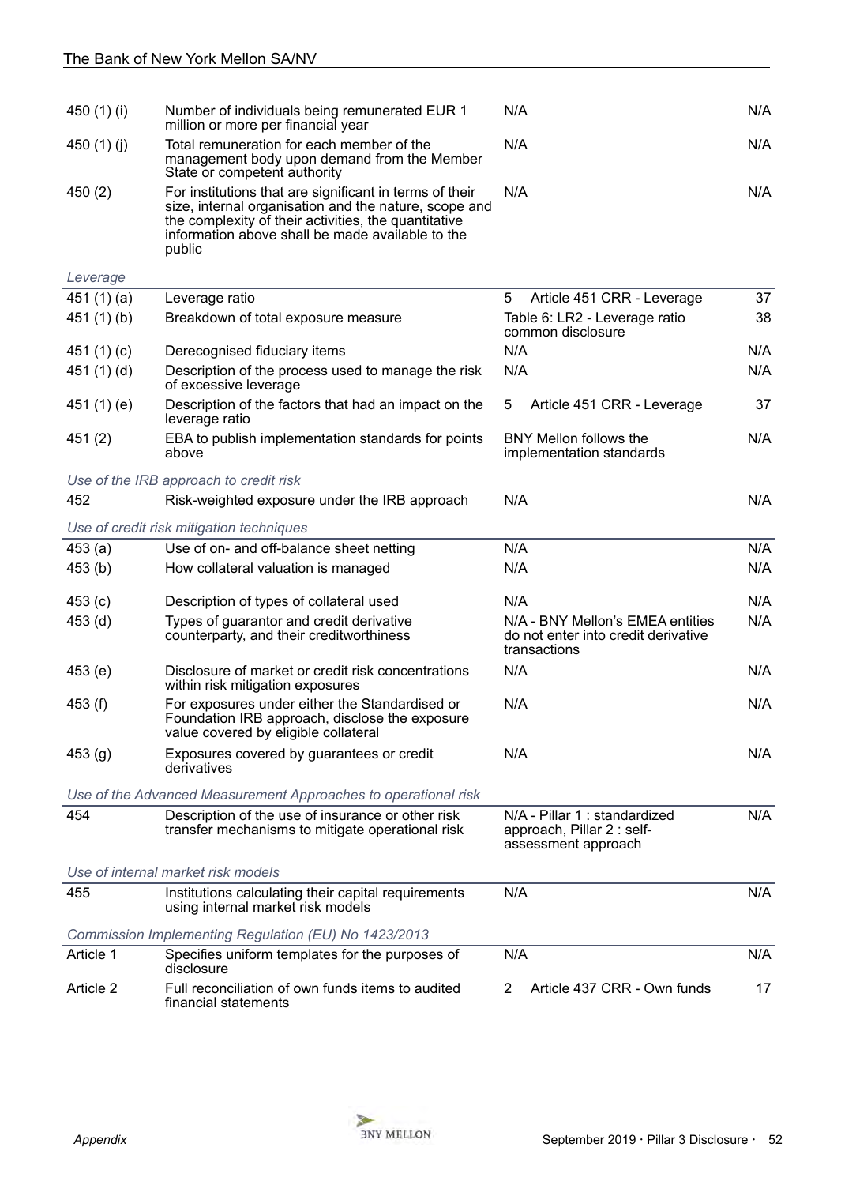| | | | |
|---|---|---|---|
| 450 (1) (i) | Number of individuals being remunerated EUR 1 million or more per financial year | N/A | N/A |
| 450 (1) (j) | Total remuneration for each member of the management body upon demand from the Member State or competent authority | N/A | N/A |
| 450 (2) | For institutions that are significant in terms of their size, internal organisation and the nature, scope and the complexity of their activities, the quantitative information above shall be made available to the public | N/A | N/A |
| *Leverage* | | | |
| 451 (1) (a) | Leverage ratio | 5 Article 451 CRR - Leverage | 37 |
| 451 (1) (b) | Breakdown of total exposure measure | Table 6: LR2 - Leverage ratio common disclosure | 38 |
| 451 (1) (c) | Derecognised fiduciary items | N/A | N/A |
| 451 (1) (d) | Description of the process used to manage the risk of excessive leverage | N/A | N/A |
| 451 (1) (e) | Description of the factors that had an impact on the leverage ratio | 5 Article 451 CRR - Leverage | 37 |
| 451 (2) | EBA to publish implementation standards for points above | BNY Mellon follows the implementation standards | N/A |
| *Use of the IRB approach to credit risk* | | | |
| 452 | Risk-weighted exposure under the IRB approach | N/A | N/A |
| *Use of credit risk mitigation techniques* | | | |
| 453 (a) | Use of on- and off-balance sheet netting | N/A | N/A |
| 453 (b) | How collateral valuation is managed | N/A | N/A |
| 453 (c) | Description of types of collateral used | N/A | N/A |
| 453 (d) | Types of guarantor and credit derivative counterparty, and their creditworthiness | N/A - BNY Mellon's EMEA entities do not enter into credit derivative transactions | N/A |
| 453 (e) | Disclosure of market or credit risk concentrations within risk mitigation exposures | N/A | N/A |
| 453 (f) | For exposures under either the Standardised or Foundation IRB approach, disclose the exposure value covered by eligible collateral | N/A | N/A |
| 453 (g) | Exposures covered by guarantees or credit derivatives | N/A | N/A |
| *Use of the Advanced Measurement Approaches to operational risk* | | | |
| 454 | Description of the use of insurance or other risk transfer mechanisms to mitigate operational risk | N/A - Pillar 1 : standardized approach, Pillar 2 : self-assessment approach | N/A |
| *Use of internal market risk models* | | | |
| 455 | Institutions calculating their capital requirements using internal market risk models | N/A | N/A |
| *Commission Implementing Regulation (EU) No 1423/2013* | | | |
| Article 1 | Specifies uniform templates for the purposes of disclosure | N/A | N/A |
| Article 2 | Full reconciliation of own funds items to audited financial statements | 2 Article 437 CRR - Own funds | 17 |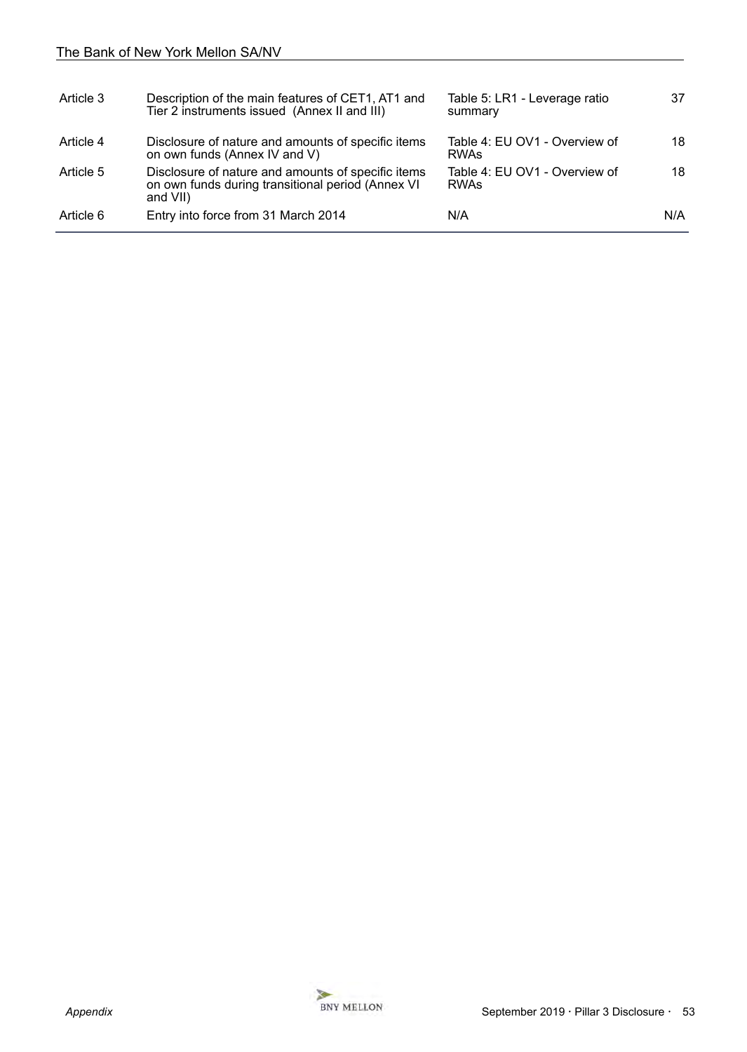| | | | |
|---|---|---|---|
| Article 3 | Description of the main features of CET1, AT1 and Tier 2 instruments issued (Annex II and III) | Table 5: LR1 - Leverage ratio summary | 37 |
| Article 4 | Disclosure of nature and amounts of specific items on own funds (Annex IV and V) | Table 4: EU OV1 - Overview of RWAs | 18 |
| Article 5 | Disclosure of nature and amounts of specific items on own funds during transitional period (Annex VI and VII) | Table 4: EU OV1 - Overview of RWAs | 18 |
| Article 6 | Entry into force from 31 March 2014 | N/A | N/A |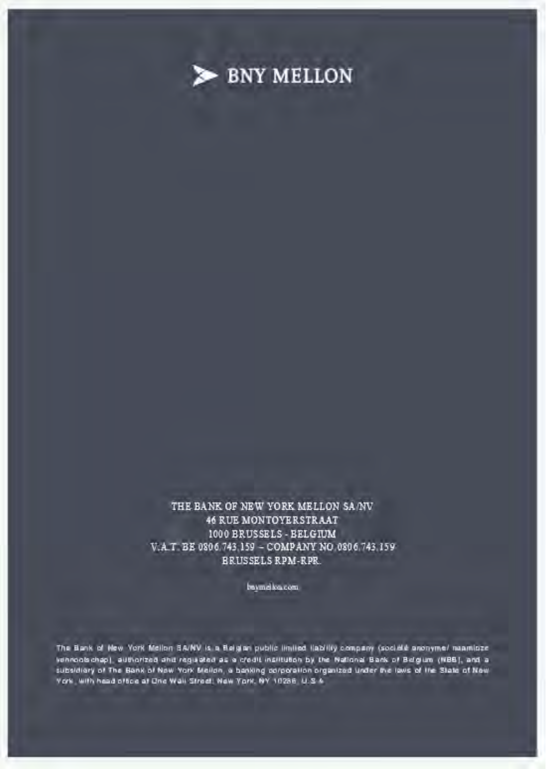BNY MELLON

THE BANK OF NEW YORK MELLON SA/NV
46 RUE MONTOYERSTRAAT
1000 BRUSSELS - BELGIUM
V.A.T. BE 0806.743.159 – COMPANY NO.0806.743.159
BRUSSELS RPM-RPR.

bnymellon.com

The Bank of New York Mellon SA/NV is a Belgian public limited liability company (société anonyme/ naamloze vennootschap), authorized and regulated as a credit institution by the National Bank of Belgium (NBB), and a subsidiary of The Bank of New York Mellon, a banking corporation organized under the laws of the State of New York, with head office at One Wall Street, New York, NY 10286, U.S.A.